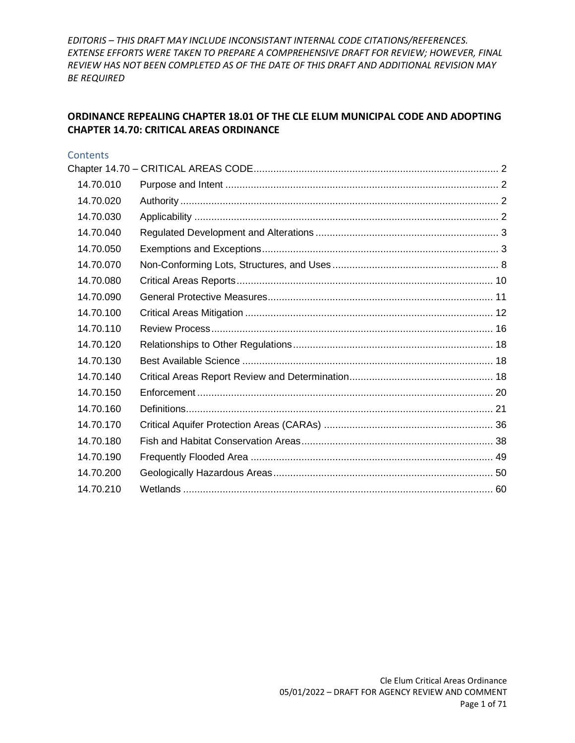*EDITORIS – THIS DRAFT MAY INCLUDE INCONSISTANT INTERNAL CODE CITATIONS/REFERENCES. EXTENSE EFFORTS WERE TAKEN TO PREPARE A COMPREHENSIVE DRAFT FOR REVIEW; HOWEVER, FINAL REVIEW HAS NOT BEEN COMPLETED AS OF THE DATE OF THIS DRAFT AND ADDITIONAL REVISION MAY BE REQUIRED*

# ORDINANCE REPEALING CHAPTER 18.01 OF THE CLE ELUM MUNICIPAL CODE AND ADOPTING CHAPTER 14.70: CRITICAL AREAS ORDINANCE

## Contents

Chapter 14.70 – CRITICAL AREAS CODE ..... 2

| | | |
|---|---|---|
| 14.70.010 | Purpose and Intent | 2 |
| 14.70.020 | Authority | 2 |
| 14.70.030 | Applicability | 2 |
| 14.70.040 | Regulated Development and Alterations | 3 |
| 14.70.050 | Exemptions and Exceptions | 3 |
| 14.70.070 | Non-Conforming Lots, Structures, and Uses | 8 |
| 14.70.080 | Critical Areas Reports | 10 |
| 14.70.090 | General Protective Measures | 11 |
| 14.70.100 | Critical Areas Mitigation | 12 |
| 14.70.110 | Review Process | 16 |
| 14.70.120 | Relationships to Other Regulations | 18 |
| 14.70.130 | Best Available Science | 18 |
| 14.70.140 | Critical Areas Report Review and Determination | 18 |
| 14.70.150 | Enforcement | 20 |
| 14.70.160 | Definitions | 21 |
| 14.70.170 | Critical Aquifer Protection Areas (CARAs) | 36 |
| 14.70.180 | Fish and Habitat Conservation Areas | 38 |
| 14.70.190 | Frequently Flooded Area | 49 |
| 14.70.200 | Geologically Hazardous Areas | 50 |
| 14.70.210 | Wetlands | 60 |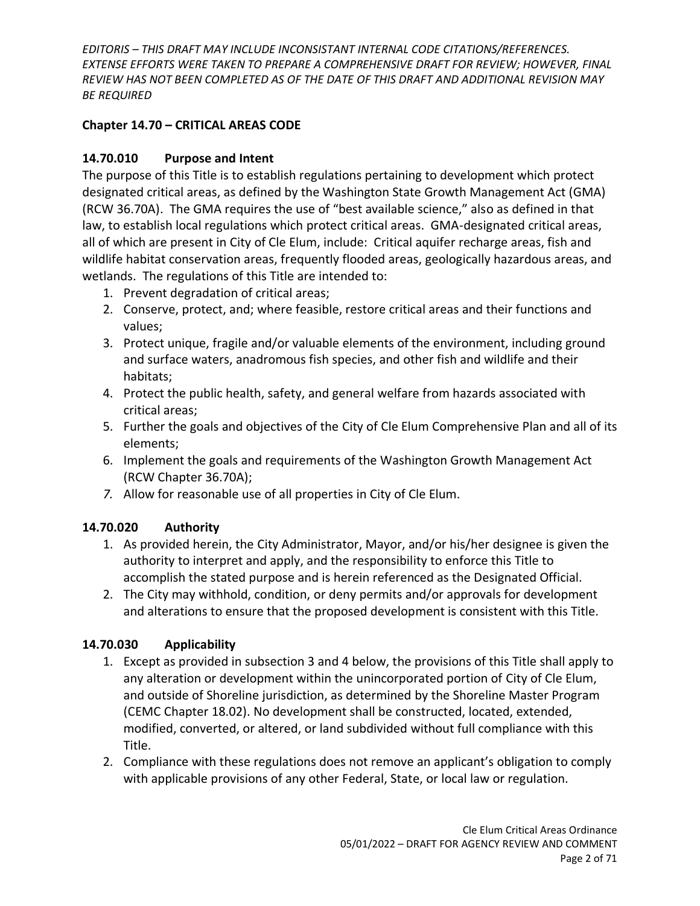*EDITORIS – THIS DRAFT MAY INCLUDE INCONSISTANT INTERNAL CODE CITATIONS/REFERENCES. EXTENSE EFFORTS WERE TAKEN TO PREPARE A COMPREHENSIVE DRAFT FOR REVIEW; HOWEVER, FINAL REVIEW HAS NOT BEEN COMPLETED AS OF THE DATE OF THIS DRAFT AND ADDITIONAL REVISION MAY BE REQUIRED*

## Chapter 14.70 – CRITICAL AREAS CODE

### 14.70.010 Purpose and Intent

The purpose of this Title is to establish regulations pertaining to development which protect designated critical areas, as defined by the Washington State Growth Management Act (GMA) (RCW 36.70A). The GMA requires the use of "best available science," also as defined in that law, to establish local regulations which protect critical areas. GMA-designated critical areas, all of which are present in City of Cle Elum, include: Critical aquifer recharge areas, fish and wildlife habitat conservation areas, frequently flooded areas, geologically hazardous areas, and wetlands. The regulations of this Title are intended to:

1. Prevent degradation of critical areas;
2. Conserve, protect, and; where feasible, restore critical areas and their functions and values;
3. Protect unique, fragile and/or valuable elements of the environment, including ground and surface waters, anadromous fish species, and other fish and wildlife and their habitats;
4. Protect the public health, safety, and general welfare from hazards associated with critical areas;
5. Further the goals and objectives of the City of Cle Elum Comprehensive Plan and all of its elements;
6. Implement the goals and requirements of the Washington Growth Management Act (RCW Chapter 36.70A);
7. Allow for reasonable use of all properties in City of Cle Elum.

### 14.70.020 Authority

1. As provided herein, the City Administrator, Mayor, and/or his/her designee is given the authority to interpret and apply, and the responsibility to enforce this Title to accomplish the stated purpose and is herein referenced as the Designated Official.
2. The City may withhold, condition, or deny permits and/or approvals for development and alterations to ensure that the proposed development is consistent with this Title.

### 14.70.030 Applicability

1. Except as provided in subsection 3 and 4 below, the provisions of this Title shall apply to any alteration or development within the unincorporated portion of City of Cle Elum, and outside of Shoreline jurisdiction, as determined by the Shoreline Master Program (CEMC Chapter 18.02). No development shall be constructed, located, extended, modified, converted, or altered, or land subdivided without full compliance with this Title.
2. Compliance with these regulations does not remove an applicant's obligation to comply with applicable provisions of any other Federal, State, or local law or regulation.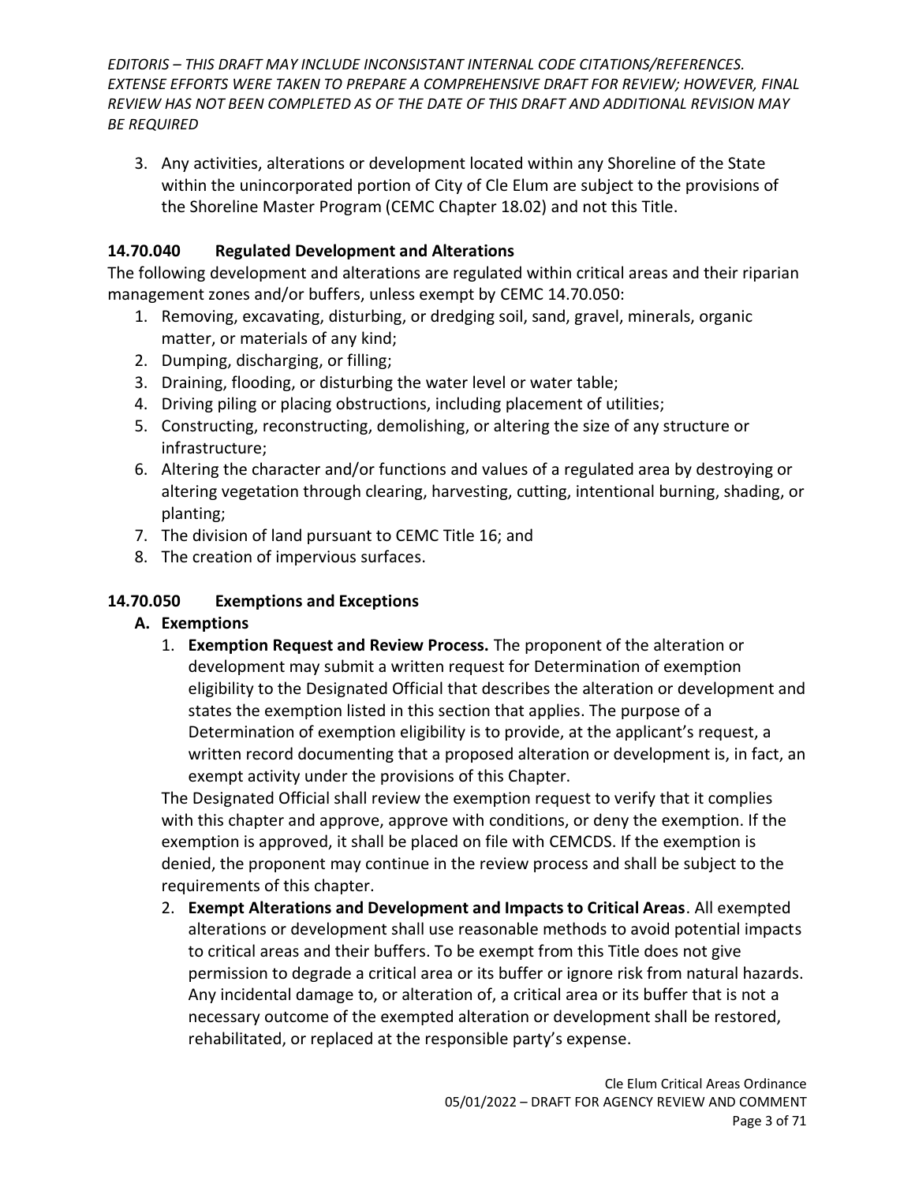*EDITORIS – THIS DRAFT MAY INCLUDE INCONSISTANT INTERNAL CODE CITATIONS/REFERENCES. EXTENSE EFFORTS WERE TAKEN TO PREPARE A COMPREHENSIVE DRAFT FOR REVIEW; HOWEVER, FINAL REVIEW HAS NOT BEEN COMPLETED AS OF THE DATE OF THIS DRAFT AND ADDITIONAL REVISION MAY BE REQUIRED*

3. Any activities, alterations or development located within any Shoreline of the State within the unincorporated portion of City of Cle Elum are subject to the provisions of the Shoreline Master Program (CEMC Chapter 18.02) and not this Title.

### 14.70.040 Regulated Development and Alterations

The following development and alterations are regulated within critical areas and their riparian management zones and/or buffers, unless exempt by CEMC 14.70.050:

1. Removing, excavating, disturbing, or dredging soil, sand, gravel, minerals, organic matter, or materials of any kind;
2. Dumping, discharging, or filling;
3. Draining, flooding, or disturbing the water level or water table;
4. Driving piling or placing obstructions, including placement of utilities;
5. Constructing, reconstructing, demolishing, or altering the size of any structure or infrastructure;
6. Altering the character and/or functions and values of a regulated area by destroying or altering vegetation through clearing, harvesting, cutting, intentional burning, shading, or planting;
7. The division of land pursuant to CEMC Title 16; and
8. The creation of impervious surfaces.

### 14.70.050 Exemptions and Exceptions

**A. Exemptions**

1. **Exemption Request and Review Process.** The proponent of the alteration or development may submit a written request for Determination of exemption eligibility to the Designated Official that describes the alteration or development and states the exemption listed in this section that applies. The purpose of a Determination of exemption eligibility is to provide, at the applicant's request, a written record documenting that a proposed alteration or development is, in fact, an exempt activity under the provisions of this Chapter.

   The Designated Official shall review the exemption request to verify that it complies with this chapter and approve, approve with conditions, or deny the exemption. If the exemption is approved, it shall be placed on file with CEMCDS. If the exemption is denied, the proponent may continue in the review process and shall be subject to the requirements of this chapter.

2. **Exempt Alterations and Development and Impacts to Critical Areas**. All exempted alterations or development shall use reasonable methods to avoid potential impacts to critical areas and their buffers. To be exempt from this Title does not give permission to degrade a critical area or its buffer or ignore risk from natural hazards. Any incidental damage to, or alteration of, a critical area or its buffer that is not a necessary outcome of the exempted alteration or development shall be restored, rehabilitated, or replaced at the responsible party's expense.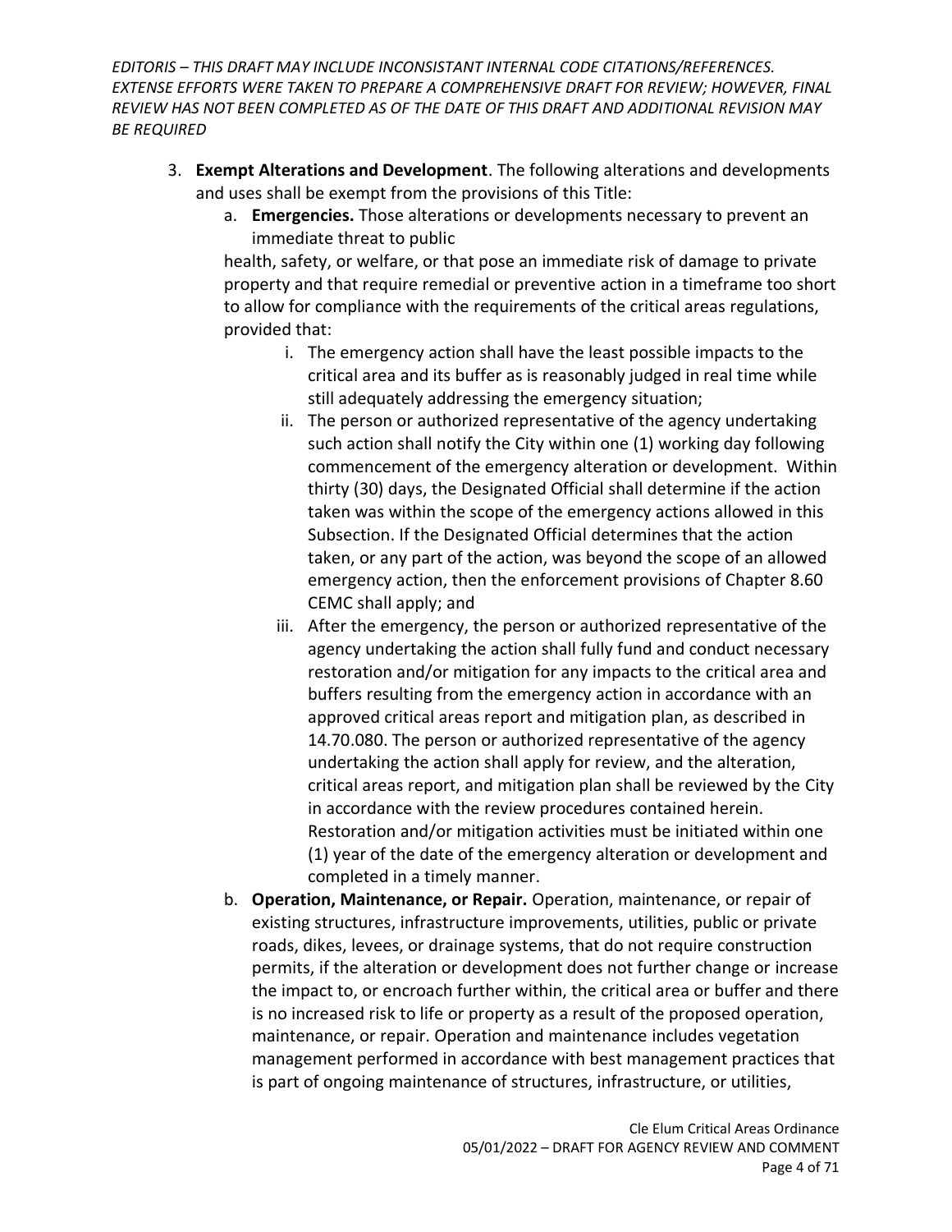*EDITORIS – THIS DRAFT MAY INCLUDE INCONSISTANT INTERNAL CODE CITATIONS/REFERENCES. EXTENSE EFFORTS WERE TAKEN TO PREPARE A COMPREHENSIVE DRAFT FOR REVIEW; HOWEVER, FINAL REVIEW HAS NOT BEEN COMPLETED AS OF THE DATE OF THIS DRAFT AND ADDITIONAL REVISION MAY BE REQUIRED*

3. **Exempt Alterations and Development**. The following alterations and developments and uses shall be exempt from the provisions of this Title:
   a. **Emergencies.** Those alterations or developments necessary to prevent an immediate threat to public health, safety, or welfare, or that pose an immediate risk of damage to private property and that require remedial or preventive action in a timeframe too short to allow for compliance with the requirements of the critical areas regulations, provided that:
      i. The emergency action shall have the least possible impacts to the critical area and its buffer as is reasonably judged in real time while still adequately addressing the emergency situation;
      ii. The person or authorized representative of the agency undertaking such action shall notify the City within one (1) working day following commencement of the emergency alteration or development. Within thirty (30) days, the Designated Official shall determine if the action taken was within the scope of the emergency actions allowed in this Subsection. If the Designated Official determines that the action taken, or any part of the action, was beyond the scope of an allowed emergency action, then the enforcement provisions of Chapter 8.60 CEMC shall apply; and
      iii. After the emergency, the person or authorized representative of the agency undertaking the action shall fully fund and conduct necessary restoration and/or mitigation for any impacts to the critical area and buffers resulting from the emergency action in accordance with an approved critical areas report and mitigation plan, as described in 14.70.080. The person or authorized representative of the agency undertaking the action shall apply for review, and the alteration, critical areas report, and mitigation plan shall be reviewed by the City in accordance with the review procedures contained herein. Restoration and/or mitigation activities must be initiated within one (1) year of the date of the emergency alteration or development and completed in a timely manner.
   b. **Operation, Maintenance, or Repair.** Operation, maintenance, or repair of existing structures, infrastructure improvements, utilities, public or private roads, dikes, levees, or drainage systems, that do not require construction permits, if the alteration or development does not further change or increase the impact to, or encroach further within, the critical area or buffer and there is no increased risk to life or property as a result of the proposed operation, maintenance, or repair. Operation and maintenance includes vegetation management performed in accordance with best management practices that is part of ongoing maintenance of structures, infrastructure, or utilities,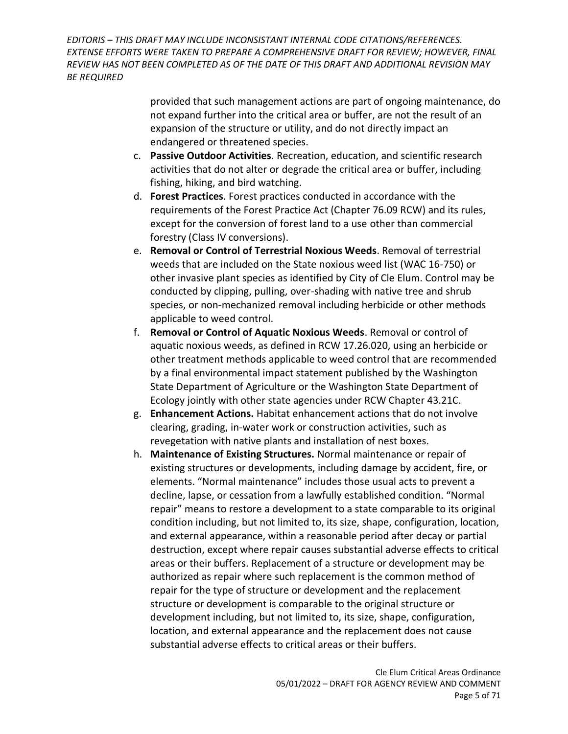provided that such management actions are part of ongoing maintenance, do not expand further into the critical area or buffer, are not the result of an expansion of the structure or utility, and do not directly impact an endangered or threatened species.

c. **Passive Outdoor Activities**. Recreation, education, and scientific research activities that do not alter or degrade the critical area or buffer, including fishing, hiking, and bird watching.

d. **Forest Practices**. Forest practices conducted in accordance with the requirements of the Forest Practice Act (Chapter 76.09 RCW) and its rules, except for the conversion of forest land to a use other than commercial forestry (Class IV conversions).

e. **Removal or Control of Terrestrial Noxious Weeds**. Removal of terrestrial weeds that are included on the State noxious weed list (WAC 16-750) or other invasive plant species as identified by City of Cle Elum. Control may be conducted by clipping, pulling, over-shading with native tree and shrub species, or non-mechanized removal including herbicide or other methods applicable to weed control.

f. **Removal or Control of Aquatic Noxious Weeds**. Removal or control of aquatic noxious weeds, as defined in RCW 17.26.020, using an herbicide or other treatment methods applicable to weed control that are recommended by a final environmental impact statement published by the Washington State Department of Agriculture or the Washington State Department of Ecology jointly with other state agencies under RCW Chapter 43.21C.

g. **Enhancement Actions.** Habitat enhancement actions that do not involve clearing, grading, in-water work or construction activities, such as revegetation with native plants and installation of nest boxes.

h. **Maintenance of Existing Structures.** Normal maintenance or repair of existing structures or developments, including damage by accident, fire, or elements. "Normal maintenance" includes those usual acts to prevent a decline, lapse, or cessation from a lawfully established condition. "Normal repair" means to restore a development to a state comparable to its original condition including, but not limited to, its size, shape, configuration, location, and external appearance, within a reasonable period after decay or partial destruction, except where repair causes substantial adverse effects to critical areas or their buffers. Replacement of a structure or development may be authorized as repair where such replacement is the common method of repair for the type of structure or development and the replacement structure or development is comparable to the original structure or development including, but not limited to, its size, shape, configuration, location, and external appearance and the replacement does not cause substantial adverse effects to critical areas or their buffers.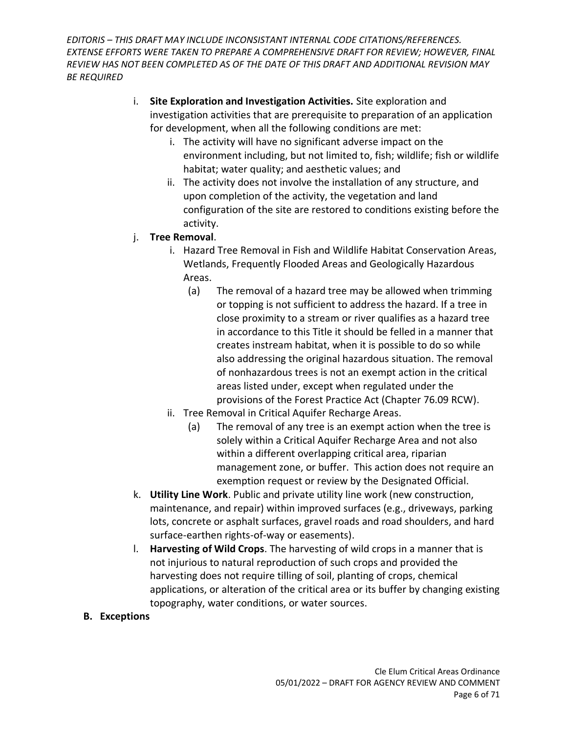i. **Site Exploration and Investigation Activities.** Site exploration and investigation activities that are prerequisite to preparation of an application for development, when all the following conditions are met:
    i. The activity will have no significant adverse impact on the environment including, but not limited to, fish; wildlife; fish or wildlife habitat; water quality; and aesthetic values; and
    ii. The activity does not involve the installation of any structure, and upon completion of the activity, the vegetation and land configuration of the site are restored to conditions existing before the activity.

j. **Tree Removal**.
    i. Hazard Tree Removal in Fish and Wildlife Habitat Conservation Areas, Wetlands, Frequently Flooded Areas and Geologically Hazardous Areas.
        (a) The removal of a hazard tree may be allowed when trimming or topping is not sufficient to address the hazard. If a tree in close proximity to a stream or river qualifies as a hazard tree in accordance to this Title it should be felled in a manner that creates instream habitat, when it is possible to do so while also addressing the original hazardous situation. The removal of nonhazardous trees is not an exempt action in the critical areas listed under, except when regulated under the provisions of the Forest Practice Act (Chapter 76.09 RCW).
    ii. Tree Removal in Critical Aquifer Recharge Areas.
        (a) The removal of any tree is an exempt action when the tree is solely within a Critical Aquifer Recharge Area and not also within a different overlapping critical area, riparian management zone, or buffer. This action does not require an exemption request or review by the Designated Official.

k. **Utility Line Work**. Public and private utility line work (new construction, maintenance, and repair) within improved surfaces (e.g., driveways, parking lots, concrete or asphalt surfaces, gravel roads and road shoulders, and hard surface-earthen rights-of-way or easements).

l. **Harvesting of Wild Crops**. The harvesting of wild crops in a manner that is not injurious to natural reproduction of such crops and provided the harvesting does not require tilling of soil, planting of crops, chemical applications, or alteration of the critical area or its buffer by changing existing topography, water conditions, or water sources.

**B. Exceptions**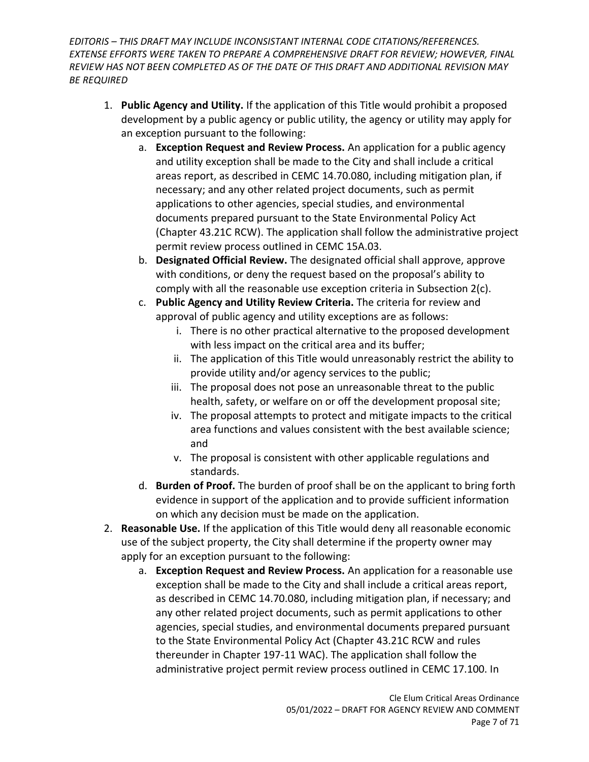1. **Public Agency and Utility.** If the application of this Title would prohibit a proposed development by a public agency or public utility, the agency or utility may apply for an exception pursuant to the following:
    a. **Exception Request and Review Process.** An application for a public agency and utility exception shall be made to the City and shall include a critical areas report, as described in CEMC 14.70.080, including mitigation plan, if necessary; and any other related project documents, such as permit applications to other agencies, special studies, and environmental documents prepared pursuant to the State Environmental Policy Act (Chapter 43.21C RCW). The application shall follow the administrative project permit review process outlined in CEMC 15A.03.
    b. **Designated Official Review.** The designated official shall approve, approve with conditions, or deny the request based on the proposal's ability to comply with all the reasonable use exception criteria in Subsection 2(c).
    c. **Public Agency and Utility Review Criteria.** The criteria for review and approval of public agency and utility exceptions are as follows:
        i. There is no other practical alternative to the proposed development with less impact on the critical area and its buffer;
        ii. The application of this Title would unreasonably restrict the ability to provide utility and/or agency services to the public;
        iii. The proposal does not pose an unreasonable threat to the public health, safety, or welfare on or off the development proposal site;
        iv. The proposal attempts to protect and mitigate impacts to the critical area functions and values consistent with the best available science; and
        v. The proposal is consistent with other applicable regulations and standards.
    d. **Burden of Proof.** The burden of proof shall be on the applicant to bring forth evidence in support of the application and to provide sufficient information on which any decision must be made on the application.
2. **Reasonable Use.** If the application of this Title would deny all reasonable economic use of the subject property, the City shall determine if the property owner may apply for an exception pursuant to the following:
    a. **Exception Request and Review Process.** An application for a reasonable use exception shall be made to the City and shall include a critical areas report, as described in CEMC 14.70.080, including mitigation plan, if necessary; and any other related project documents, such as permit applications to other agencies, special studies, and environmental documents prepared pursuant to the State Environmental Policy Act (Chapter 43.21C RCW and rules thereunder in Chapter 197-11 WAC). The application shall follow the administrative project permit review process outlined in CEMC 17.100. In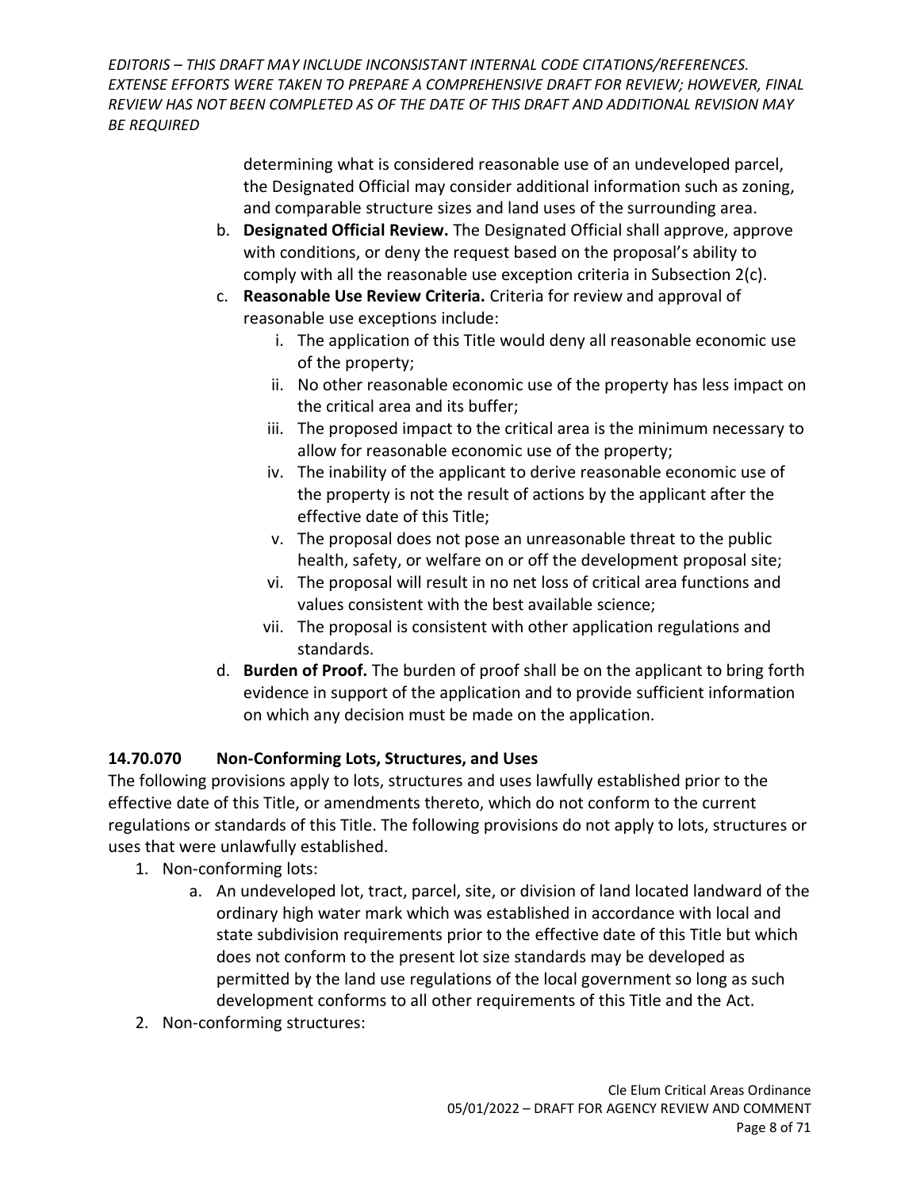determining what is considered reasonable use of an undeveloped parcel, the Designated Official may consider additional information such as zoning, and comparable structure sizes and land uses of the surrounding area.

b. **Designated Official Review.** The Designated Official shall approve, approve with conditions, or deny the request based on the proposal's ability to comply with all the reasonable use exception criteria in Subsection 2(c).

c. **Reasonable Use Review Criteria.** Criteria for review and approval of reasonable use exceptions include:

   i. The application of this Title would deny all reasonable economic use of the property;

   ii. No other reasonable economic use of the property has less impact on the critical area and its buffer;

   iii. The proposed impact to the critical area is the minimum necessary to allow for reasonable economic use of the property;

   iv. The inability of the applicant to derive reasonable economic use of the property is not the result of actions by the applicant after the effective date of this Title;

   v. The proposal does not pose an unreasonable threat to the public health, safety, or welfare on or off the development proposal site;

   vi. The proposal will result in no net loss of critical area functions and values consistent with the best available science;

   vii. The proposal is consistent with other application regulations and standards.

d. **Burden of Proof.** The burden of proof shall be on the applicant to bring forth evidence in support of the application and to provide sufficient information on which any decision must be made on the application.

### 14.70.070 Non-Conforming Lots, Structures, and Uses

The following provisions apply to lots, structures and uses lawfully established prior to the effective date of this Title, or amendments thereto, which do not conform to the current regulations or standards of this Title. The following provisions do not apply to lots, structures or uses that were unlawfully established.

1. Non-conforming lots:
   a. An undeveloped lot, tract, parcel, site, or division of land located landward of the ordinary high water mark which was established in accordance with local and state subdivision requirements prior to the effective date of this Title but which does not conform to the present lot size standards may be developed as permitted by the land use regulations of the local government so long as such development conforms to all other requirements of this Title and the Act.
2. Non-conforming structures: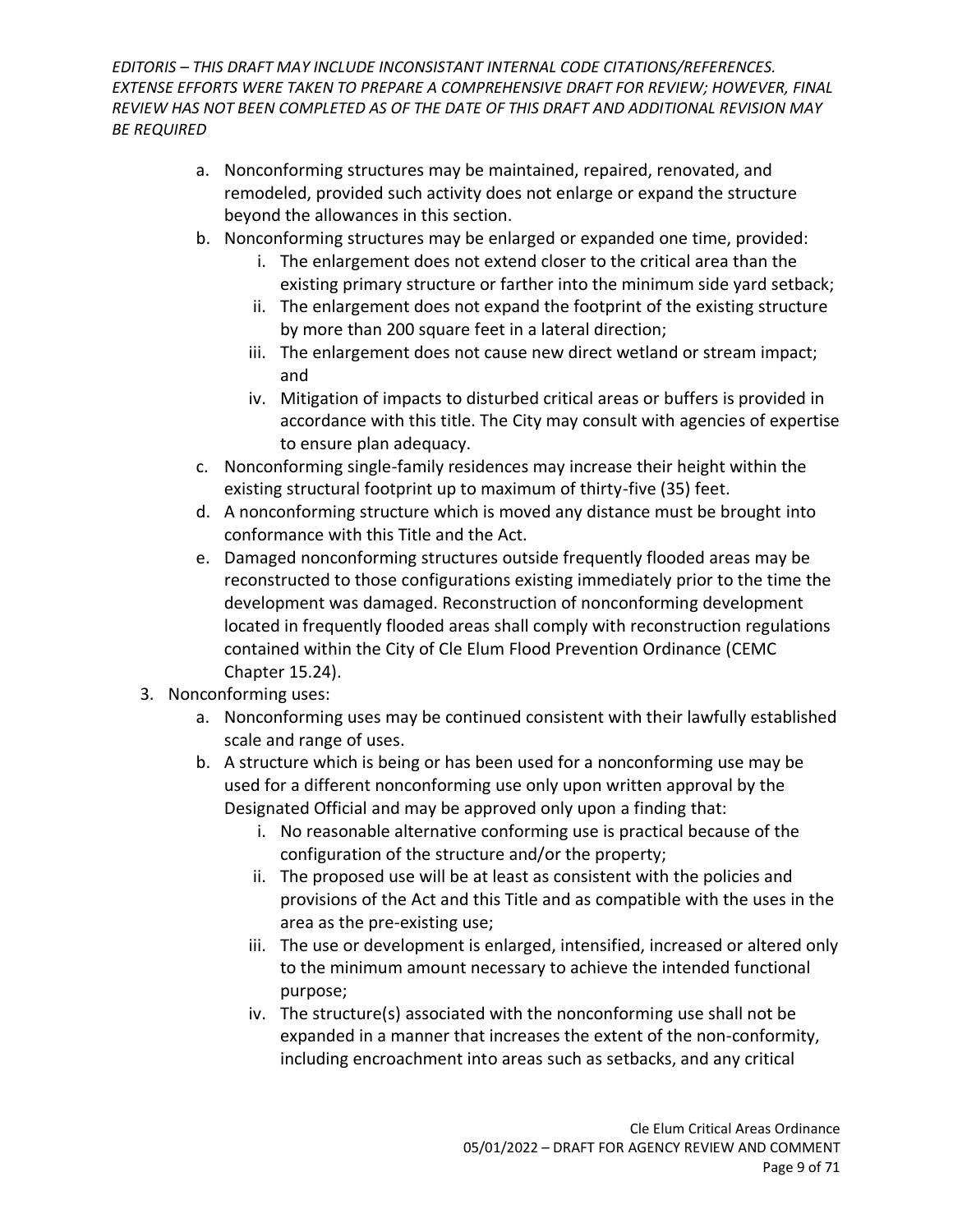*EDITORIS – THIS DRAFT MAY INCLUDE INCONSISTANT INTERNAL CODE CITATIONS/REFERENCES. EXTENSE EFFORTS WERE TAKEN TO PREPARE A COMPREHENSIVE DRAFT FOR REVIEW; HOWEVER, FINAL REVIEW HAS NOT BEEN COMPLETED AS OF THE DATE OF THIS DRAFT AND ADDITIONAL REVISION MAY BE REQUIRED*

a. Nonconforming structures may be maintained, repaired, renovated, and remodeled, provided such activity does not enlarge or expand the structure beyond the allowances in this section.
b. Nonconforming structures may be enlarged or expanded one time, provided:
    i. The enlargement does not extend closer to the critical area than the existing primary structure or farther into the minimum side yard setback;
    ii. The enlargement does not expand the footprint of the existing structure by more than 200 square feet in a lateral direction;
    iii. The enlargement does not cause new direct wetland or stream impact; and
    iv. Mitigation of impacts to disturbed critical areas or buffers is provided in accordance with this title. The City may consult with agencies of expertise to ensure plan adequacy.
c. Nonconforming single-family residences may increase their height within the existing structural footprint up to maximum of thirty-five (35) feet.
d. A nonconforming structure which is moved any distance must be brought into conformance with this Title and the Act.
e. Damaged nonconforming structures outside frequently flooded areas may be reconstructed to those configurations existing immediately prior to the time the development was damaged. Reconstruction of nonconforming development located in frequently flooded areas shall comply with reconstruction regulations contained within the City of Cle Elum Flood Prevention Ordinance (CEMC Chapter 15.24).

3. Nonconforming uses:
    a. Nonconforming uses may be continued consistent with their lawfully established scale and range of uses.
    b. A structure which is being or has been used for a nonconforming use may be used for a different nonconforming use only upon written approval by the Designated Official and may be approved only upon a finding that:
        i. No reasonable alternative conforming use is practical because of the configuration of the structure and/or the property;
        ii. The proposed use will be at least as consistent with the policies and provisions of the Act and this Title and as compatible with the uses in the area as the pre-existing use;
        iii. The use or development is enlarged, intensified, increased or altered only to the minimum amount necessary to achieve the intended functional purpose;
        iv. The structure(s) associated with the nonconforming use shall not be expanded in a manner that increases the extent of the non-conformity, including encroachment into areas such as setbacks, and any critical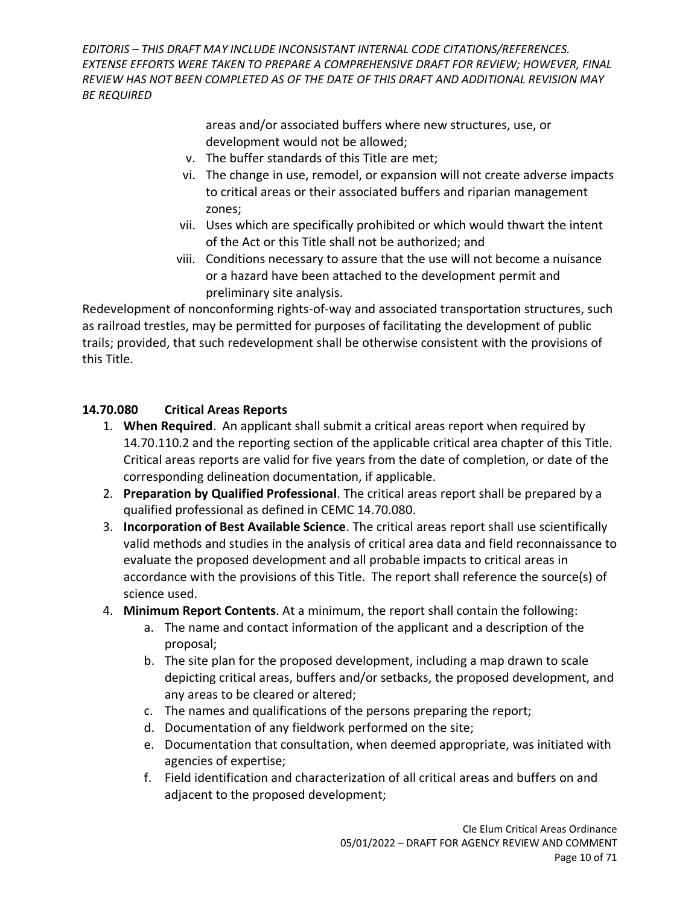*EDITORIS – THIS DRAFT MAY INCLUDE INCONSISTANT INTERNAL CODE CITATIONS/REFERENCES. EXTENSE EFFORTS WERE TAKEN TO PREPARE A COMPREHENSIVE DRAFT FOR REVIEW; HOWEVER, FINAL REVIEW HAS NOT BEEN COMPLETED AS OF THE DATE OF THIS DRAFT AND ADDITIONAL REVISION MAY BE REQUIRED*

areas and/or associated buffers where new structures, use, or development would not be allowed;

v. The buffer standards of this Title are met;

vi. The change in use, remodel, or expansion will not create adverse impacts to critical areas or their associated buffers and riparian management zones;

vii. Uses which are specifically prohibited or which would thwart the intent of the Act or this Title shall not be authorized; and

viii. Conditions necessary to assure that the use will not become a nuisance or a hazard have been attached to the development permit and preliminary site analysis.

Redevelopment of nonconforming rights-of-way and associated transportation structures, such as railroad trestles, may be permitted for purposes of facilitating the development of public trails; provided, that such redevelopment shall be otherwise consistent with the provisions of this Title.

### 14.70.080 Critical Areas Reports

1. **When Required**. An applicant shall submit a critical areas report when required by 14.70.110.2 and the reporting section of the applicable critical area chapter of this Title. Critical areas reports are valid for five years from the date of completion, or date of the corresponding delineation documentation, if applicable.
2. **Preparation by Qualified Professional**. The critical areas report shall be prepared by a qualified professional as defined in CEMC 14.70.080.
3. **Incorporation of Best Available Science**. The critical areas report shall use scientifically valid methods and studies in the analysis of critical area data and field reconnaissance to evaluate the proposed development and all probable impacts to critical areas in accordance with the provisions of this Title. The report shall reference the source(s) of science used.
4. **Minimum Report Contents**. At a minimum, the report shall contain the following:
   a. The name and contact information of the applicant and a description of the proposal;
   b. The site plan for the proposed development, including a map drawn to scale depicting critical areas, buffers and/or setbacks, the proposed development, and any areas to be cleared or altered;
   c. The names and qualifications of the persons preparing the report;
   d. Documentation of any fieldwork performed on the site;
   e. Documentation that consultation, when deemed appropriate, was initiated with agencies of expertise;
   f. Field identification and characterization of all critical areas and buffers on and adjacent to the proposed development;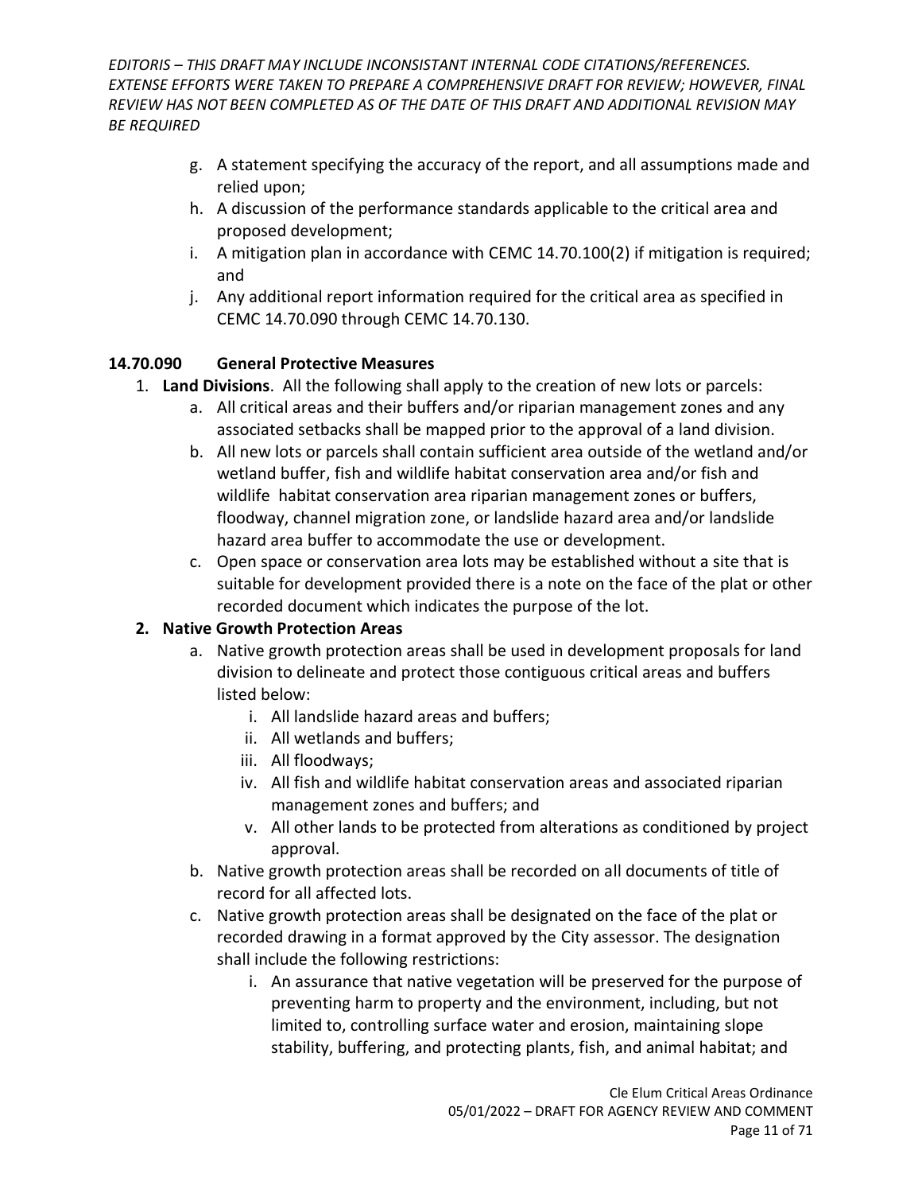g. A statement specifying the accuracy of the report, and all assumptions made and relied upon;
h. A discussion of the performance standards applicable to the critical area and proposed development;
i. A mitigation plan in accordance with CEMC 14.70.100(2) if mitigation is required; and
j. Any additional report information required for the critical area as specified in CEMC 14.70.090 through CEMC 14.70.130.

### 14.70.090 General Protective Measures

1. **Land Divisions**. All the following shall apply to the creation of new lots or parcels:
    a. All critical areas and their buffers and/or riparian management zones and any associated setbacks shall be mapped prior to the approval of a land division.
    b. All new lots or parcels shall contain sufficient area outside of the wetland and/or wetland buffer, fish and wildlife habitat conservation area and/or fish and wildlife habitat conservation area riparian management zones or buffers, floodway, channel migration zone, or landslide hazard area and/or landslide hazard area buffer to accommodate the use or development.
    c. Open space or conservation area lots may be established without a site that is suitable for development provided there is a note on the face of the plat or other recorded document which indicates the purpose of the lot.
2. **Native Growth Protection Areas**
    a. Native growth protection areas shall be used in development proposals for land division to delineate and protect those contiguous critical areas and buffers listed below:
        i. All landslide hazard areas and buffers;
        ii. All wetlands and buffers;
        iii. All floodways;
        iv. All fish and wildlife habitat conservation areas and associated riparian management zones and buffers; and
        v. All other lands to be protected from alterations as conditioned by project approval.
    b. Native growth protection areas shall be recorded on all documents of title of record for all affected lots.
    c. Native growth protection areas shall be designated on the face of the plat or recorded drawing in a format approved by the City assessor. The designation shall include the following restrictions:
        i. An assurance that native vegetation will be preserved for the purpose of preventing harm to property and the environment, including, but not limited to, controlling surface water and erosion, maintaining slope stability, buffering, and protecting plants, fish, and animal habitat; and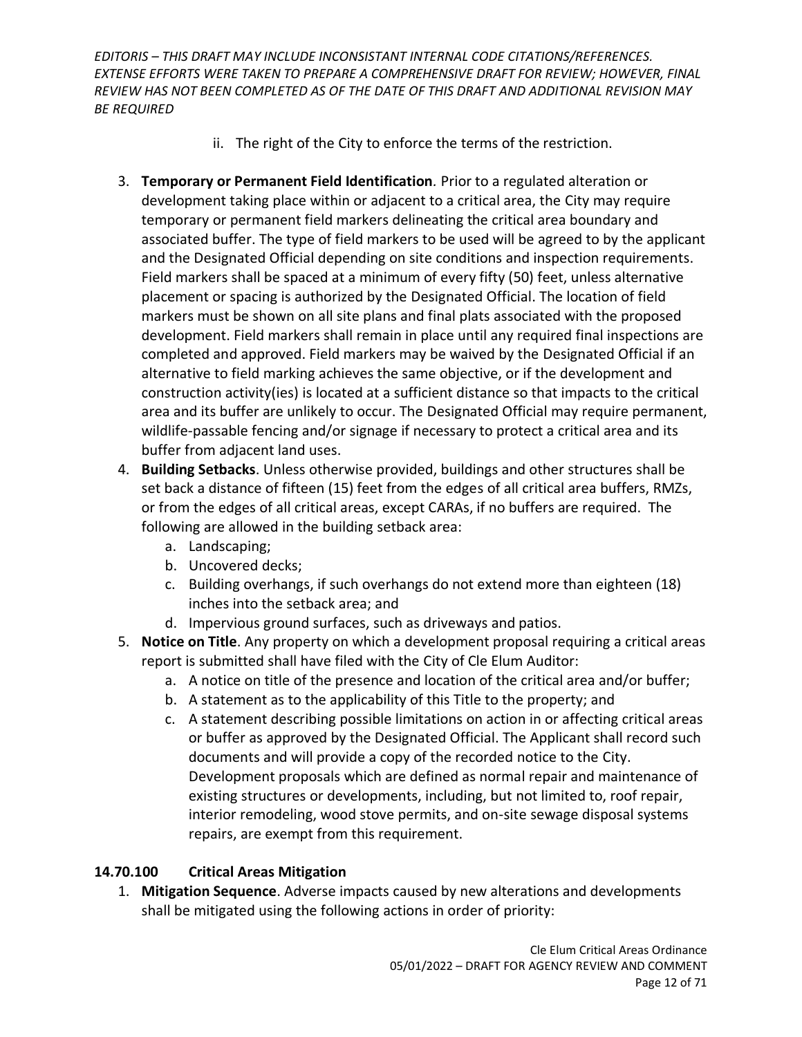ii. The right of the City to enforce the terms of the restriction.

3. **Temporary or Permanent Field Identification**. Prior to a regulated alteration or development taking place within or adjacent to a critical area, the City may require temporary or permanent field markers delineating the critical area boundary and associated buffer. The type of field markers to be used will be agreed to by the applicant and the Designated Official depending on site conditions and inspection requirements. Field markers shall be spaced at a minimum of every fifty (50) feet, unless alternative placement or spacing is authorized by the Designated Official. The location of field markers must be shown on all site plans and final plats associated with the proposed development. Field markers shall remain in place until any required final inspections are completed and approved. Field markers may be waived by the Designated Official if an alternative to field marking achieves the same objective, or if the development and construction activity(ies) is located at a sufficient distance so that impacts to the critical area and its buffer are unlikely to occur. The Designated Official may require permanent, wildlife-passable fencing and/or signage if necessary to protect a critical area and its buffer from adjacent land uses.
4. **Building Setbacks**. Unless otherwise provided, buildings and other structures shall be set back a distance of fifteen (15) feet from the edges of all critical area buffers, RMZs, or from the edges of all critical areas, except CARAs, if no buffers are required. The following are allowed in the building setback area:
    a. Landscaping;
    b. Uncovered decks;
    c. Building overhangs, if such overhangs do not extend more than eighteen (18) inches into the setback area; and
    d. Impervious ground surfaces, such as driveways and patios.
5. **Notice on Title**. Any property on which a development proposal requiring a critical areas report is submitted shall have filed with the City of Cle Elum Auditor:
    a. A notice on title of the presence and location of the critical area and/or buffer;
    b. A statement as to the applicability of this Title to the property; and
    c. A statement describing possible limitations on action in or affecting critical areas or buffer as approved by the Designated Official. The Applicant shall record such documents and will provide a copy of the recorded notice to the City. Development proposals which are defined as normal repair and maintenance of existing structures or developments, including, but not limited to, roof repair, interior remodeling, wood stove permits, and on-site sewage disposal systems repairs, are exempt from this requirement.

### 14.70.100 Critical Areas Mitigation

1. **Mitigation Sequence**. Adverse impacts caused by new alterations and developments shall be mitigated using the following actions in order of priority: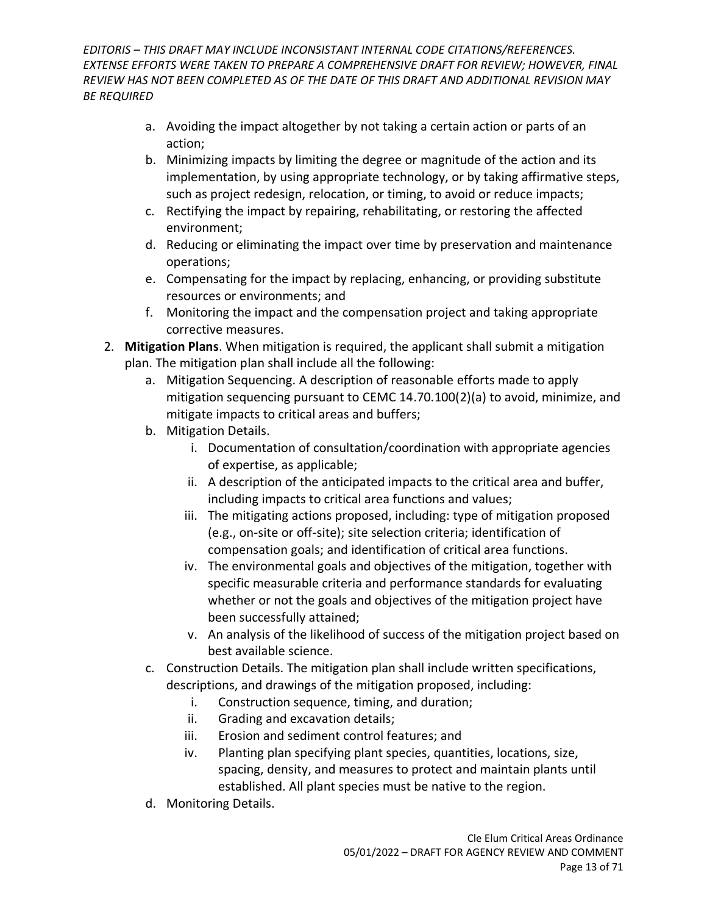a. Avoiding the impact altogether by not taking a certain action or parts of an action;
   b. Minimizing impacts by limiting the degree or magnitude of the action and its implementation, by using appropriate technology, or by taking affirmative steps, such as project redesign, relocation, or timing, to avoid or reduce impacts;
   c. Rectifying the impact by repairing, rehabilitating, or restoring the affected environment;
   d. Reducing or eliminating the impact over time by preservation and maintenance operations;
   e. Compensating for the impact by replacing, enhancing, or providing substitute resources or environments; and
   f. Monitoring the impact and the compensation project and taking appropriate corrective measures.

2. **Mitigation Plans**. When mitigation is required, the applicant shall submit a mitigation plan. The mitigation plan shall include all the following:
   a. Mitigation Sequencing. A description of reasonable efforts made to apply mitigation sequencing pursuant to CEMC 14.70.100(2)(a) to avoid, minimize, and mitigate impacts to critical areas and buffers;
   b. Mitigation Details.
      i. Documentation of consultation/coordination with appropriate agencies of expertise, as applicable;
      ii. A description of the anticipated impacts to the critical area and buffer, including impacts to critical area functions and values;
      iii. The mitigating actions proposed, including: type of mitigation proposed (e.g., on-site or off-site); site selection criteria; identification of compensation goals; and identification of critical area functions.
      iv. The environmental goals and objectives of the mitigation, together with specific measurable criteria and performance standards for evaluating whether or not the goals and objectives of the mitigation project have been successfully attained;
      v. An analysis of the likelihood of success of the mitigation project based on best available science.
   c. Construction Details. The mitigation plan shall include written specifications, descriptions, and drawings of the mitigation proposed, including:
      i. Construction sequence, timing, and duration;
      ii. Grading and excavation details;
      iii. Erosion and sediment control features; and
      iv. Planting plan specifying plant species, quantities, locations, size, spacing, density, and measures to protect and maintain plants until established. All plant species must be native to the region.
   d. Monitoring Details.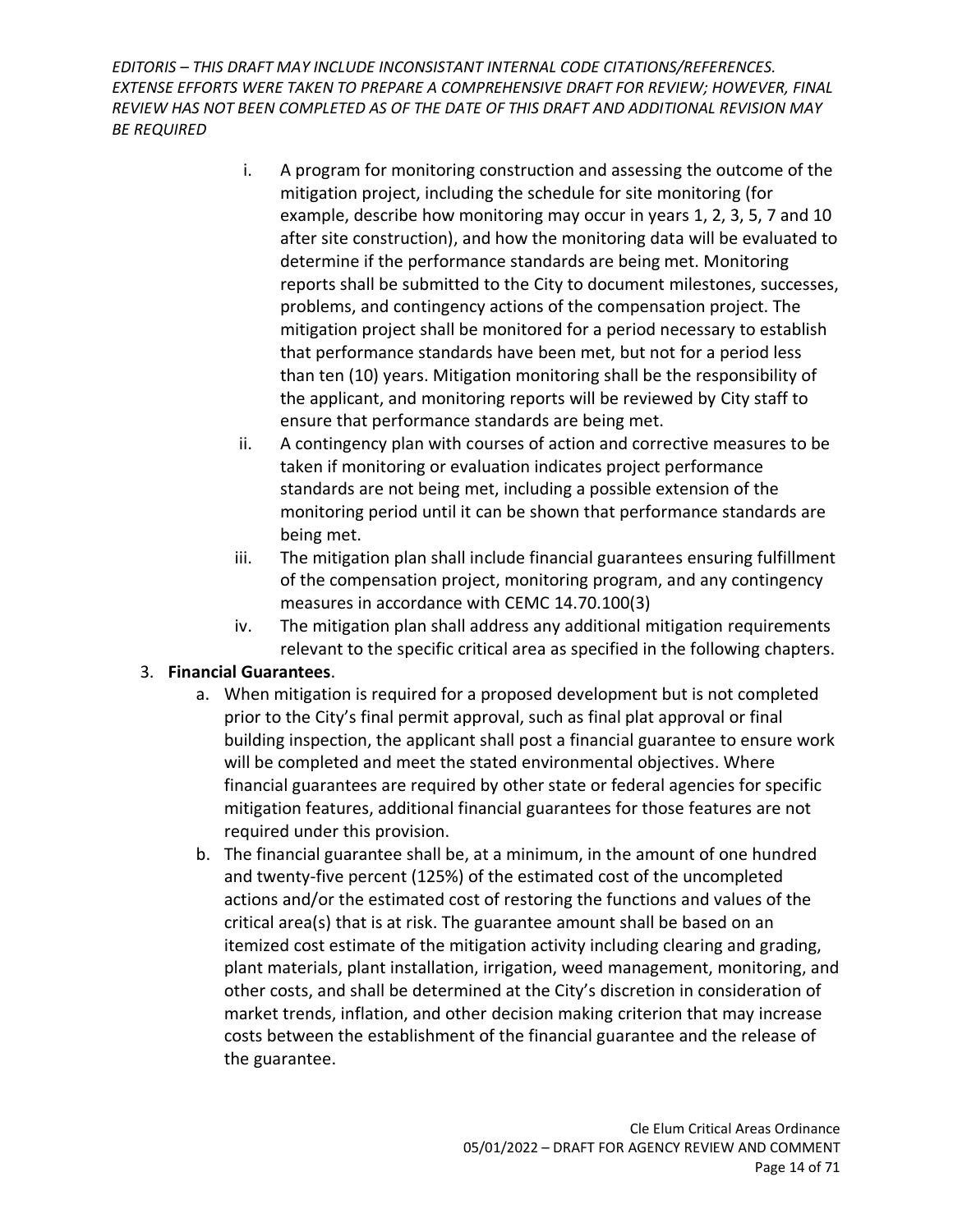i. A program for monitoring construction and assessing the outcome of the mitigation project, including the schedule for site monitoring (for example, describe how monitoring may occur in years 1, 2, 3, 5, 7 and 10 after site construction), and how the monitoring data will be evaluated to determine if the performance standards are being met. Monitoring reports shall be submitted to the City to document milestones, successes, problems, and contingency actions of the compensation project. The mitigation project shall be monitored for a period necessary to establish that performance standards have been met, but not for a period less than ten (10) years. Mitigation monitoring shall be the responsibility of the applicant, and monitoring reports will be reviewed by City staff to ensure that performance standards are being met.

ii. A contingency plan with courses of action and corrective measures to be taken if monitoring or evaluation indicates project performance standards are not being met, including a possible extension of the monitoring period until it can be shown that performance standards are being met.

iii. The mitigation plan shall include financial guarantees ensuring fulfillment of the compensation project, monitoring program, and any contingency measures in accordance with CEMC 14.70.100(3)

iv. The mitigation plan shall address any additional mitigation requirements relevant to the specific critical area as specified in the following chapters.

3. **Financial Guarantees**.
    a. When mitigation is required for a proposed development but is not completed prior to the City's final permit approval, such as final plat approval or final building inspection, the applicant shall post a financial guarantee to ensure work will be completed and meet the stated environmental objectives. Where financial guarantees are required by other state or federal agencies for specific mitigation features, additional financial guarantees for those features are not required under this provision.
    b. The financial guarantee shall be, at a minimum, in the amount of one hundred and twenty-five percent (125%) of the estimated cost of the uncompleted actions and/or the estimated cost of restoring the functions and values of the critical area(s) that is at risk. The guarantee amount shall be based on an itemized cost estimate of the mitigation activity including clearing and grading, plant materials, plant installation, irrigation, weed management, monitoring, and other costs, and shall be determined at the City's discretion in consideration of market trends, inflation, and other decision making criterion that may increase costs between the establishment of the financial guarantee and the release of the guarantee.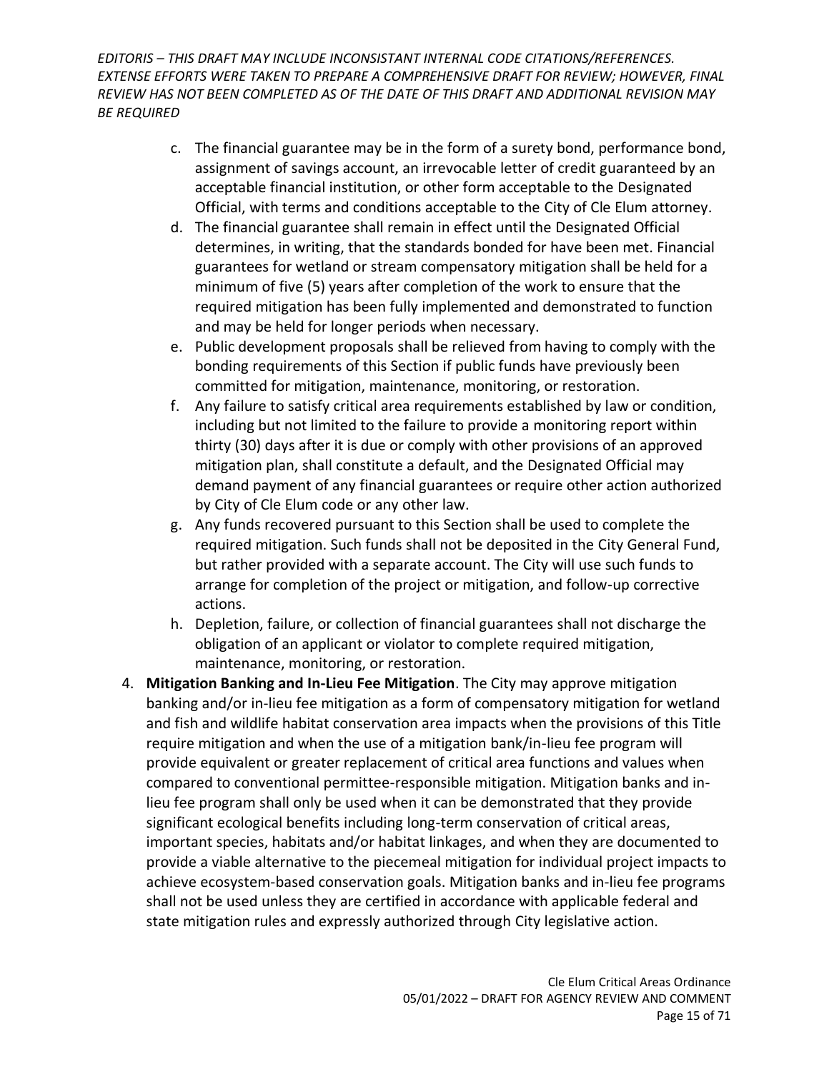c. The financial guarantee may be in the form of a surety bond, performance bond, assignment of savings account, an irrevocable letter of credit guaranteed by an acceptable financial institution, or other form acceptable to the Designated Official, with terms and conditions acceptable to the City of Cle Elum attorney.

d. The financial guarantee shall remain in effect until the Designated Official determines, in writing, that the standards bonded for have been met. Financial guarantees for wetland or stream compensatory mitigation shall be held for a minimum of five (5) years after completion of the work to ensure that the required mitigation has been fully implemented and demonstrated to function and may be held for longer periods when necessary.

e. Public development proposals shall be relieved from having to comply with the bonding requirements of this Section if public funds have previously been committed for mitigation, maintenance, monitoring, or restoration.

f. Any failure to satisfy critical area requirements established by law or condition, including but not limited to the failure to provide a monitoring report within thirty (30) days after it is due or comply with other provisions of an approved mitigation plan, shall constitute a default, and the Designated Official may demand payment of any financial guarantees or require other action authorized by City of Cle Elum code or any other law.

g. Any funds recovered pursuant to this Section shall be used to complete the required mitigation. Such funds shall not be deposited in the City General Fund, but rather provided with a separate account. The City will use such funds to arrange for completion of the project or mitigation, and follow-up corrective actions.

h. Depletion, failure, or collection of financial guarantees shall not discharge the obligation of an applicant or violator to complete required mitigation, maintenance, monitoring, or restoration.

4. **Mitigation Banking and In-Lieu Fee Mitigation**. The City may approve mitigation banking and/or in-lieu fee mitigation as a form of compensatory mitigation for wetland and fish and wildlife habitat conservation area impacts when the provisions of this Title require mitigation and when the use of a mitigation bank/in-lieu fee program will provide equivalent or greater replacement of critical area functions and values when compared to conventional permittee-responsible mitigation. Mitigation banks and in-lieu fee program shall only be used when it can be demonstrated that they provide significant ecological benefits including long-term conservation of critical areas, important species, habitats and/or habitat linkages, and when they are documented to provide a viable alternative to the piecemeal mitigation for individual project impacts to achieve ecosystem-based conservation goals. Mitigation banks and in-lieu fee programs shall not be used unless they are certified in accordance with applicable federal and state mitigation rules and expressly authorized through City legislative action.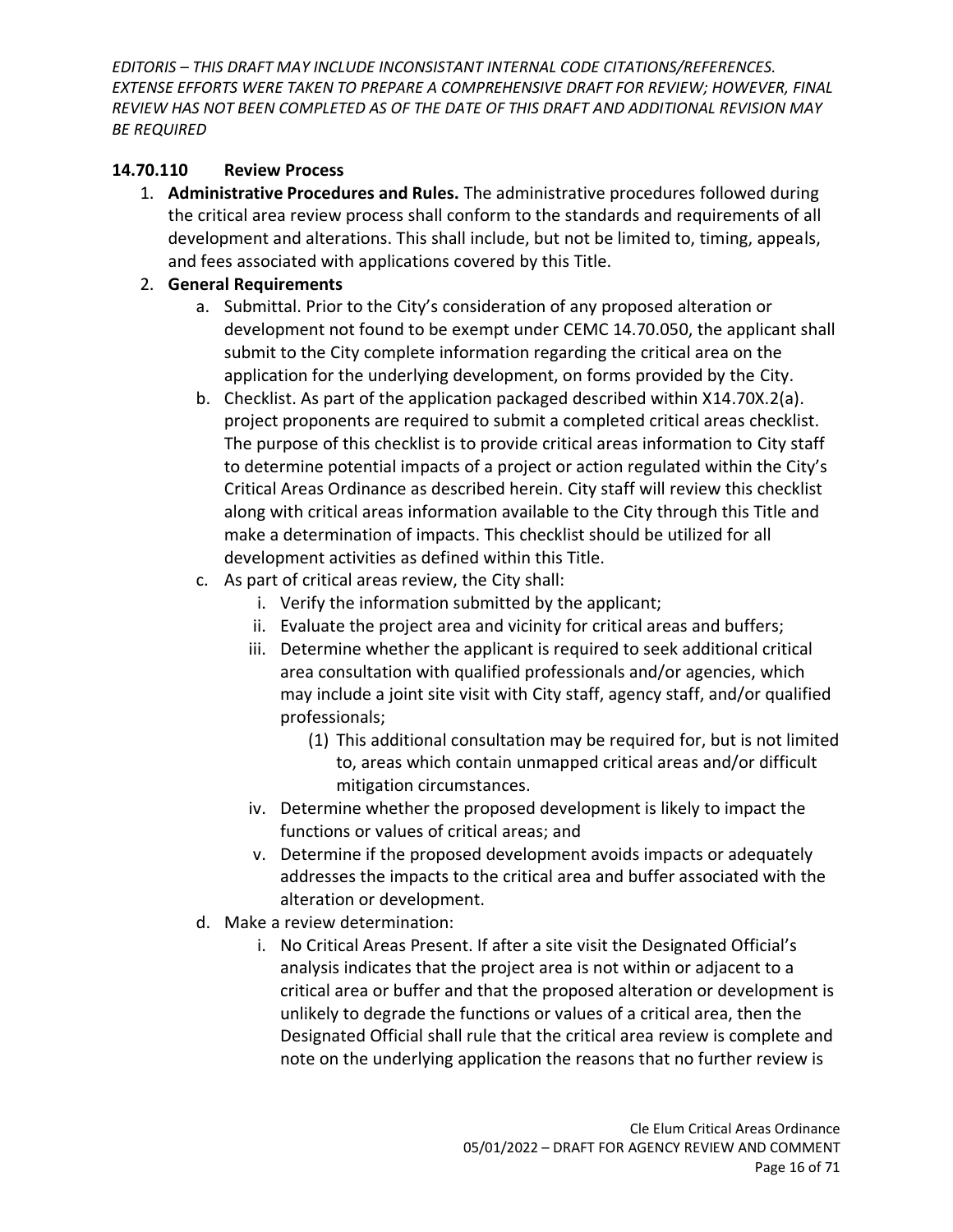*EDITORIS – THIS DRAFT MAY INCLUDE INCONSISTANT INTERNAL CODE CITATIONS/REFERENCES. EXTENSE EFFORTS WERE TAKEN TO PREPARE A COMPREHENSIVE DRAFT FOR REVIEW; HOWEVER, FINAL REVIEW HAS NOT BEEN COMPLETED AS OF THE DATE OF THIS DRAFT AND ADDITIONAL REVISION MAY BE REQUIRED*

**14.70.110 Review Process**

1. **Administrative Procedures and Rules.** The administrative procedures followed during the critical area review process shall conform to the standards and requirements of all development and alterations. This shall include, but not be limited to, timing, appeals, and fees associated with applications covered by this Title.
2. **General Requirements**
   a. Submittal. Prior to the City's consideration of any proposed alteration or development not found to be exempt under CEMC 14.70.050, the applicant shall submit to the City complete information regarding the critical area on the application for the underlying development, on forms provided by the City.
   b. Checklist. As part of the application packaged described within X14.70X.2(a). project proponents are required to submit a completed critical areas checklist. The purpose of this checklist is to provide critical areas information to City staff to determine potential impacts of a project or action regulated within the City's Critical Areas Ordinance as described herein. City staff will review this checklist along with critical areas information available to the City through this Title and make a determination of impacts. This checklist should be utilized for all development activities as defined within this Title.
   c. As part of critical areas review, the City shall:
      i. Verify the information submitted by the applicant;
      ii. Evaluate the project area and vicinity for critical areas and buffers;
      iii. Determine whether the applicant is required to seek additional critical area consultation with qualified professionals and/or agencies, which may include a joint site visit with City staff, agency staff, and/or qualified professionals;
         (1) This additional consultation may be required for, but is not limited to, areas which contain unmapped critical areas and/or difficult mitigation circumstances.
      iv. Determine whether the proposed development is likely to impact the functions or values of critical areas; and
      v. Determine if the proposed development avoids impacts or adequately addresses the impacts to the critical area and buffer associated with the alteration or development.
   d. Make a review determination:
      i. No Critical Areas Present. If after a site visit the Designated Official's analysis indicates that the project area is not within or adjacent to a critical area or buffer and that the proposed alteration or development is unlikely to degrade the functions or values of a critical area, then the Designated Official shall rule that the critical area review is complete and note on the underlying application the reasons that no further review is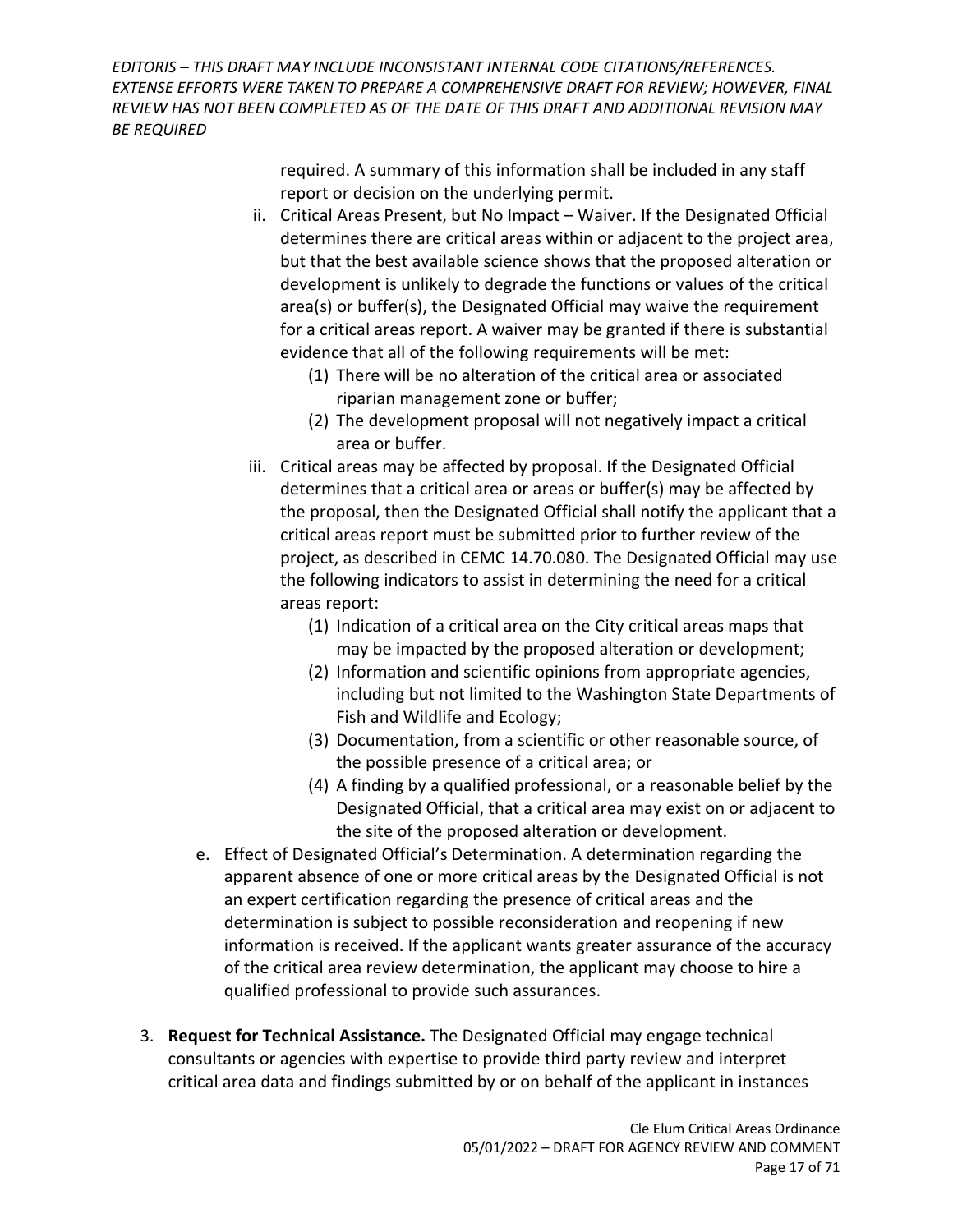required. A summary of this information shall be included in any staff report or decision on the underlying permit.

   ii. Critical Areas Present, but No Impact – Waiver. If the Designated Official determines there are critical areas within or adjacent to the project area, but that the best available science shows that the proposed alteration or development is unlikely to degrade the functions or values of the critical area(s) or buffer(s), the Designated Official may waive the requirement for a critical areas report. A waiver may be granted if there is substantial evidence that all of the following requirements will be met:
      (1) There will be no alteration of the critical area or associated riparian management zone or buffer;
      (2) The development proposal will not negatively impact a critical area or buffer.

   iii. Critical areas may be affected by proposal. If the Designated Official determines that a critical area or areas or buffer(s) may be affected by the proposal, then the Designated Official shall notify the applicant that a critical areas report must be submitted prior to further review of the project, as described in CEMC 14.70.080. The Designated Official may use the following indicators to assist in determining the need for a critical areas report:
      (1) Indication of a critical area on the City critical areas maps that may be impacted by the proposed alteration or development;
      (2) Information and scientific opinions from appropriate agencies, including but not limited to the Washington State Departments of Fish and Wildlife and Ecology;
      (3) Documentation, from a scientific or other reasonable source, of the possible presence of a critical area; or
      (4) A finding by a qualified professional, or a reasonable belief by the Designated Official, that a critical area may exist on or adjacent to the site of the proposed alteration or development.

e. Effect of Designated Official's Determination. A determination regarding the apparent absence of one or more critical areas by the Designated Official is not an expert certification regarding the presence of critical areas and the determination is subject to possible reconsideration and reopening if new information is received. If the applicant wants greater assurance of the accuracy of the critical area review determination, the applicant may choose to hire a qualified professional to provide such assurances.

3. **Request for Technical Assistance.** The Designated Official may engage technical consultants or agencies with expertise to provide third party review and interpret critical area data and findings submitted by or on behalf of the applicant in instances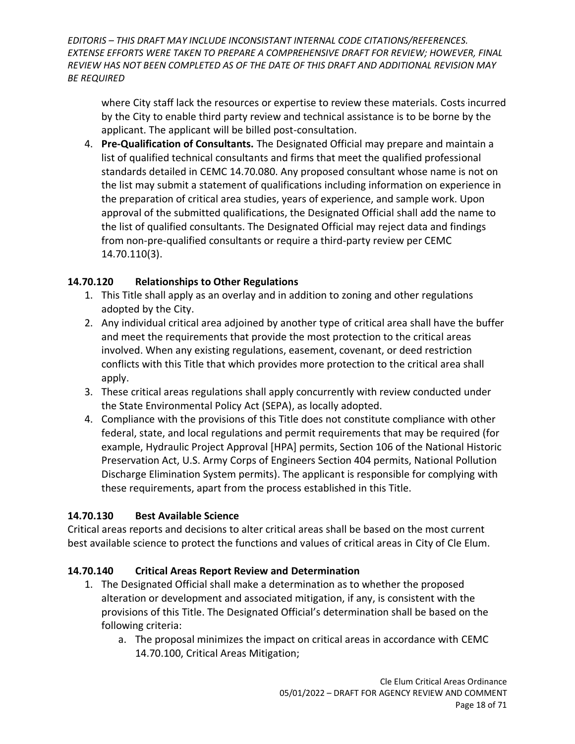where City staff lack the resources or expertise to review these materials. Costs incurred by the City to enable third party review and technical assistance is to be borne by the applicant. The applicant will be billed post-consultation.

4. **Pre-Qualification of Consultants.** The Designated Official may prepare and maintain a list of qualified technical consultants and firms that meet the qualified professional standards detailed in CEMC 14.70.080. Any proposed consultant whose name is not on the list may submit a statement of qualifications including information on experience in the preparation of critical area studies, years of experience, and sample work. Upon approval of the submitted qualifications, the Designated Official shall add the name to the list of qualified consultants. The Designated Official may reject data and findings from non-pre-qualified consultants or require a third-party review per CEMC 14.70.110(3).

### 14.70.120 Relationships to Other Regulations

1. This Title shall apply as an overlay and in addition to zoning and other regulations adopted by the City.
2. Any individual critical area adjoined by another type of critical area shall have the buffer and meet the requirements that provide the most protection to the critical areas involved. When any existing regulations, easement, covenant, or deed restriction conflicts with this Title that which provides more protection to the critical area shall apply.
3. These critical areas regulations shall apply concurrently with review conducted under the State Environmental Policy Act (SEPA), as locally adopted.
4. Compliance with the provisions of this Title does not constitute compliance with other federal, state, and local regulations and permit requirements that may be required (for example, Hydraulic Project Approval [HPA] permits, Section 106 of the National Historic Preservation Act, U.S. Army Corps of Engineers Section 404 permits, National Pollution Discharge Elimination System permits). The applicant is responsible for complying with these requirements, apart from the process established in this Title.

### 14.70.130 Best Available Science

Critical areas reports and decisions to alter critical areas shall be based on the most current best available science to protect the functions and values of critical areas in City of Cle Elum.

### 14.70.140 Critical Areas Report Review and Determination

1. The Designated Official shall make a determination as to whether the proposed alteration or development and associated mitigation, if any, is consistent with the provisions of this Title. The Designated Official's determination shall be based on the following criteria:
    a. The proposal minimizes the impact on critical areas in accordance with CEMC 14.70.100, Critical Areas Mitigation;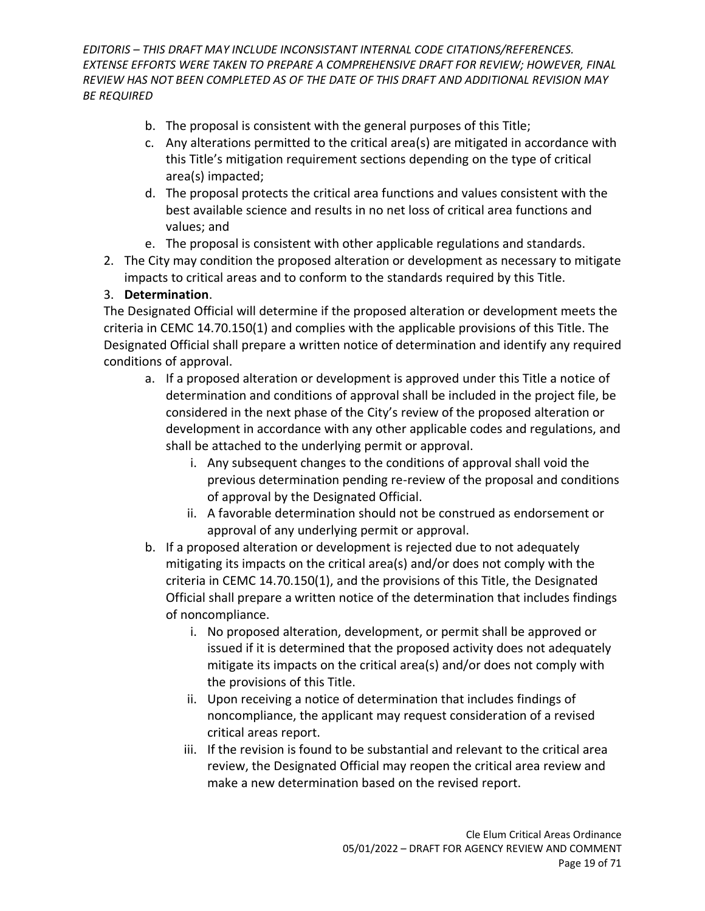*EDITORIS – THIS DRAFT MAY INCLUDE INCONSISTANT INTERNAL CODE CITATIONS/REFERENCES. EXTENSE EFFORTS WERE TAKEN TO PREPARE A COMPREHENSIVE DRAFT FOR REVIEW; HOWEVER, FINAL REVIEW HAS NOT BEEN COMPLETED AS OF THE DATE OF THIS DRAFT AND ADDITIONAL REVISION MAY BE REQUIRED*

   b. The proposal is consistent with the general purposes of this Title;
   c. Any alterations permitted to the critical area(s) are mitigated in accordance with this Title's mitigation requirement sections depending on the type of critical area(s) impacted;
   d. The proposal protects the critical area functions and values consistent with the best available science and results in no net loss of critical area functions and values; and
   e. The proposal is consistent with other applicable regulations and standards.
2. The City may condition the proposed alteration or development as necessary to mitigate impacts to critical areas and to conform to the standards required by this Title.
3. **Determination**.

The Designated Official will determine if the proposed alteration or development meets the criteria in CEMC 14.70.150(1) and complies with the applicable provisions of this Title. The Designated Official shall prepare a written notice of determination and identify any required conditions of approval.

   a. If a proposed alteration or development is approved under this Title a notice of determination and conditions of approval shall be included in the project file, be considered in the next phase of the City's review of the proposed alteration or development in accordance with any other applicable codes and regulations, and shall be attached to the underlying permit or approval.
      i. Any subsequent changes to the conditions of approval shall void the previous determination pending re-review of the proposal and conditions of approval by the Designated Official.
      ii. A favorable determination should not be construed as endorsement or approval of any underlying permit or approval.
   b. If a proposed alteration or development is rejected due to not adequately mitigating its impacts on the critical area(s) and/or does not comply with the criteria in CEMC 14.70.150(1), and the provisions of this Title, the Designated Official shall prepare a written notice of the determination that includes findings of noncompliance.
      i. No proposed alteration, development, or permit shall be approved or issued if it is determined that the proposed activity does not adequately mitigate its impacts on the critical area(s) and/or does not comply with the provisions of this Title.
      ii. Upon receiving a notice of determination that includes findings of noncompliance, the applicant may request consideration of a revised critical areas report.
      iii. If the revision is found to be substantial and relevant to the critical area review, the Designated Official may reopen the critical area review and make a new determination based on the revised report.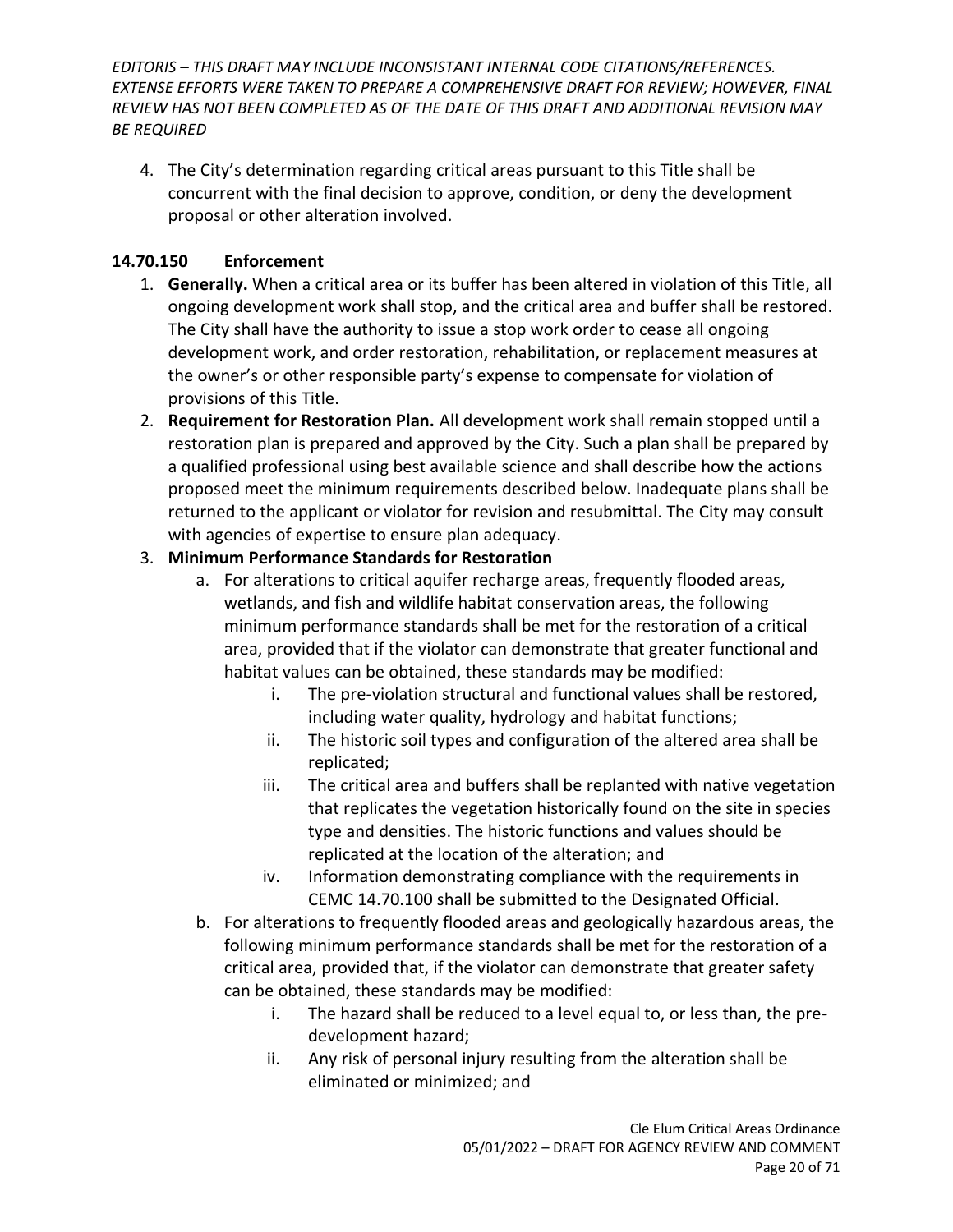*EDITORIS – THIS DRAFT MAY INCLUDE INCONSISTANT INTERNAL CODE CITATIONS/REFERENCES. EXTENSE EFFORTS WERE TAKEN TO PREPARE A COMPREHENSIVE DRAFT FOR REVIEW; HOWEVER, FINAL REVIEW HAS NOT BEEN COMPLETED AS OF THE DATE OF THIS DRAFT AND ADDITIONAL REVISION MAY BE REQUIRED*

4. The City's determination regarding critical areas pursuant to this Title shall be concurrent with the final decision to approve, condition, or deny the development proposal or other alteration involved.

### 14.70.150 Enforcement

1. **Generally.** When a critical area or its buffer has been altered in violation of this Title, all ongoing development work shall stop, and the critical area and buffer shall be restored. The City shall have the authority to issue a stop work order to cease all ongoing development work, and order restoration, rehabilitation, or replacement measures at the owner's or other responsible party's expense to compensate for violation of provisions of this Title.
2. **Requirement for Restoration Plan.** All development work shall remain stopped until a restoration plan is prepared and approved by the City. Such a plan shall be prepared by a qualified professional using best available science and shall describe how the actions proposed meet the minimum requirements described below. Inadequate plans shall be returned to the applicant or violator for revision and resubmittal. The City may consult with agencies of expertise to ensure plan adequacy.
3. **Minimum Performance Standards for Restoration**
    a. For alterations to critical aquifer recharge areas, frequently flooded areas, wetlands, and fish and wildlife habitat conservation areas, the following minimum performance standards shall be met for the restoration of a critical area, provided that if the violator can demonstrate that greater functional and habitat values can be obtained, these standards may be modified:
        i. The pre-violation structural and functional values shall be restored, including water quality, hydrology and habitat functions;
        ii. The historic soil types and configuration of the altered area shall be replicated;
        iii. The critical area and buffers shall be replanted with native vegetation that replicates the vegetation historically found on the site in species type and densities. The historic functions and values should be replicated at the location of the alteration; and
        iv. Information demonstrating compliance with the requirements in CEMC 14.70.100 shall be submitted to the Designated Official.
    b. For alterations to frequently flooded areas and geologically hazardous areas, the following minimum performance standards shall be met for the restoration of a critical area, provided that, if the violator can demonstrate that greater safety can be obtained, these standards may be modified:
        i. The hazard shall be reduced to a level equal to, or less than, the pre-development hazard;
        ii. Any risk of personal injury resulting from the alteration shall be eliminated or minimized; and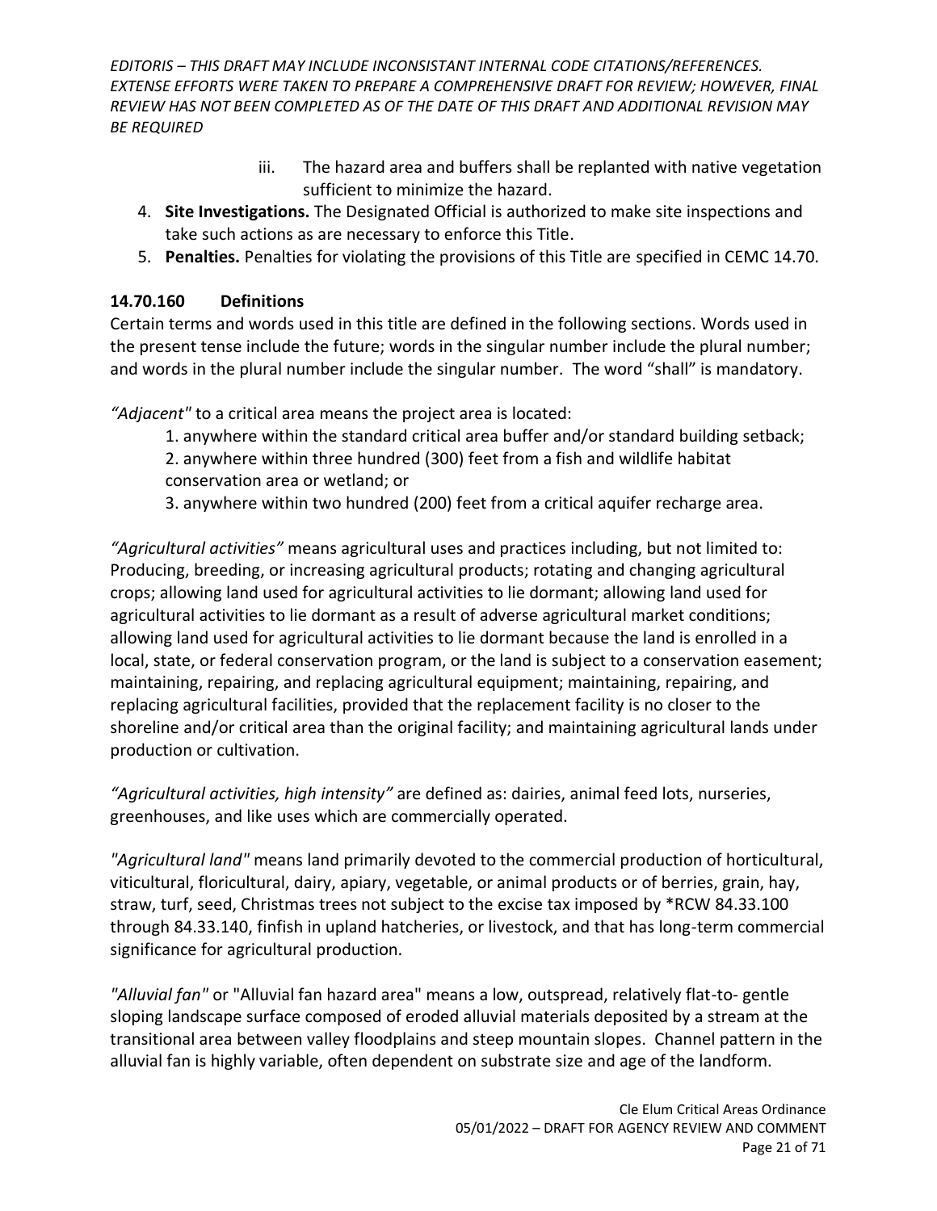iii. The hazard area and buffers shall be replanted with native vegetation sufficient to minimize the hazard.

4. **Site Investigations.** The Designated Official is authorized to make site inspections and take such actions as are necessary to enforce this Title.
5. **Penalties.** Penalties for violating the provisions of this Title are specified in CEMC 14.70.

### 14.70.160 Definitions

Certain terms and words used in this title are defined in the following sections. Words used in the present tense include the future; words in the singular number include the plural number; and words in the plural number include the singular number. The word "shall" is mandatory.

*"Adjacent"* to a critical area means the project area is located:

1. anywhere within the standard critical area buffer and/or standard building setback;
2. anywhere within three hundred (300) feet from a fish and wildlife habitat conservation area or wetland; or
3. anywhere within two hundred (200) feet from a critical aquifer recharge area.

*"Agricultural activities"* means agricultural uses and practices including, but not limited to: Producing, breeding, or increasing agricultural products; rotating and changing agricultural crops; allowing land used for agricultural activities to lie dormant; allowing land used for agricultural activities to lie dormant as a result of adverse agricultural market conditions; allowing land used for agricultural activities to lie dormant because the land is enrolled in a local, state, or federal conservation program, or the land is subject to a conservation easement; maintaining, repairing, and replacing agricultural equipment; maintaining, repairing, and replacing agricultural facilities, provided that the replacement facility is no closer to the shoreline and/or critical area than the original facility; and maintaining agricultural lands under production or cultivation.

*"Agricultural activities, high intensity"* are defined as: dairies, animal feed lots, nurseries, greenhouses, and like uses which are commercially operated.

*"Agricultural land"* means land primarily devoted to the commercial production of horticultural, viticultural, floricultural, dairy, apiary, vegetable, or animal products or of berries, grain, hay, straw, turf, seed, Christmas trees not subject to the excise tax imposed by *RCW 84.33.100 through 84.33.140, finfish in upland hatcheries, or livestock, and that has long-term commercial significance for agricultural production.

*"Alluvial fan"* or "Alluvial fan hazard area" means a low, outspread, relatively flat-to- gentle sloping landscape surface composed of eroded alluvial materials deposited by a stream at the transitional area between valley floodplains and steep mountain slopes. Channel pattern in the alluvial fan is highly variable, often dependent on substrate size and age of the landform.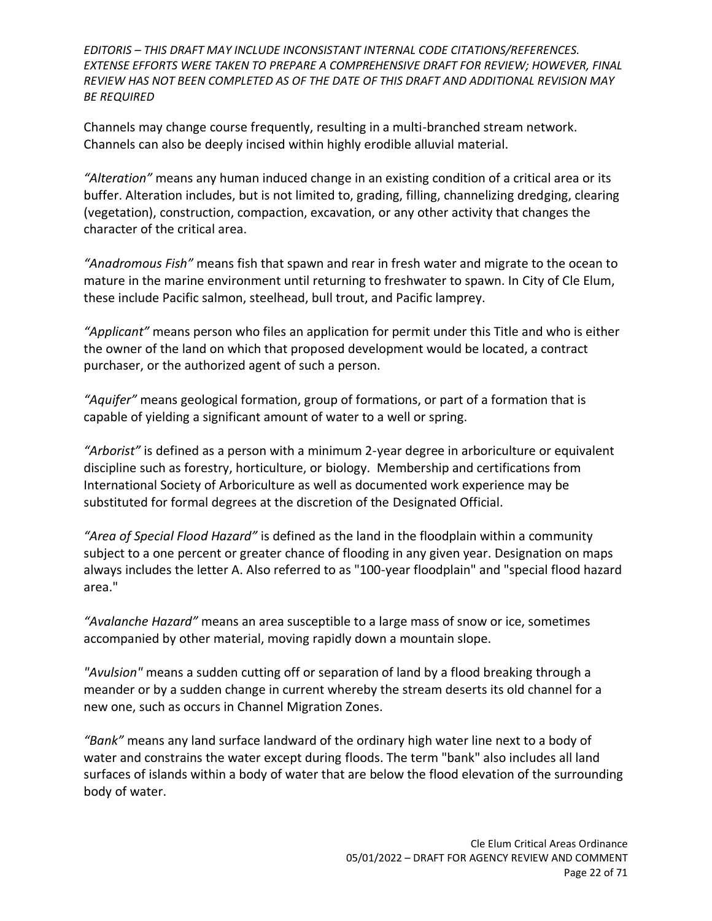Channels may change course frequently, resulting in a multi-branched stream network. Channels can also be deeply incised within highly erodible alluvial material.

*"Alteration"* means any human induced change in an existing condition of a critical area or its buffer. Alteration includes, but is not limited to, grading, filling, channelizing dredging, clearing (vegetation), construction, compaction, excavation, or any other activity that changes the character of the critical area.

*"Anadromous Fish"* means fish that spawn and rear in fresh water and migrate to the ocean to mature in the marine environment until returning to freshwater to spawn. In City of Cle Elum, these include Pacific salmon, steelhead, bull trout, and Pacific lamprey.

*"Applicant"* means person who files an application for permit under this Title and who is either the owner of the land on which that proposed development would be located, a contract purchaser, or the authorized agent of such a person.

*"Aquifer"* means geological formation, group of formations, or part of a formation that is capable of yielding a significant amount of water to a well or spring.

*"Arborist"* is defined as a person with a minimum 2-year degree in arboriculture or equivalent discipline such as forestry, horticulture, or biology. Membership and certifications from International Society of Arboriculture as well as documented work experience may be substituted for formal degrees at the discretion of the Designated Official.

*"Area of Special Flood Hazard"* is defined as the land in the floodplain within a community subject to a one percent or greater chance of flooding in any given year. Designation on maps always includes the letter A. Also referred to as "100-year floodplain" and "special flood hazard area."

*"Avalanche Hazard"* means an area susceptible to a large mass of snow or ice, sometimes accompanied by other material, moving rapidly down a mountain slope.

*"Avulsion"* means a sudden cutting off or separation of land by a flood breaking through a meander or by a sudden change in current whereby the stream deserts its old channel for a new one, such as occurs in Channel Migration Zones.

*"Bank"* means any land surface landward of the ordinary high water line next to a body of water and constrains the water except during floods. The term "bank" also includes all land surfaces of islands within a body of water that are below the flood elevation of the surrounding body of water.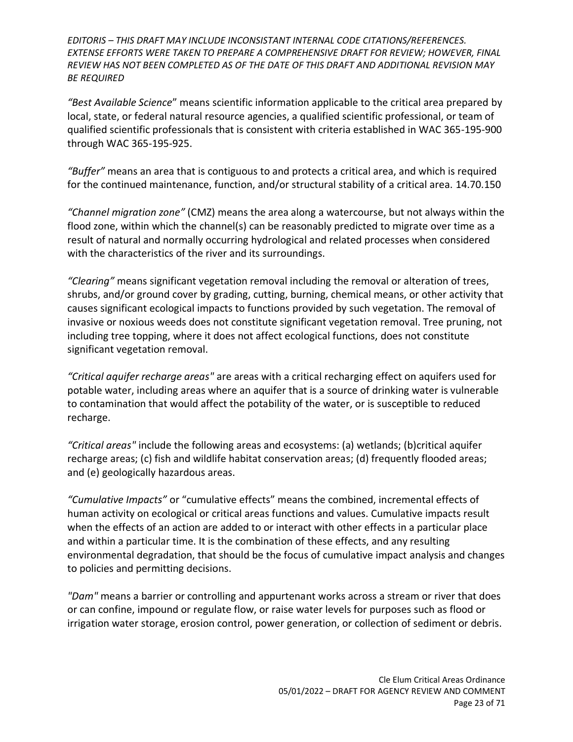*EDITORIS – THIS DRAFT MAY INCLUDE INCONSISTANT INTERNAL CODE CITATIONS/REFERENCES. EXTENSE EFFORTS WERE TAKEN TO PREPARE A COMPREHENSIVE DRAFT FOR REVIEW; HOWEVER, FINAL REVIEW HAS NOT BEEN COMPLETED AS OF THE DATE OF THIS DRAFT AND ADDITIONAL REVISION MAY BE REQUIRED*

*"Best Available Science*" means scientific information applicable to the critical area prepared by local, state, or federal natural resource agencies, a qualified scientific professional, or team of qualified scientific professionals that is consistent with criteria established in WAC 365-195-900 through WAC 365-195-925.

*"Buffer"* means an area that is contiguous to and protects a critical area, and which is required for the continued maintenance, function, and/or structural stability of a critical area. 14.70.150

*"Channel migration zone"* (CMZ) means the area along a watercourse, but not always within the flood zone, within which the channel(s) can be reasonably predicted to migrate over time as a result of natural and normally occurring hydrological and related processes when considered with the characteristics of the river and its surroundings.

*"Clearing"* means significant vegetation removal including the removal or alteration of trees, shrubs, and/or ground cover by grading, cutting, burning, chemical means, or other activity that causes significant ecological impacts to functions provided by such vegetation. The removal of invasive or noxious weeds does not constitute significant vegetation removal. Tree pruning, not including tree topping, where it does not affect ecological functions, does not constitute significant vegetation removal.

*"Critical aquifer recharge areas"* are areas with a critical recharging effect on aquifers used for potable water, including areas where an aquifer that is a source of drinking water is vulnerable to contamination that would affect the potability of the water, or is susceptible to reduced recharge.

*"Critical areas"* include the following areas and ecosystems: (a) wetlands; (b)critical aquifer recharge areas; (c) fish and wildlife habitat conservation areas; (d) frequently flooded areas; and (e) geologically hazardous areas.

*"Cumulative Impacts"* or "cumulative effects" means the combined, incremental effects of human activity on ecological or critical areas functions and values. Cumulative impacts result when the effects of an action are added to or interact with other effects in a particular place and within a particular time. It is the combination of these effects, and any resulting environmental degradation, that should be the focus of cumulative impact analysis and changes to policies and permitting decisions.

*"Dam"* means a barrier or controlling and appurtenant works across a stream or river that does or can confine, impound or regulate flow, or raise water levels for purposes such as flood or irrigation water storage, erosion control, power generation, or collection of sediment or debris.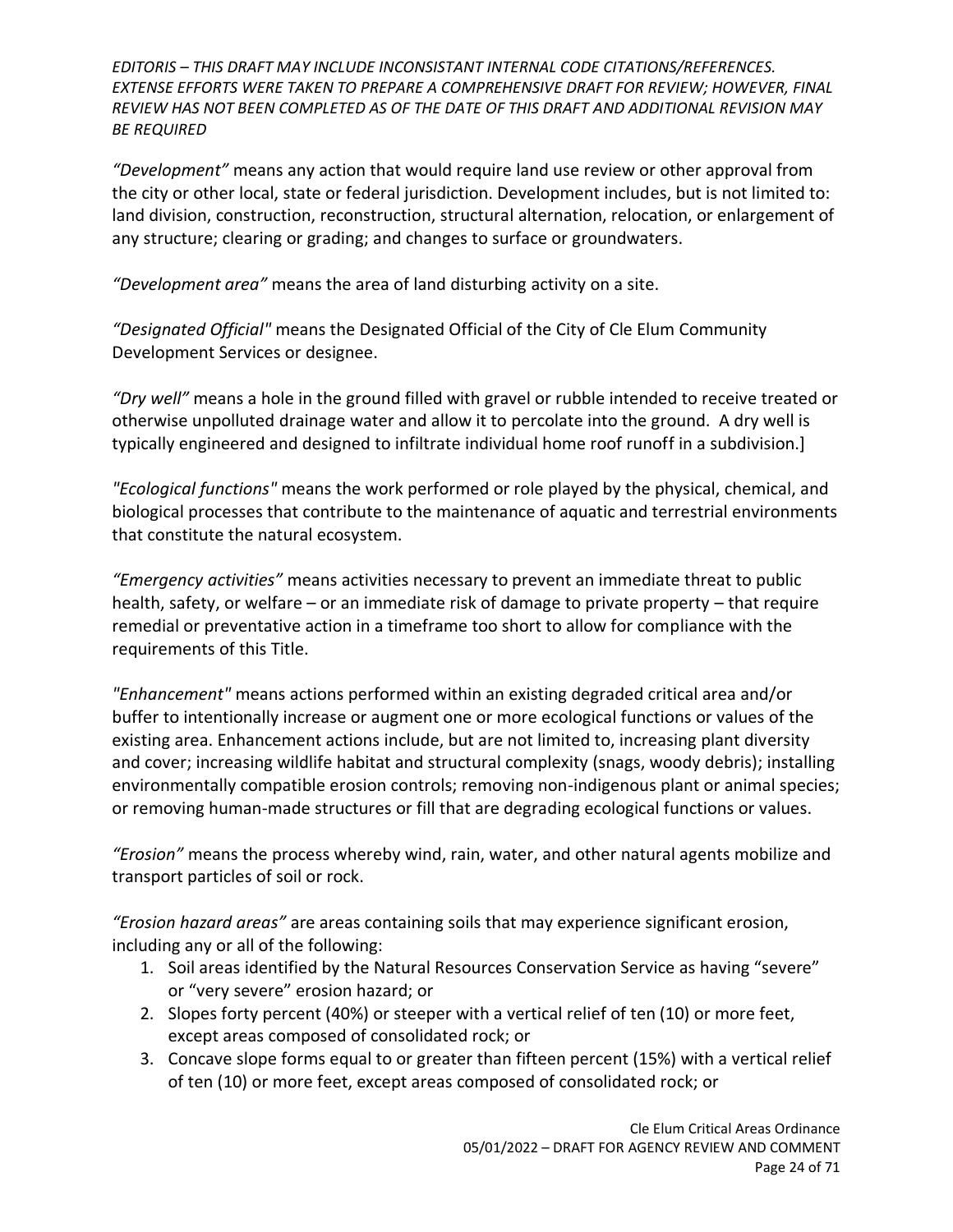*EDITORIS – THIS DRAFT MAY INCLUDE INCONSISTANT INTERNAL CODE CITATIONS/REFERENCES. EXTENSE EFFORTS WERE TAKEN TO PREPARE A COMPREHENSIVE DRAFT FOR REVIEW; HOWEVER, FINAL REVIEW HAS NOT BEEN COMPLETED AS OF THE DATE OF THIS DRAFT AND ADDITIONAL REVISION MAY BE REQUIRED*

*"Development"* means any action that would require land use review or other approval from the city or other local, state or federal jurisdiction. Development includes, but is not limited to: land division, construction, reconstruction, structural alternation, relocation, or enlargement of any structure; clearing or grading; and changes to surface or groundwaters.

*"Development area"* means the area of land disturbing activity on a site.

*"Designated Official"* means the Designated Official of the City of Cle Elum Community Development Services or designee.

*"Dry well"* means a hole in the ground filled with gravel or rubble intended to receive treated or otherwise unpolluted drainage water and allow it to percolate into the ground. A dry well is typically engineered and designed to infiltrate individual home roof runoff in a subdivision.]

*"Ecological functions"* means the work performed or role played by the physical, chemical, and biological processes that contribute to the maintenance of aquatic and terrestrial environments that constitute the natural ecosystem.

*"Emergency activities"* means activities necessary to prevent an immediate threat to public health, safety, or welfare – or an immediate risk of damage to private property – that require remedial or preventative action in a timeframe too short to allow for compliance with the requirements of this Title.

*"Enhancement"* means actions performed within an existing degraded critical area and/or buffer to intentionally increase or augment one or more ecological functions or values of the existing area. Enhancement actions include, but are not limited to, increasing plant diversity and cover; increasing wildlife habitat and structural complexity (snags, woody debris); installing environmentally compatible erosion controls; removing non-indigenous plant or animal species; or removing human-made structures or fill that are degrading ecological functions or values.

*"Erosion"* means the process whereby wind, rain, water, and other natural agents mobilize and transport particles of soil or rock.

*"Erosion hazard areas"* are areas containing soils that may experience significant erosion, including any or all of the following:

1. Soil areas identified by the Natural Resources Conservation Service as having "severe" or "very severe" erosion hazard; or
2. Slopes forty percent (40%) or steeper with a vertical relief of ten (10) or more feet, except areas composed of consolidated rock; or
3. Concave slope forms equal to or greater than fifteen percent (15%) with a vertical relief of ten (10) or more feet, except areas composed of consolidated rock; or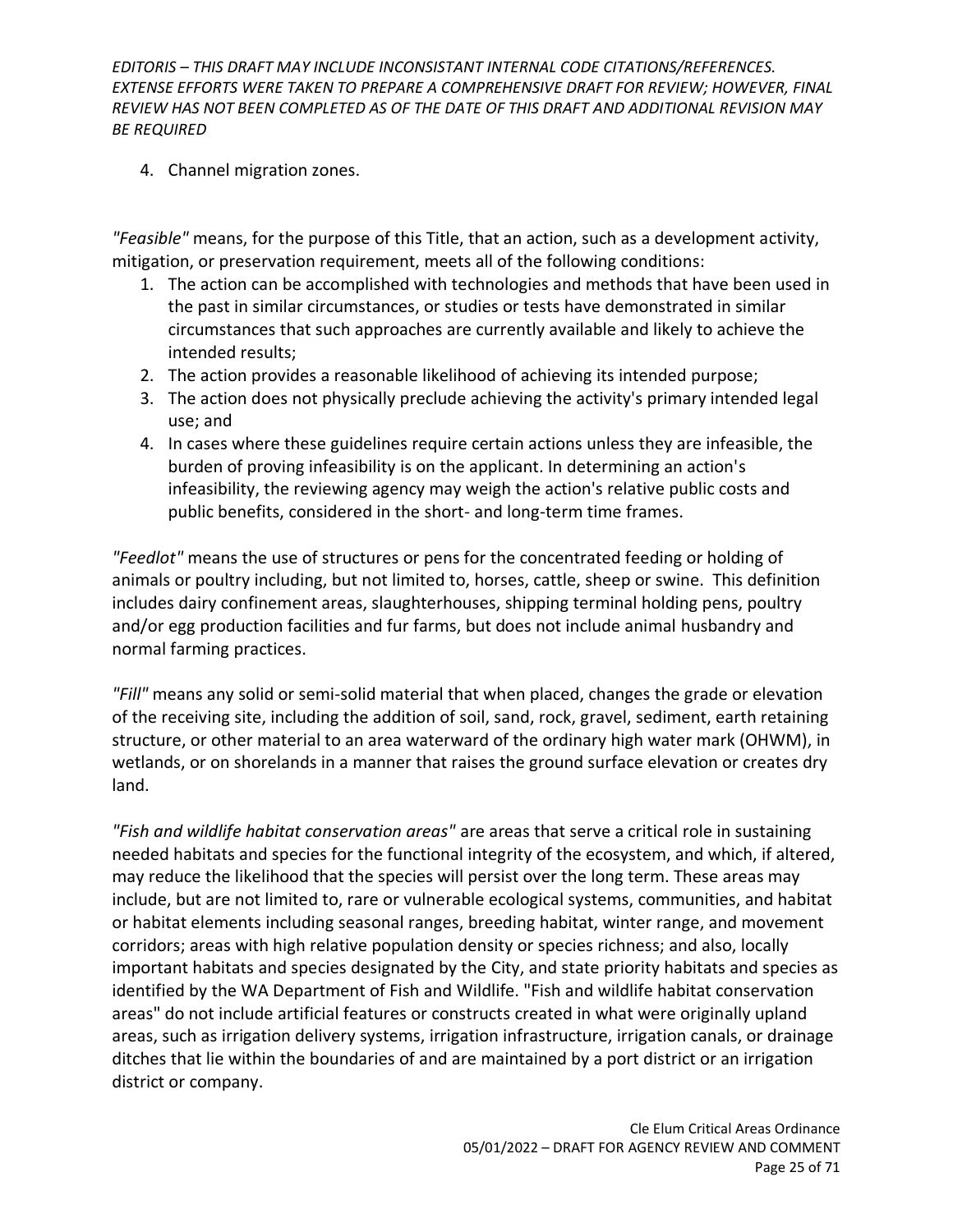4. Channel migration zones.

*"Feasible"* means, for the purpose of this Title, that an action, such as a development activity, mitigation, or preservation requirement, meets all of the following conditions:

1. The action can be accomplished with technologies and methods that have been used in the past in similar circumstances, or studies or tests have demonstrated in similar circumstances that such approaches are currently available and likely to achieve the intended results;
2. The action provides a reasonable likelihood of achieving its intended purpose;
3. The action does not physically preclude achieving the activity's primary intended legal use; and
4. In cases where these guidelines require certain actions unless they are infeasible, the burden of proving infeasibility is on the applicant. In determining an action's infeasibility, the reviewing agency may weigh the action's relative public costs and public benefits, considered in the short- and long-term time frames.

*"Feedlot"* means the use of structures or pens for the concentrated feeding or holding of animals or poultry including, but not limited to, horses, cattle, sheep or swine. This definition includes dairy confinement areas, slaughterhouses, shipping terminal holding pens, poultry and/or egg production facilities and fur farms, but does not include animal husbandry and normal farming practices.

*"Fill"* means any solid or semi-solid material that when placed, changes the grade or elevation of the receiving site, including the addition of soil, sand, rock, gravel, sediment, earth retaining structure, or other material to an area waterward of the ordinary high water mark (OHWM), in wetlands, or on shorelands in a manner that raises the ground surface elevation or creates dry land.

*"Fish and wildlife habitat conservation areas"* are areas that serve a critical role in sustaining needed habitats and species for the functional integrity of the ecosystem, and which, if altered, may reduce the likelihood that the species will persist over the long term. These areas may include, but are not limited to, rare or vulnerable ecological systems, communities, and habitat or habitat elements including seasonal ranges, breeding habitat, winter range, and movement corridors; areas with high relative population density or species richness; and also, locally important habitats and species designated by the City, and state priority habitats and species as identified by the WA Department of Fish and Wildlife. "Fish and wildlife habitat conservation areas" do not include artificial features or constructs created in what were originally upland areas, such as irrigation delivery systems, irrigation infrastructure, irrigation canals, or drainage ditches that lie within the boundaries of and are maintained by a port district or an irrigation district or company.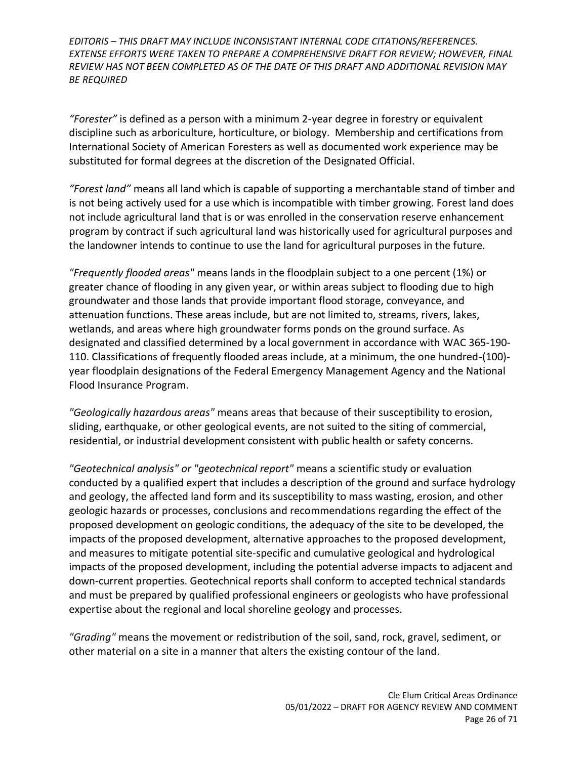*“Forester”* is defined as a person with a minimum 2-year degree in forestry or equivalent discipline such as arboriculture, horticulture, or biology. Membership and certifications from International Society of American Foresters as well as documented work experience may be substituted for formal degrees at the discretion of the Designated Official.

*“Forest land”* means all land which is capable of supporting a merchantable stand of timber and is not being actively used for a use which is incompatible with timber growing. Forest land does not include agricultural land that is or was enrolled in the conservation reserve enhancement program by contract if such agricultural land was historically used for agricultural purposes and the landowner intends to continue to use the land for agricultural purposes in the future.

*"Frequently flooded areas"* means lands in the floodplain subject to a one percent (1%) or greater chance of flooding in any given year, or within areas subject to flooding due to high groundwater and those lands that provide important flood storage, conveyance, and attenuation functions. These areas include, but are not limited to, streams, rivers, lakes, wetlands, and areas where high groundwater forms ponds on the ground surface. As designated and classified determined by a local government in accordance with WAC 365-190-110. Classifications of frequently flooded areas include, at a minimum, the one hundred-(100)-year floodplain designations of the Federal Emergency Management Agency and the National Flood Insurance Program.

*"Geologically hazardous areas"* means areas that because of their susceptibility to erosion, sliding, earthquake, or other geological events, are not suited to the siting of commercial, residential, or industrial development consistent with public health or safety concerns.

*"Geotechnical analysis" or "geotechnical report"* means a scientific study or evaluation conducted by a qualified expert that includes a description of the ground and surface hydrology and geology, the affected land form and its susceptibility to mass wasting, erosion, and other geologic hazards or processes, conclusions and recommendations regarding the effect of the proposed development on geologic conditions, the adequacy of the site to be developed, the impacts of the proposed development, alternative approaches to the proposed development, and measures to mitigate potential site-specific and cumulative geological and hydrological impacts of the proposed development, including the potential adverse impacts to adjacent and down-current properties. Geotechnical reports shall conform to accepted technical standards and must be prepared by qualified professional engineers or geologists who have professional expertise about the regional and local shoreline geology and processes.

*"Grading"* means the movement or redistribution of the soil, sand, rock, gravel, sediment, or other material on a site in a manner that alters the existing contour of the land.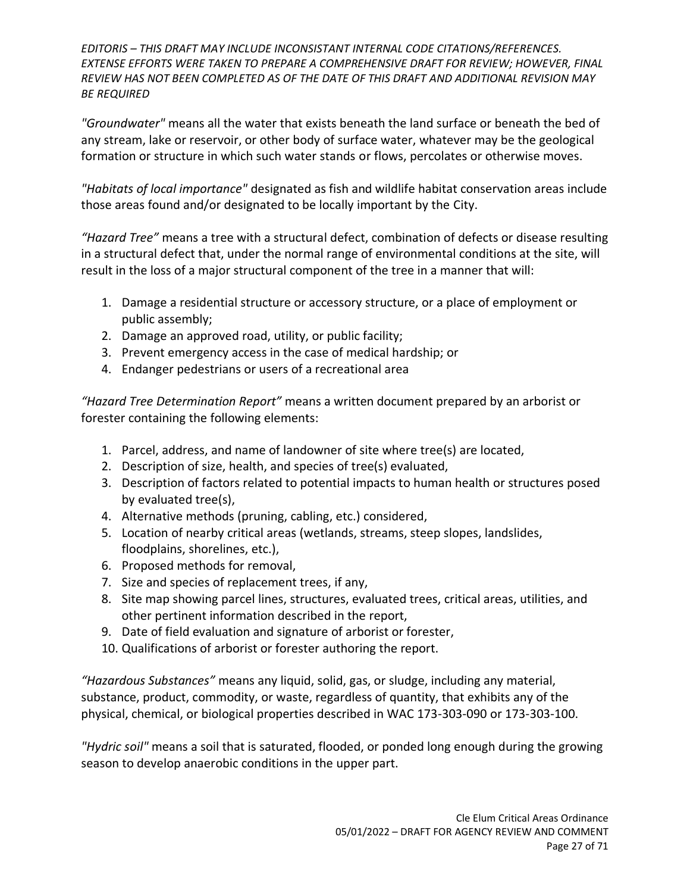*EDITORIS – THIS DRAFT MAY INCLUDE INCONSISTANT INTERNAL CODE CITATIONS/REFERENCES. EXTENSE EFFORTS WERE TAKEN TO PREPARE A COMPREHENSIVE DRAFT FOR REVIEW; HOWEVER, FINAL REVIEW HAS NOT BEEN COMPLETED AS OF THE DATE OF THIS DRAFT AND ADDITIONAL REVISION MAY BE REQUIRED*

*"Groundwater"* means all the water that exists beneath the land surface or beneath the bed of any stream, lake or reservoir, or other body of surface water, whatever may be the geological formation or structure in which such water stands or flows, percolates or otherwise moves.

*"Habitats of local importance"* designated as fish and wildlife habitat conservation areas include those areas found and/or designated to be locally important by the City.

*"Hazard Tree"* means a tree with a structural defect, combination of defects or disease resulting in a structural defect that, under the normal range of environmental conditions at the site, will result in the loss of a major structural component of the tree in a manner that will:

1. Damage a residential structure or accessory structure, or a place of employment or public assembly;
2. Damage an approved road, utility, or public facility;
3. Prevent emergency access in the case of medical hardship; or
4. Endanger pedestrians or users of a recreational area

*"Hazard Tree Determination Report"* means a written document prepared by an arborist or forester containing the following elements:

1. Parcel, address, and name of landowner of site where tree(s) are located,
2. Description of size, health, and species of tree(s) evaluated,
3. Description of factors related to potential impacts to human health or structures posed by evaluated tree(s),
4. Alternative methods (pruning, cabling, etc.) considered,
5. Location of nearby critical areas (wetlands, streams, steep slopes, landslides, floodplains, shorelines, etc.),
6. Proposed methods for removal,
7. Size and species of replacement trees, if any,
8. Site map showing parcel lines, structures, evaluated trees, critical areas, utilities, and other pertinent information described in the report,
9. Date of field evaluation and signature of arborist or forester,
10. Qualifications of arborist or forester authoring the report.

*"Hazardous Substances"* means any liquid, solid, gas, or sludge, including any material, substance, product, commodity, or waste, regardless of quantity, that exhibits any of the physical, chemical, or biological properties described in WAC 173-303-090 or 173-303-100.

*"Hydric soil"* means a soil that is saturated, flooded, or ponded long enough during the growing season to develop anaerobic conditions in the upper part.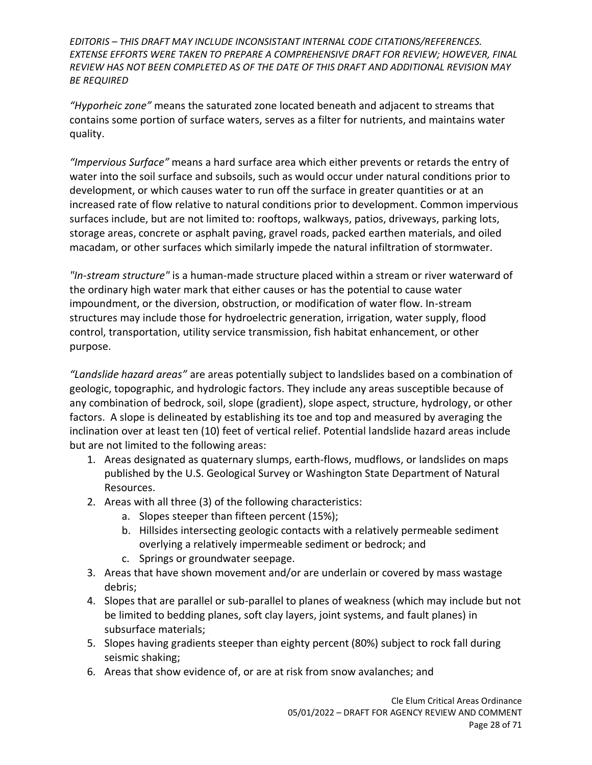*"Hyporheic zone"* means the saturated zone located beneath and adjacent to streams that contains some portion of surface waters, serves as a filter for nutrients, and maintains water quality.

*"Impervious Surface"* means a hard surface area which either prevents or retards the entry of water into the soil surface and subsoils, such as would occur under natural conditions prior to development, or which causes water to run off the surface in greater quantities or at an increased rate of flow relative to natural conditions prior to development. Common impervious surfaces include, but are not limited to: rooftops, walkways, patios, driveways, parking lots, storage areas, concrete or asphalt paving, gravel roads, packed earthen materials, and oiled macadam, or other surfaces which similarly impede the natural infiltration of stormwater.

*"In-stream structure"* is a human-made structure placed within a stream or river waterward of the ordinary high water mark that either causes or has the potential to cause water impoundment, or the diversion, obstruction, or modification of water flow. In-stream structures may include those for hydroelectric generation, irrigation, water supply, flood control, transportation, utility service transmission, fish habitat enhancement, or other purpose.

*"Landslide hazard areas"* are areas potentially subject to landslides based on a combination of geologic, topographic, and hydrologic factors. They include any areas susceptible because of any combination of bedrock, soil, slope (gradient), slope aspect, structure, hydrology, or other factors. A slope is delineated by establishing its toe and top and measured by averaging the inclination over at least ten (10) feet of vertical relief. Potential landslide hazard areas include but are not limited to the following areas:

1. Areas designated as quaternary slumps, earth-flows, mudflows, or landslides on maps published by the U.S. Geological Survey or Washington State Department of Natural Resources.
2. Areas with all three (3) of the following characteristics:
   a. Slopes steeper than fifteen percent (15%);
   b. Hillsides intersecting geologic contacts with a relatively permeable sediment overlying a relatively impermeable sediment or bedrock; and
   c. Springs or groundwater seepage.
3. Areas that have shown movement and/or are underlain or covered by mass wastage debris;
4. Slopes that are parallel or sub-parallel to planes of weakness (which may include but not be limited to bedding planes, soft clay layers, joint systems, and fault planes) in subsurface materials;
5. Slopes having gradients steeper than eighty percent (80%) subject to rock fall during seismic shaking;
6. Areas that show evidence of, or are at risk from snow avalanches; and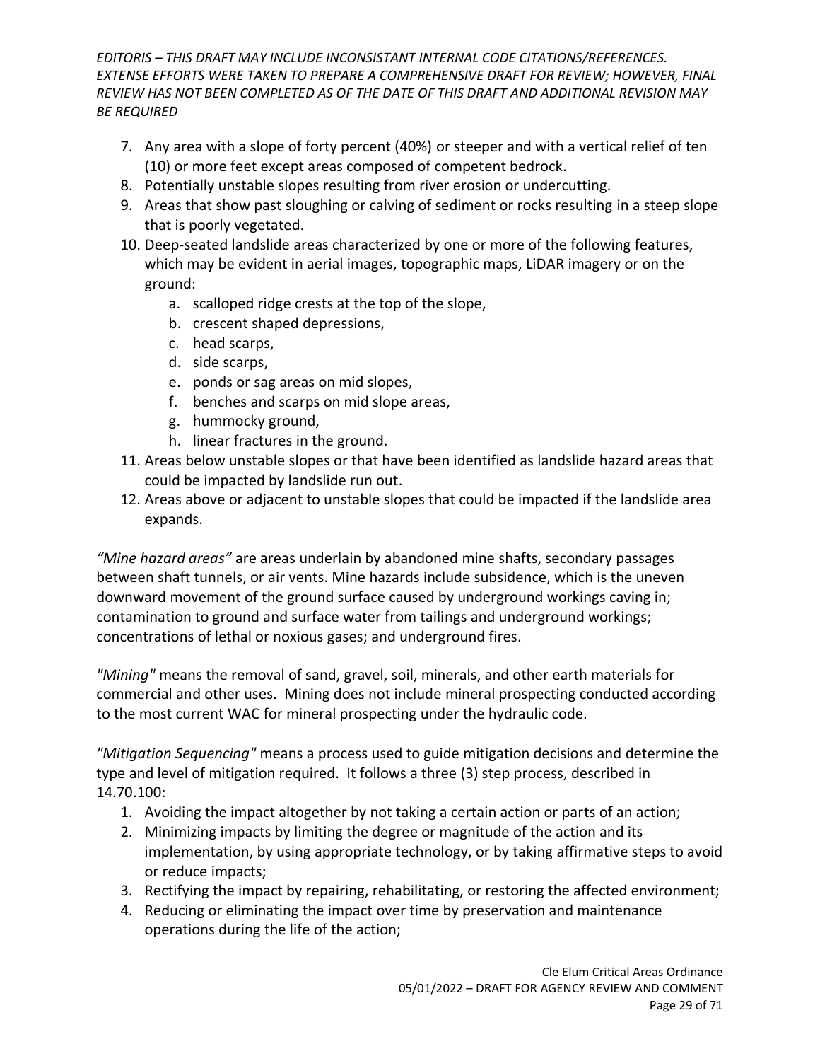7. Any area with a slope of forty percent (40%) or steeper and with a vertical relief of ten (10) or more feet except areas composed of competent bedrock.
8. Potentially unstable slopes resulting from river erosion or undercutting.
9. Areas that show past sloughing or calving of sediment or rocks resulting in a steep slope that is poorly vegetated.
10. Deep-seated landslide areas characterized by one or more of the following features, which may be evident in aerial images, topographic maps, LiDAR imagery or on the ground:
    a. scalloped ridge crests at the top of the slope,
    b. crescent shaped depressions,
    c. head scarps,
    d. side scarps,
    e. ponds or sag areas on mid slopes,
    f. benches and scarps on mid slope areas,
    g. hummocky ground,
    h. linear fractures in the ground.
11. Areas below unstable slopes or that have been identified as landslide hazard areas that could be impacted by landslide run out.
12. Areas above or adjacent to unstable slopes that could be impacted if the landslide area expands.

*"Mine hazard areas"* are areas underlain by abandoned mine shafts, secondary passages between shaft tunnels, or air vents. Mine hazards include subsidence, which is the uneven downward movement of the ground surface caused by underground workings caving in; contamination to ground and surface water from tailings and underground workings; concentrations of lethal or noxious gases; and underground fires.

*"Mining"* means the removal of sand, gravel, soil, minerals, and other earth materials for commercial and other uses. Mining does not include mineral prospecting conducted according to the most current WAC for mineral prospecting under the hydraulic code.

*"Mitigation Sequencing"* means a process used to guide mitigation decisions and determine the type and level of mitigation required. It follows a three (3) step process, described in 14.70.100:

1. Avoiding the impact altogether by not taking a certain action or parts of an action;
2. Minimizing impacts by limiting the degree or magnitude of the action and its implementation, by using appropriate technology, or by taking affirmative steps to avoid or reduce impacts;
3. Rectifying the impact by repairing, rehabilitating, or restoring the affected environment;
4. Reducing or eliminating the impact over time by preservation and maintenance operations during the life of the action;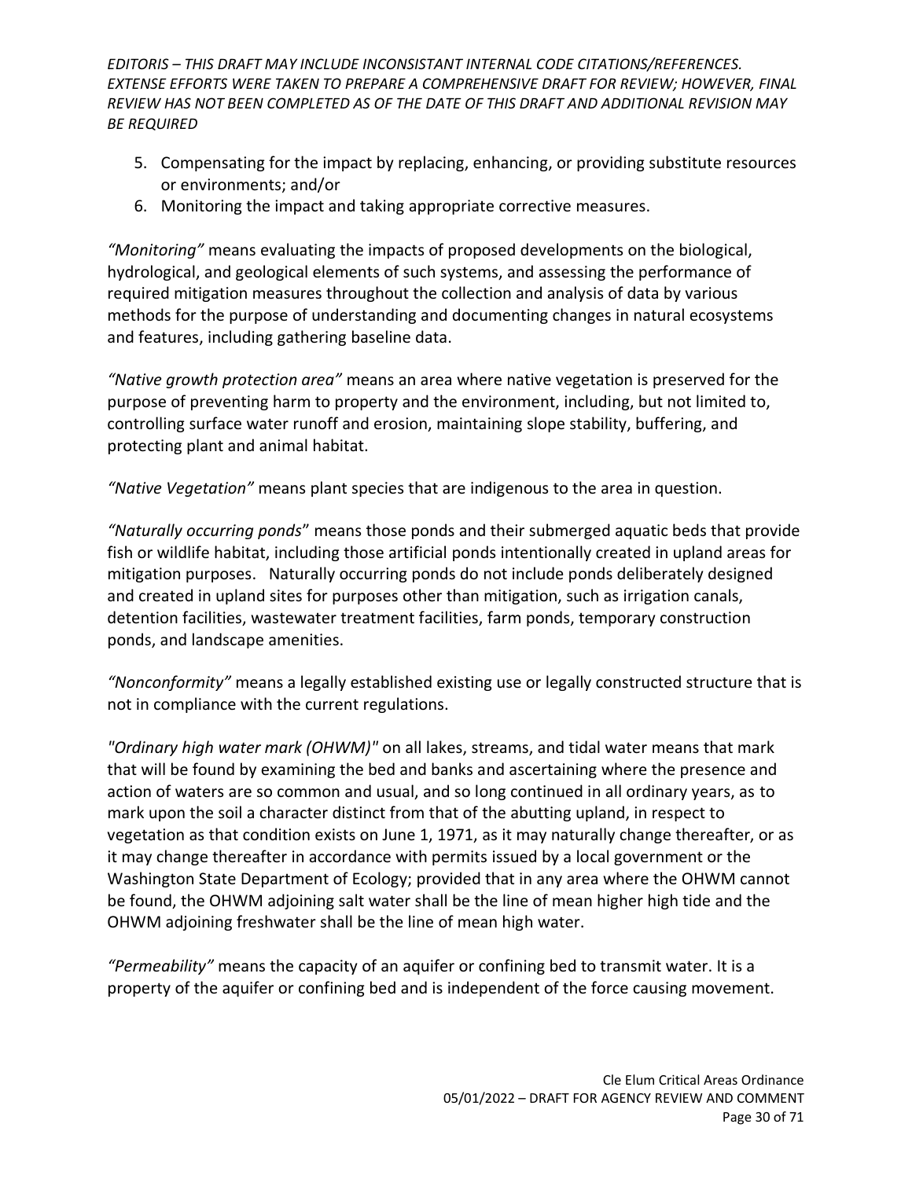5. Compensating for the impact by replacing, enhancing, or providing substitute resources or environments; and/or
6. Monitoring the impact and taking appropriate corrective measures.

*"Monitoring"* means evaluating the impacts of proposed developments on the biological, hydrological, and geological elements of such systems, and assessing the performance of required mitigation measures throughout the collection and analysis of data by various methods for the purpose of understanding and documenting changes in natural ecosystems and features, including gathering baseline data.

*"Native growth protection area"* means an area where native vegetation is preserved for the purpose of preventing harm to property and the environment, including, but not limited to, controlling surface water runoff and erosion, maintaining slope stability, buffering, and protecting plant and animal habitat.

*"Native Vegetation"* means plant species that are indigenous to the area in question.

*"Naturally occurring ponds"* means those ponds and their submerged aquatic beds that provide fish or wildlife habitat, including those artificial ponds intentionally created in upland areas for mitigation purposes. Naturally occurring ponds do not include ponds deliberately designed and created in upland sites for purposes other than mitigation, such as irrigation canals, detention facilities, wastewater treatment facilities, farm ponds, temporary construction ponds, and landscape amenities.

*"Nonconformity"* means a legally established existing use or legally constructed structure that is not in compliance with the current regulations.

*"Ordinary high water mark (OHWM)"* on all lakes, streams, and tidal water means that mark that will be found by examining the bed and banks and ascertaining where the presence and action of waters are so common and usual, and so long continued in all ordinary years, as to mark upon the soil a character distinct from that of the abutting upland, in respect to vegetation as that condition exists on June 1, 1971, as it may naturally change thereafter, or as it may change thereafter in accordance with permits issued by a local government or the Washington State Department of Ecology; provided that in any area where the OHWM cannot be found, the OHWM adjoining salt water shall be the line of mean higher high tide and the OHWM adjoining freshwater shall be the line of mean high water.

*"Permeability"* means the capacity of an aquifer or confining bed to transmit water. It is a property of the aquifer or confining bed and is independent of the force causing movement.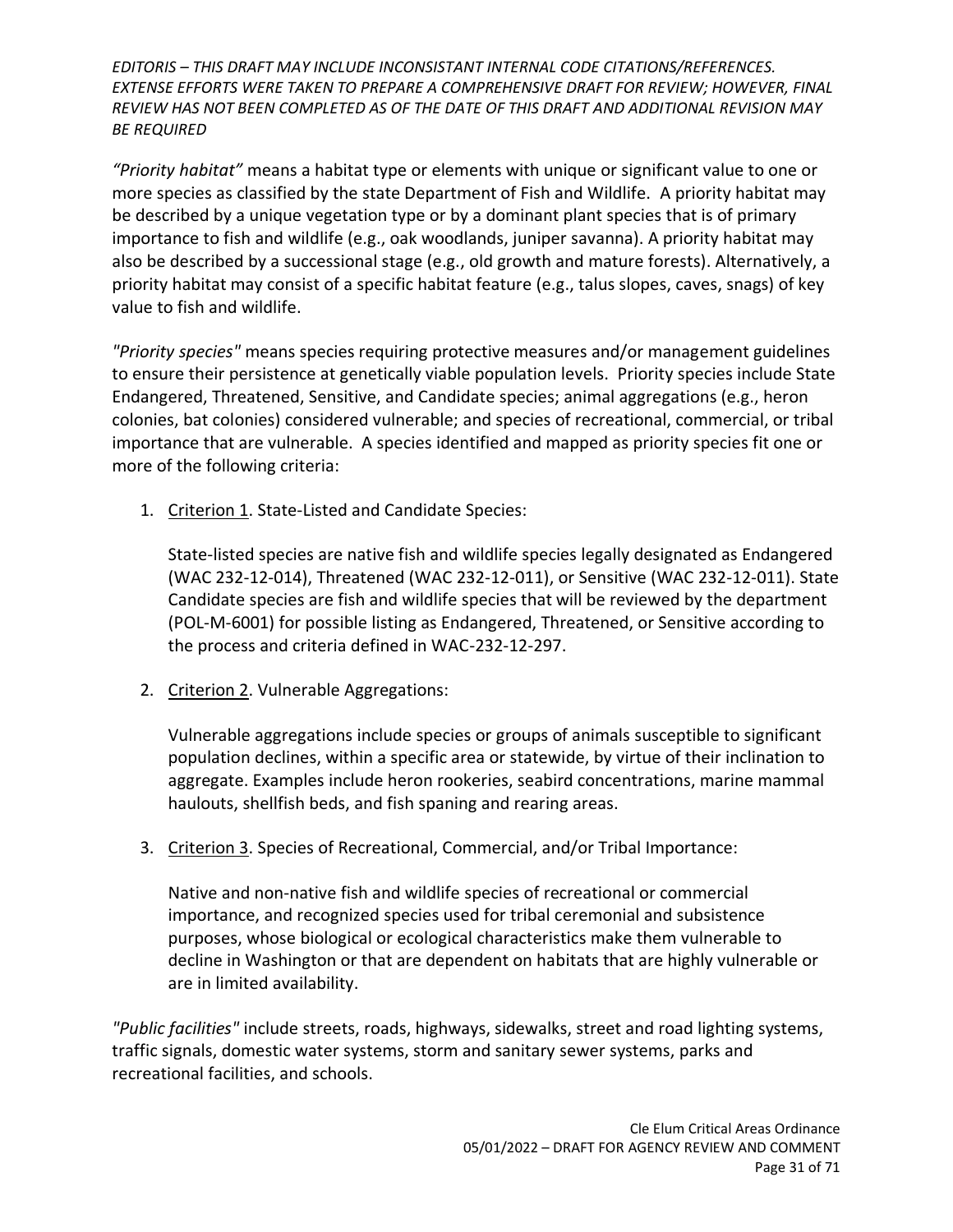*EDITORIS – THIS DRAFT MAY INCLUDE INCONSISTANT INTERNAL CODE CITATIONS/REFERENCES. EXTENSE EFFORTS WERE TAKEN TO PREPARE A COMPREHENSIVE DRAFT FOR REVIEW; HOWEVER, FINAL REVIEW HAS NOT BEEN COMPLETED AS OF THE DATE OF THIS DRAFT AND ADDITIONAL REVISION MAY BE REQUIRED*

*"Priority habitat"* means a habitat type or elements with unique or significant value to one or more species as classified by the state Department of Fish and Wildlife. A priority habitat may be described by a unique vegetation type or by a dominant plant species that is of primary importance to fish and wildlife (e.g., oak woodlands, juniper savanna). A priority habitat may also be described by a successional stage (e.g., old growth and mature forests). Alternatively, a priority habitat may consist of a specific habitat feature (e.g., talus slopes, caves, snags) of key value to fish and wildlife.

*"Priority species"* means species requiring protective measures and/or management guidelines to ensure their persistence at genetically viable population levels. Priority species include State Endangered, Threatened, Sensitive, and Candidate species; animal aggregations (e.g., heron colonies, bat colonies) considered vulnerable; and species of recreational, commercial, or tribal importance that are vulnerable. A species identified and mapped as priority species fit one or more of the following criteria:

1. <u>Criterion 1</u>. State-Listed and Candidate Species:

   State-listed species are native fish and wildlife species legally designated as Endangered (WAC 232-12-014), Threatened (WAC 232-12-011), or Sensitive (WAC 232-12-011). State Candidate species are fish and wildlife species that will be reviewed by the department (POL-M-6001) for possible listing as Endangered, Threatened, or Sensitive according to the process and criteria defined in WAC-232-12-297.

2. <u>Criterion 2</u>. Vulnerable Aggregations:

   Vulnerable aggregations include species or groups of animals susceptible to significant population declines, within a specific area or statewide, by virtue of their inclination to aggregate. Examples include heron rookeries, seabird concentrations, marine mammal haulouts, shellfish beds, and fish spaning and rearing areas.

3. <u>Criterion 3</u>. Species of Recreational, Commercial, and/or Tribal Importance:

   Native and non-native fish and wildlife species of recreational or commercial importance, and recognized species used for tribal ceremonial and subsistence purposes, whose biological or ecological characteristics make them vulnerable to decline in Washington or that are dependent on habitats that are highly vulnerable or are in limited availability.

*"Public facilities"* include streets, roads, highways, sidewalks, street and road lighting systems, traffic signals, domestic water systems, storm and sanitary sewer systems, parks and recreational facilities, and schools.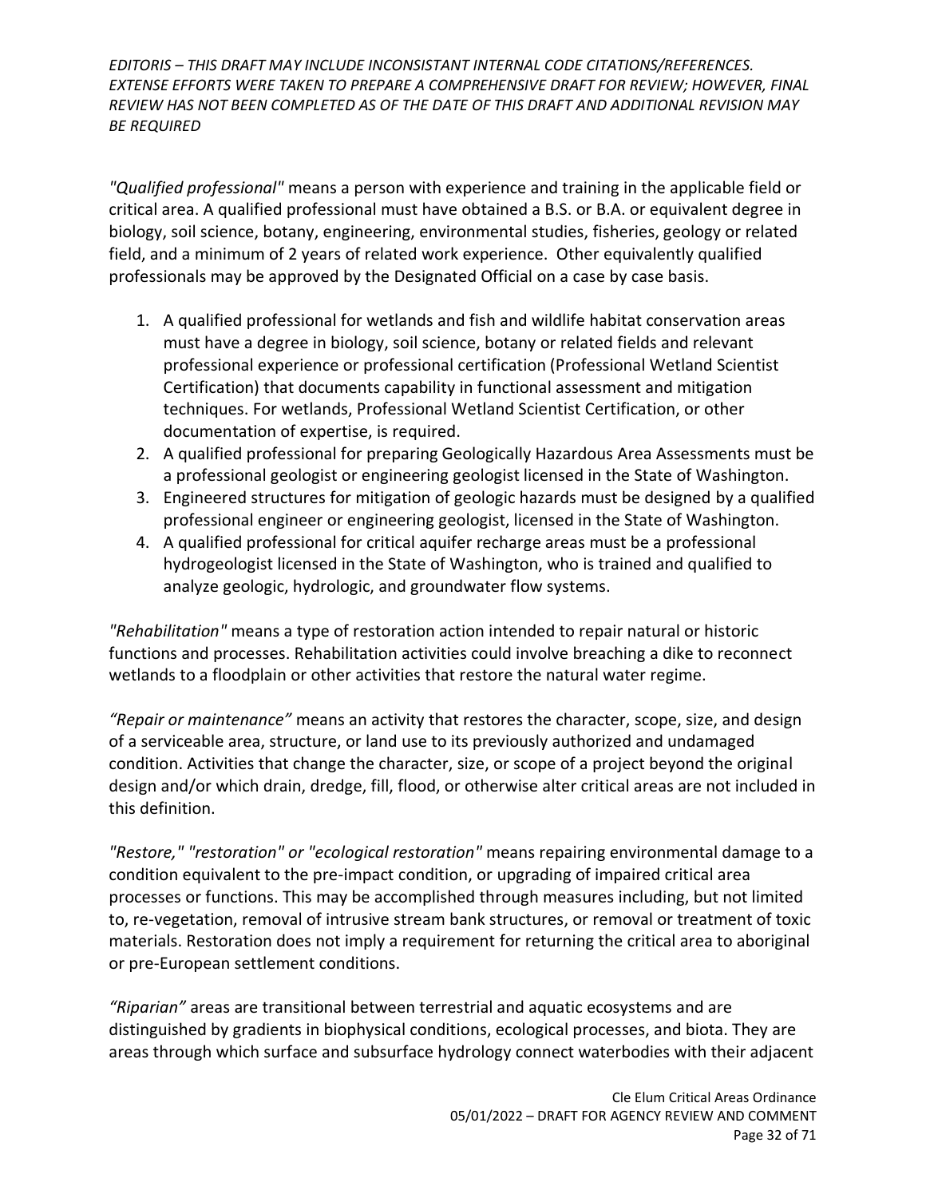*"Qualified professional"* means a person with experience and training in the applicable field or critical area. A qualified professional must have obtained a B.S. or B.A. or equivalent degree in biology, soil science, botany, engineering, environmental studies, fisheries, geology or related field, and a minimum of 2 years of related work experience. Other equivalently qualified professionals may be approved by the Designated Official on a case by case basis.

1. A qualified professional for wetlands and fish and wildlife habitat conservation areas must have a degree in biology, soil science, botany or related fields and relevant professional experience or professional certification (Professional Wetland Scientist Certification) that documents capability in functional assessment and mitigation techniques. For wetlands, Professional Wetland Scientist Certification, or other documentation of expertise, is required.
2. A qualified professional for preparing Geologically Hazardous Area Assessments must be a professional geologist or engineering geologist licensed in the State of Washington.
3. Engineered structures for mitigation of geologic hazards must be designed by a qualified professional engineer or engineering geologist, licensed in the State of Washington.
4. A qualified professional for critical aquifer recharge areas must be a professional hydrogeologist licensed in the State of Washington, who is trained and qualified to analyze geologic, hydrologic, and groundwater flow systems.

*"Rehabilitation"* means a type of restoration action intended to repair natural or historic functions and processes. Rehabilitation activities could involve breaching a dike to reconnect wetlands to a floodplain or other activities that restore the natural water regime.

*"Repair or maintenance"* means an activity that restores the character, scope, size, and design of a serviceable area, structure, or land use to its previously authorized and undamaged condition. Activities that change the character, size, or scope of a project beyond the original design and/or which drain, dredge, fill, flood, or otherwise alter critical areas are not included in this definition.

*"Restore," "restoration" or "ecological restoration"* means repairing environmental damage to a condition equivalent to the pre-impact condition, or upgrading of impaired critical area processes or functions. This may be accomplished through measures including, but not limited to, re-vegetation, removal of intrusive stream bank structures, or removal or treatment of toxic materials. Restoration does not imply a requirement for returning the critical area to aboriginal or pre-European settlement conditions.

*"Riparian"* areas are transitional between terrestrial and aquatic ecosystems and are distinguished by gradients in biophysical conditions, ecological processes, and biota. They are areas through which surface and subsurface hydrology connect waterbodies with their adjacent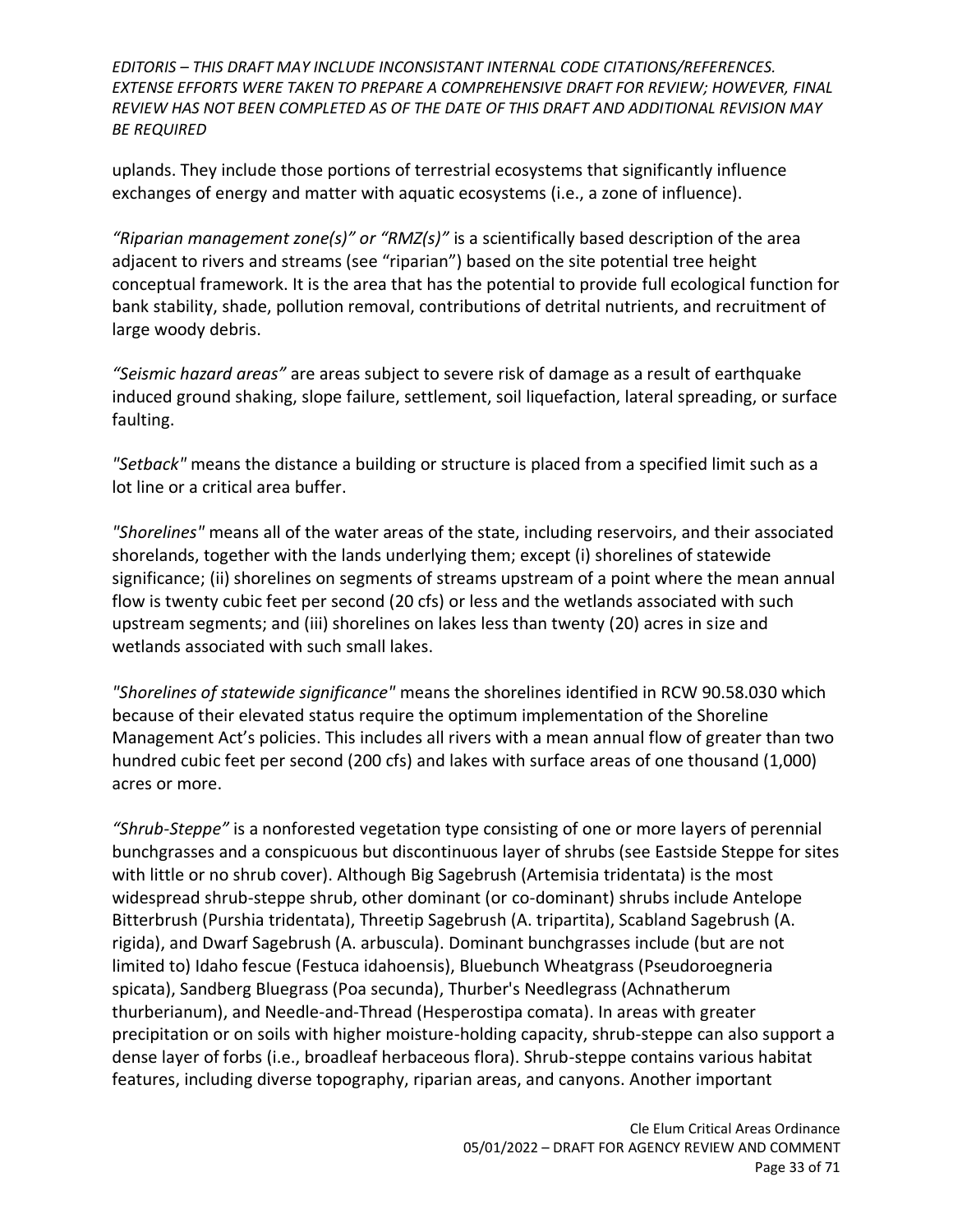uplands. They include those portions of terrestrial ecosystems that significantly influence exchanges of energy and matter with aquatic ecosystems (i.e., a zone of influence).

*"Riparian management zone(s)" or "RMZ(s)"* is a scientifically based description of the area adjacent to rivers and streams (see "riparian") based on the site potential tree height conceptual framework. It is the area that has the potential to provide full ecological function for bank stability, shade, pollution removal, contributions of detrital nutrients, and recruitment of large woody debris.

*"Seismic hazard areas"* are areas subject to severe risk of damage as a result of earthquake induced ground shaking, slope failure, settlement, soil liquefaction, lateral spreading, or surface faulting.

*"Setback"* means the distance a building or structure is placed from a specified limit such as a lot line or a critical area buffer.

*"Shorelines"* means all of the water areas of the state, including reservoirs, and their associated shorelands, together with the lands underlying them; except (i) shorelines of statewide significance; (ii) shorelines on segments of streams upstream of a point where the mean annual flow is twenty cubic feet per second (20 cfs) or less and the wetlands associated with such upstream segments; and (iii) shorelines on lakes less than twenty (20) acres in size and wetlands associated with such small lakes.

*"Shorelines of statewide significance"* means the shorelines identified in RCW 90.58.030 which because of their elevated status require the optimum implementation of the Shoreline Management Act's policies. This includes all rivers with a mean annual flow of greater than two hundred cubic feet per second (200 cfs) and lakes with surface areas of one thousand (1,000) acres or more.

*"Shrub-Steppe"* is a nonforested vegetation type consisting of one or more layers of perennial bunchgrasses and a conspicuous but discontinuous layer of shrubs (see Eastside Steppe for sites with little or no shrub cover). Although Big Sagebrush (Artemisia tridentata) is the most widespread shrub-steppe shrub, other dominant (or co-dominant) shrubs include Antelope Bitterbrush (Purshia tridentata), Threetip Sagebrush (A. tripartita), Scabland Sagebrush (A. rigida), and Dwarf Sagebrush (A. arbuscula). Dominant bunchgrasses include (but are not limited to) Idaho fescue (Festuca idahoensis), Bluebunch Wheatgrass (Pseudoroegneria spicata), Sandberg Bluegrass (Poa secunda), Thurber's Needlegrass (Achnatherum thurberianum), and Needle-and-Thread (Hesperostipa comata). In areas with greater precipitation or on soils with higher moisture-holding capacity, shrub-steppe can also support a dense layer of forbs (i.e., broadleaf herbaceous flora). Shrub-steppe contains various habitat features, including diverse topography, riparian areas, and canyons. Another important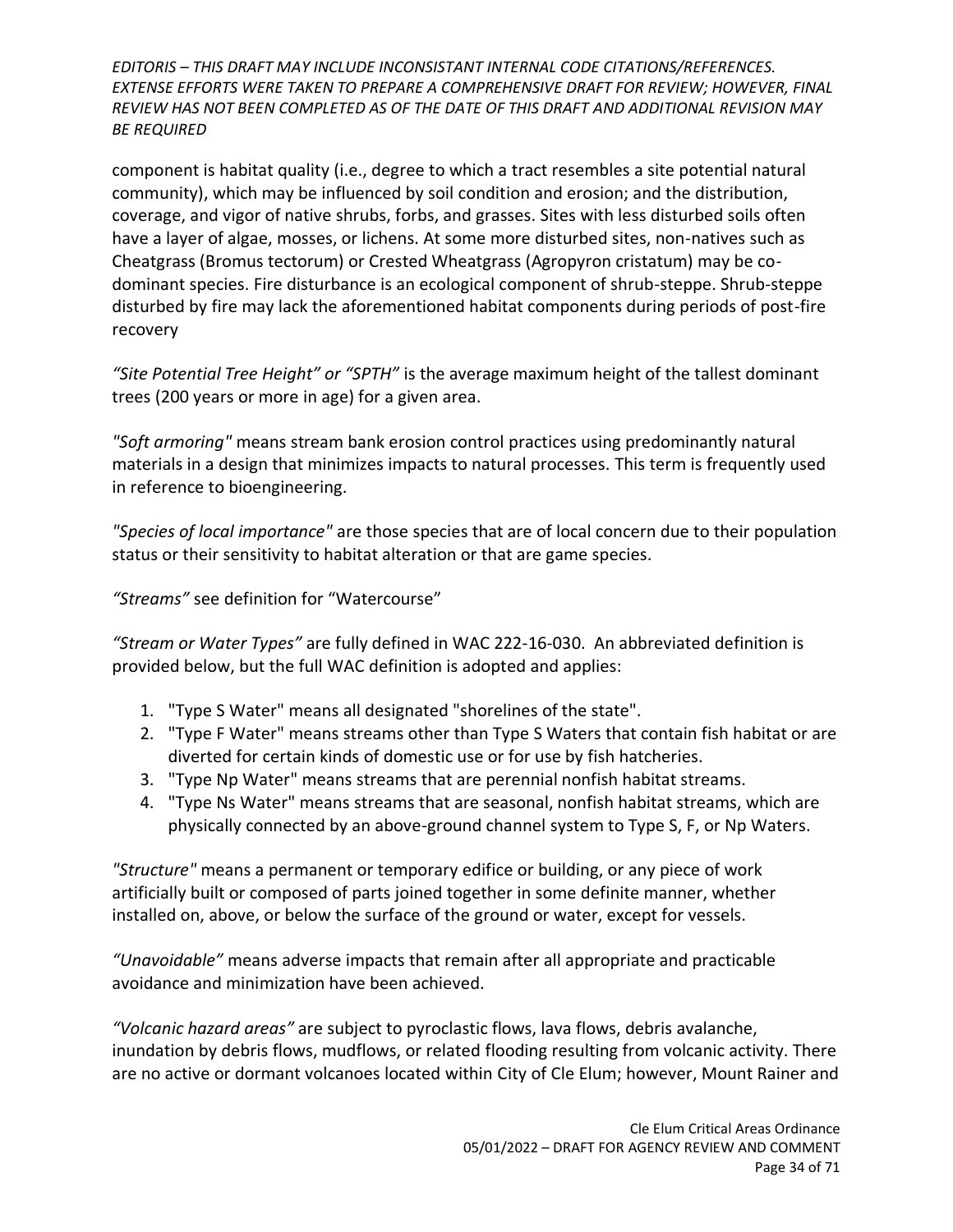component is habitat quality (i.e., degree to which a tract resembles a site potential natural community), which may be influenced by soil condition and erosion; and the distribution, coverage, and vigor of native shrubs, forbs, and grasses. Sites with less disturbed soils often have a layer of algae, mosses, or lichens. At some more disturbed sites, non-natives such as Cheatgrass (Bromus tectorum) or Crested Wheatgrass (Agropyron cristatum) may be co-dominant species. Fire disturbance is an ecological component of shrub-steppe. Shrub-steppe disturbed by fire may lack the aforementioned habitat components during periods of post-fire recovery

*"Site Potential Tree Height" or "SPTH"* is the average maximum height of the tallest dominant trees (200 years or more in age) for a given area.

*"Soft armoring"* means stream bank erosion control practices using predominantly natural materials in a design that minimizes impacts to natural processes. This term is frequently used in reference to bioengineering.

*"Species of local importance"* are those species that are of local concern due to their population status or their sensitivity to habitat alteration or that are game species.

*"Streams"* see definition for "Watercourse"

*"Stream or Water Types"* are fully defined in WAC 222-16-030. An abbreviated definition is provided below, but the full WAC definition is adopted and applies:

1. "Type S Water" means all designated "shorelines of the state".
2. "Type F Water" means streams other than Type S Waters that contain fish habitat or are diverted for certain kinds of domestic use or for use by fish hatcheries.
3. "Type Np Water" means streams that are perennial nonfish habitat streams.
4. "Type Ns Water" means streams that are seasonal, nonfish habitat streams, which are physically connected by an above-ground channel system to Type S, F, or Np Waters.

*"Structure"* means a permanent or temporary edifice or building, or any piece of work artificially built or composed of parts joined together in some definite manner, whether installed on, above, or below the surface of the ground or water, except for vessels.

*"Unavoidable"* means adverse impacts that remain after all appropriate and practicable avoidance and minimization have been achieved.

*"Volcanic hazard areas"* are subject to pyroclastic flows, lava flows, debris avalanche, inundation by debris flows, mudflows, or related flooding resulting from volcanic activity. There are no active or dormant volcanoes located within City of Cle Elum; however, Mount Rainer and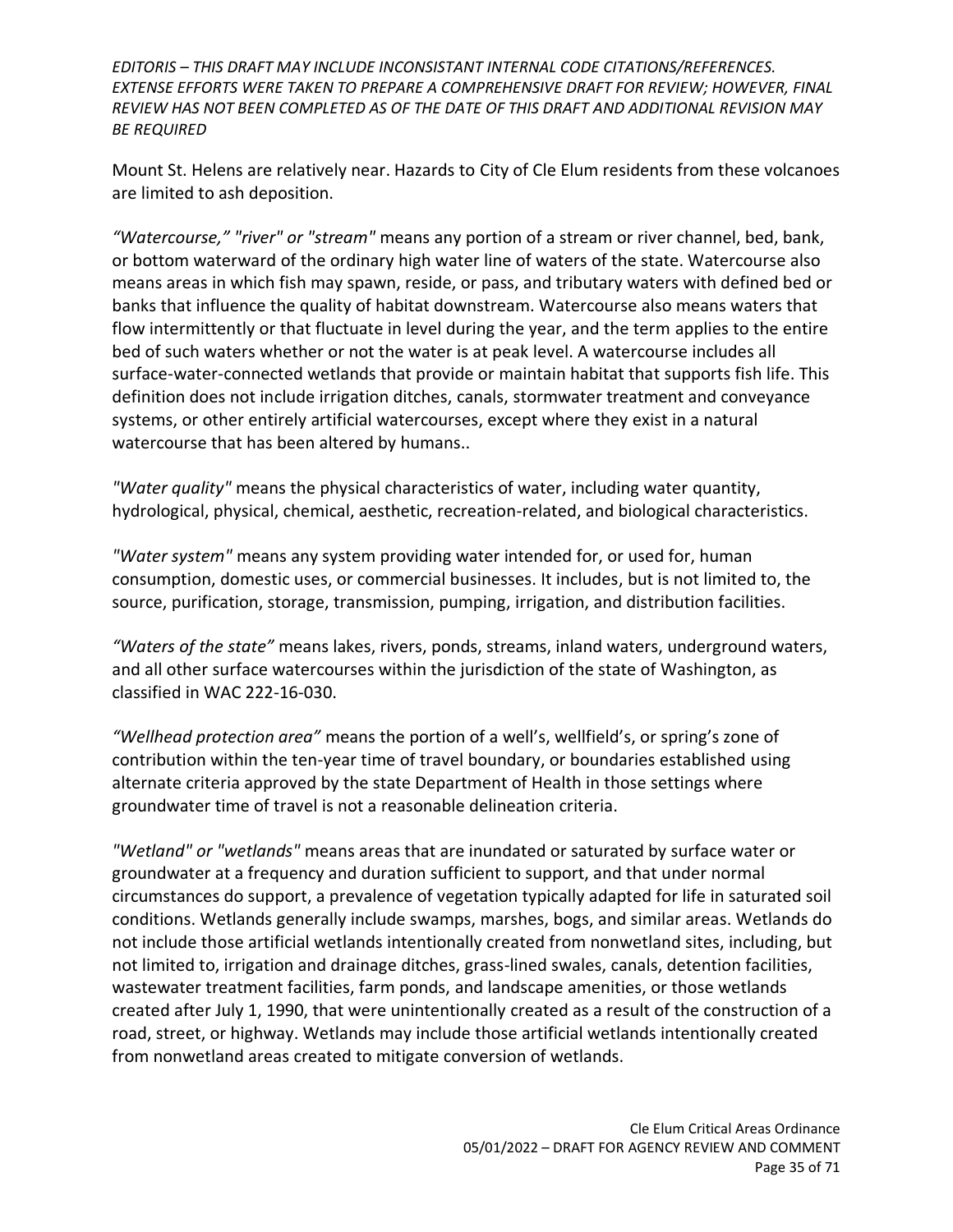Mount St. Helens are relatively near. Hazards to City of Cle Elum residents from these volcanoes are limited to ash deposition.

*"Watercourse," "river" or "stream"* means any portion of a stream or river channel, bed, bank, or bottom waterward of the ordinary high water line of waters of the state. Watercourse also means areas in which fish may spawn, reside, or pass, and tributary waters with defined bed or banks that influence the quality of habitat downstream. Watercourse also means waters that flow intermittently or that fluctuate in level during the year, and the term applies to the entire bed of such waters whether or not the water is at peak level. A watercourse includes all surface-water-connected wetlands that provide or maintain habitat that supports fish life. This definition does not include irrigation ditches, canals, stormwater treatment and conveyance systems, or other entirely artificial watercourses, except where they exist in a natural watercourse that has been altered by humans..

*"Water quality"* means the physical characteristics of water, including water quantity, hydrological, physical, chemical, aesthetic, recreation-related, and biological characteristics.

*"Water system"* means any system providing water intended for, or used for, human consumption, domestic uses, or commercial businesses. It includes, but is not limited to, the source, purification, storage, transmission, pumping, irrigation, and distribution facilities.

*"Waters of the state"* means lakes, rivers, ponds, streams, inland waters, underground waters, and all other surface watercourses within the jurisdiction of the state of Washington, as classified in WAC 222-16-030.

*"Wellhead protection area"* means the portion of a well's, wellfield's, or spring's zone of contribution within the ten-year time of travel boundary, or boundaries established using alternate criteria approved by the state Department of Health in those settings where groundwater time of travel is not a reasonable delineation criteria.

*"Wetland" or "wetlands"* means areas that are inundated or saturated by surface water or groundwater at a frequency and duration sufficient to support, and that under normal circumstances do support, a prevalence of vegetation typically adapted for life in saturated soil conditions. Wetlands generally include swamps, marshes, bogs, and similar areas. Wetlands do not include those artificial wetlands intentionally created from nonwetland sites, including, but not limited to, irrigation and drainage ditches, grass-lined swales, canals, detention facilities, wastewater treatment facilities, farm ponds, and landscape amenities, or those wetlands created after July 1, 1990, that were unintentionally created as a result of the construction of a road, street, or highway. Wetlands may include those artificial wetlands intentionally created from nonwetland areas created to mitigate conversion of wetlands.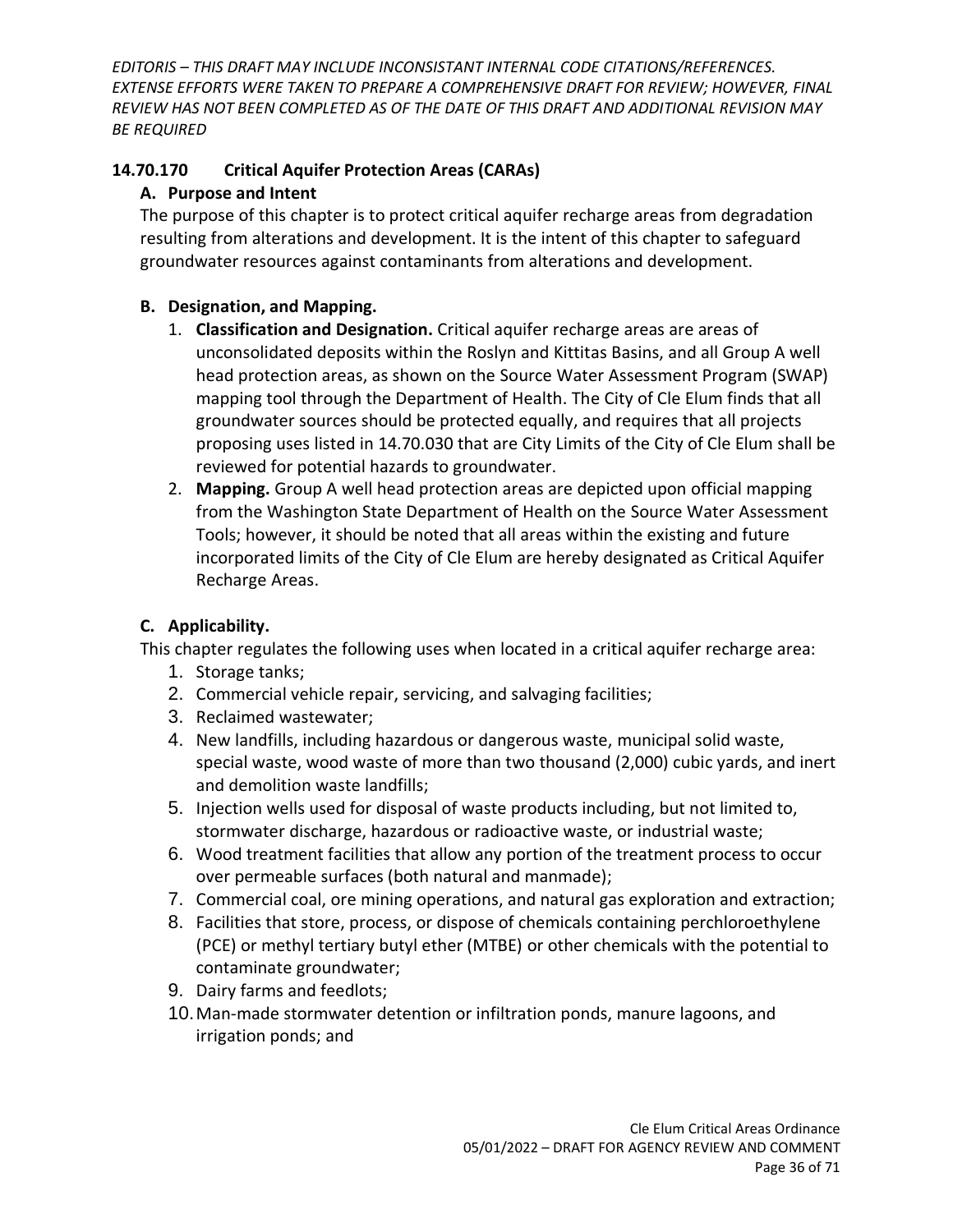*EDITORIS – THIS DRAFT MAY INCLUDE INCONSISTANT INTERNAL CODE CITATIONS/REFERENCES. EXTENSE EFFORTS WERE TAKEN TO PREPARE A COMPREHENSIVE DRAFT FOR REVIEW; HOWEVER, FINAL REVIEW HAS NOT BEEN COMPLETED AS OF THE DATE OF THIS DRAFT AND ADDITIONAL REVISION MAY BE REQUIRED*

### 14.70.170 Critical Aquifer Protection Areas (CARAs)

**A. Purpose and Intent**

The purpose of this chapter is to protect critical aquifer recharge areas from degradation resulting from alterations and development. It is the intent of this chapter to safeguard groundwater resources against contaminants from alterations and development.

**B. Designation, and Mapping.**

1. **Classification and Designation.** Critical aquifer recharge areas are areas of unconsolidated deposits within the Roslyn and Kittitas Basins, and all Group A well head protection areas, as shown on the Source Water Assessment Program (SWAP) mapping tool through the Department of Health. The City of Cle Elum finds that all groundwater sources should be protected equally, and requires that all projects proposing uses listed in 14.70.030 that are City Limits of the City of Cle Elum shall be reviewed for potential hazards to groundwater.
2. **Mapping.** Group A well head protection areas are depicted upon official mapping from the Washington State Department of Health on the Source Water Assessment Tools; however, it should be noted that all areas within the existing and future incorporated limits of the City of Cle Elum are hereby designated as Critical Aquifer Recharge Areas.

**C. Applicability.**

This chapter regulates the following uses when located in a critical aquifer recharge area:

1. Storage tanks;
2. Commercial vehicle repair, servicing, and salvaging facilities;
3. Reclaimed wastewater;
4. New landfills, including hazardous or dangerous waste, municipal solid waste, special waste, wood waste of more than two thousand (2,000) cubic yards, and inert and demolition waste landfills;
5. Injection wells used for disposal of waste products including, but not limited to, stormwater discharge, hazardous or radioactive waste, or industrial waste;
6. Wood treatment facilities that allow any portion of the treatment process to occur over permeable surfaces (both natural and manmade);
7. Commercial coal, ore mining operations, and natural gas exploration and extraction;
8. Facilities that store, process, or dispose of chemicals containing perchloroethylene (PCE) or methyl tertiary butyl ether (MTBE) or other chemicals with the potential to contaminate groundwater;
9. Dairy farms and feedlots;
10. Man-made stormwater detention or infiltration ponds, manure lagoons, and irrigation ponds; and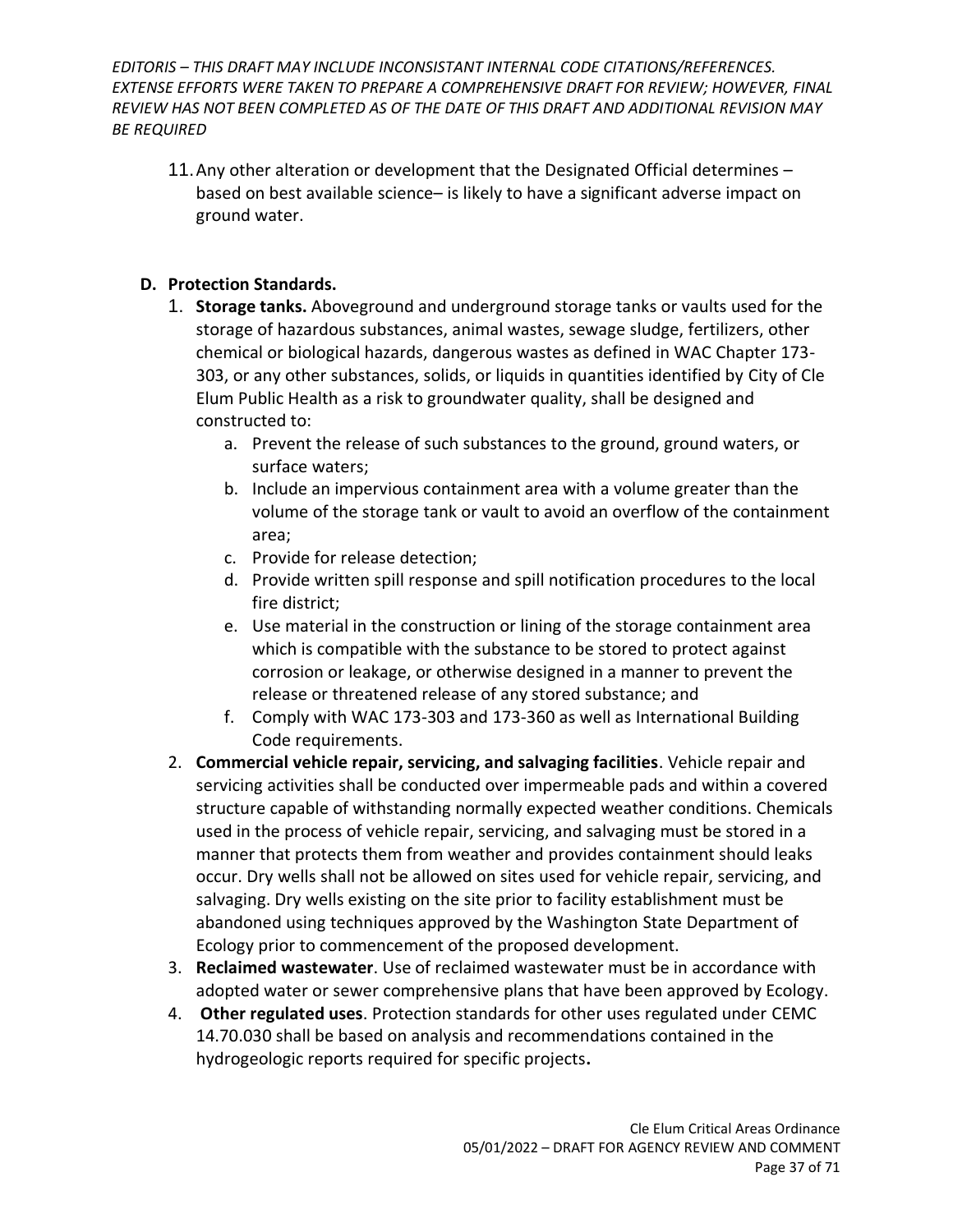*EDITORIS – THIS DRAFT MAY INCLUDE INCONSISTANT INTERNAL CODE CITATIONS/REFERENCES. EXTENSE EFFORTS WERE TAKEN TO PREPARE A COMPREHENSIVE DRAFT FOR REVIEW; HOWEVER, FINAL REVIEW HAS NOT BEEN COMPLETED AS OF THE DATE OF THIS DRAFT AND ADDITIONAL REVISION MAY BE REQUIRED*

11. Any other alteration or development that the Designated Official determines – based on best available science– is likely to have a significant adverse impact on ground water.

**D. Protection Standards.**

1. **Storage tanks.** Aboveground and underground storage tanks or vaults used for the storage of hazardous substances, animal wastes, sewage sludge, fertilizers, other chemical or biological hazards, dangerous wastes as defined in WAC Chapter 173-303, or any other substances, solids, or liquids in quantities identified by City of Cle Elum Public Health as a risk to groundwater quality, shall be designed and constructed to:
   a. Prevent the release of such substances to the ground, ground waters, or surface waters;
   b. Include an impervious containment area with a volume greater than the volume of the storage tank or vault to avoid an overflow of the containment area;
   c. Provide for release detection;
   d. Provide written spill response and spill notification procedures to the local fire district;
   e. Use material in the construction or lining of the storage containment area which is compatible with the substance to be stored to protect against corrosion or leakage, or otherwise designed in a manner to prevent the release or threatened release of any stored substance; and
   f. Comply with WAC 173-303 and 173-360 as well as International Building Code requirements.
2. **Commercial vehicle repair, servicing, and salvaging facilities**. Vehicle repair and servicing activities shall be conducted over impermeable pads and within a covered structure capable of withstanding normally expected weather conditions. Chemicals used in the process of vehicle repair, servicing, and salvaging must be stored in a manner that protects them from weather and provides containment should leaks occur. Dry wells shall not be allowed on sites used for vehicle repair, servicing, and salvaging. Dry wells existing on the site prior to facility establishment must be abandoned using techniques approved by the Washington State Department of Ecology prior to commencement of the proposed development.
3. **Reclaimed wastewater**. Use of reclaimed wastewater must be in accordance with adopted water or sewer comprehensive plans that have been approved by Ecology.
4. **Other regulated uses**. Protection standards for other uses regulated under CEMC 14.70.030 shall be based on analysis and recommendations contained in the hydrogeologic reports required for specific projects**.**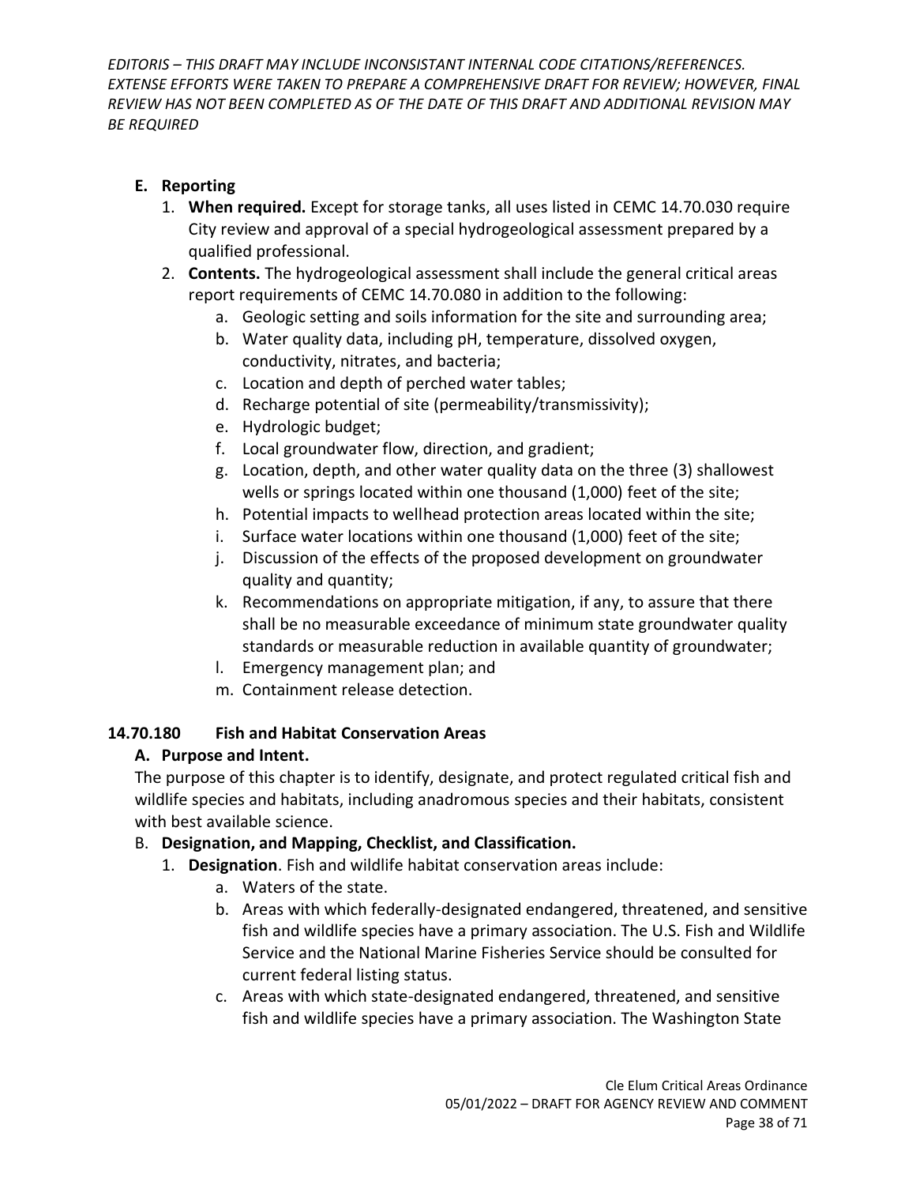*EDITORIS – THIS DRAFT MAY INCLUDE INCONSISTANT INTERNAL CODE CITATIONS/REFERENCES. EXTENSE EFFORTS WERE TAKEN TO PREPARE A COMPREHENSIVE DRAFT FOR REVIEW; HOWEVER, FINAL REVIEW HAS NOT BEEN COMPLETED AS OF THE DATE OF THIS DRAFT AND ADDITIONAL REVISION MAY BE REQUIRED*

**E. Reporting**

1. **When required.** Except for storage tanks, all uses listed in CEMC 14.70.030 require City review and approval of a special hydrogeological assessment prepared by a qualified professional.
2. **Contents.** The hydrogeological assessment shall include the general critical areas report requirements of CEMC 14.70.080 in addition to the following:
    a. Geologic setting and soils information for the site and surrounding area;
    b. Water quality data, including pH, temperature, dissolved oxygen, conductivity, nitrates, and bacteria;
    c. Location and depth of perched water tables;
    d. Recharge potential of site (permeability/transmissivity);
    e. Hydrologic budget;
    f. Local groundwater flow, direction, and gradient;
    g. Location, depth, and other water quality data on the three (3) shallowest wells or springs located within one thousand (1,000) feet of the site;
    h. Potential impacts to wellhead protection areas located within the site;
    i. Surface water locations within one thousand (1,000) feet of the site;
    j. Discussion of the effects of the proposed development on groundwater quality and quantity;
    k. Recommendations on appropriate mitigation, if any, to assure that there shall be no measurable exceedance of minimum state groundwater quality standards or measurable reduction in available quantity of groundwater;
    l. Emergency management plan; and
    m. Containment release detection.

## 14.70.180 Fish and Habitat Conservation Areas

**A. Purpose and Intent.**

The purpose of this chapter is to identify, designate, and protect regulated critical fish and wildlife species and habitats, including anadromous species and their habitats, consistent with best available science.

B. **Designation, and Mapping, Checklist, and Classification.**

1. **Designation**. Fish and wildlife habitat conservation areas include:
    a. Waters of the state.
    b. Areas with which federally-designated endangered, threatened, and sensitive fish and wildlife species have a primary association. The U.S. Fish and Wildlife Service and the National Marine Fisheries Service should be consulted for current federal listing status.
    c. Areas with which state-designated endangered, threatened, and sensitive fish and wildlife species have a primary association. The Washington State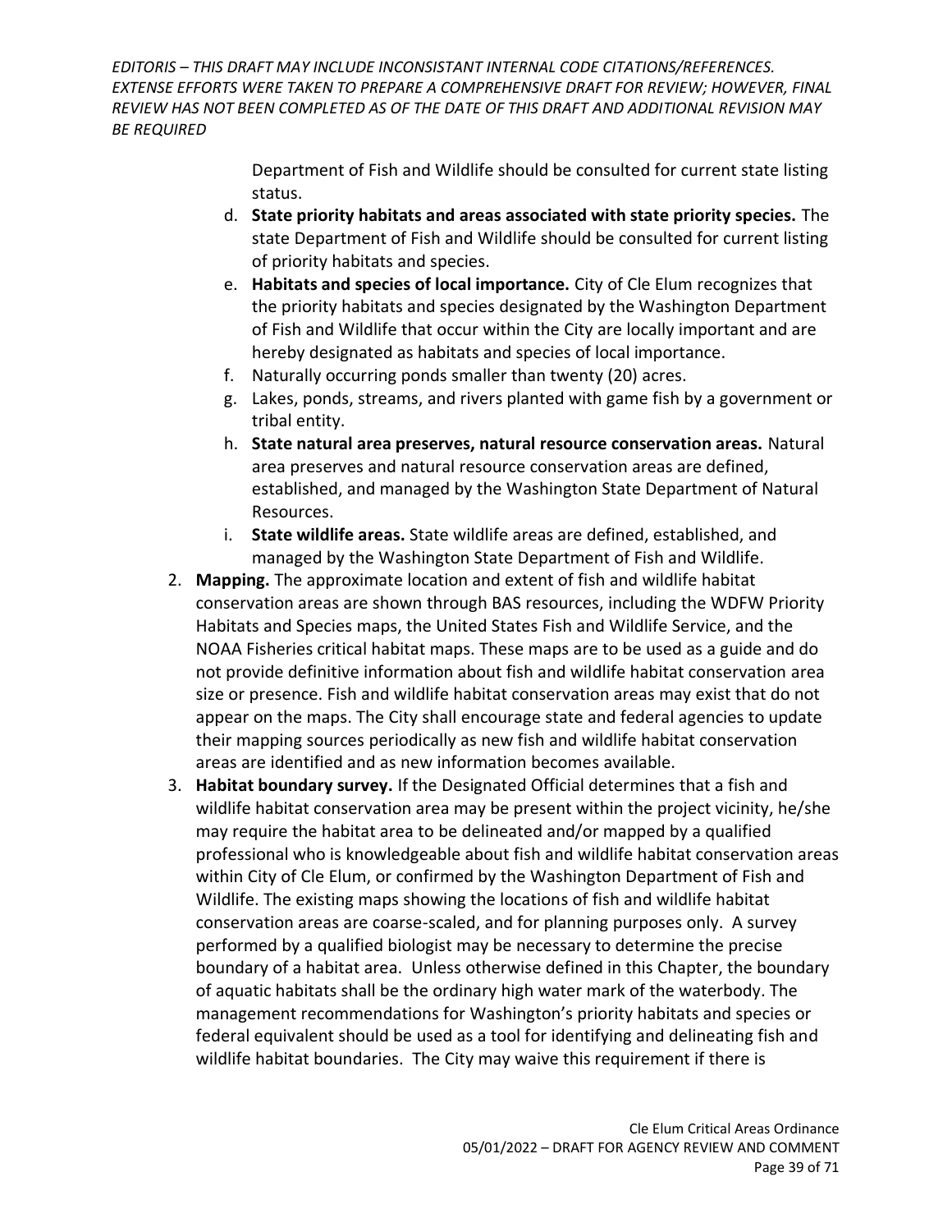Department of Fish and Wildlife should be consulted for current state listing status.

d. **State priority habitats and areas associated with state priority species.** The state Department of Fish and Wildlife should be consulted for current listing of priority habitats and species.
e. **Habitats and species of local importance.** City of Cle Elum recognizes that the priority habitats and species designated by the Washington Department of Fish and Wildlife that occur within the City are locally important and are hereby designated as habitats and species of local importance.
f. Naturally occurring ponds smaller than twenty (20) acres.
g. Lakes, ponds, streams, and rivers planted with game fish by a government or tribal entity.
h. **State natural area preserves, natural resource conservation areas.** Natural area preserves and natural resource conservation areas are defined, established, and managed by the Washington State Department of Natural Resources.
i. **State wildlife areas.** State wildlife areas are defined, established, and managed by the Washington State Department of Fish and Wildlife.

2. **Mapping.** The approximate location and extent of fish and wildlife habitat conservation areas are shown through BAS resources, including the WDFW Priority Habitats and Species maps, the United States Fish and Wildlife Service, and the NOAA Fisheries critical habitat maps. These maps are to be used as a guide and do not provide definitive information about fish and wildlife habitat conservation area size or presence. Fish and wildlife habitat conservation areas may exist that do not appear on the maps. The City shall encourage state and federal agencies to update their mapping sources periodically as new fish and wildlife habitat conservation areas are identified and as new information becomes available.
3. **Habitat boundary survey.** If the Designated Official determines that a fish and wildlife habitat conservation area may be present within the project vicinity, he/she may require the habitat area to be delineated and/or mapped by a qualified professional who is knowledgeable about fish and wildlife habitat conservation areas within City of Cle Elum, or confirmed by the Washington Department of Fish and Wildlife. The existing maps showing the locations of fish and wildlife habitat conservation areas are coarse-scaled, and for planning purposes only. A survey performed by a qualified biologist may be necessary to determine the precise boundary of a habitat area. Unless otherwise defined in this Chapter, the boundary of aquatic habitats shall be the ordinary high water mark of the waterbody. The management recommendations for Washington's priority habitats and species or federal equivalent should be used as a tool for identifying and delineating fish and wildlife habitat boundaries. The City may waive this requirement if there is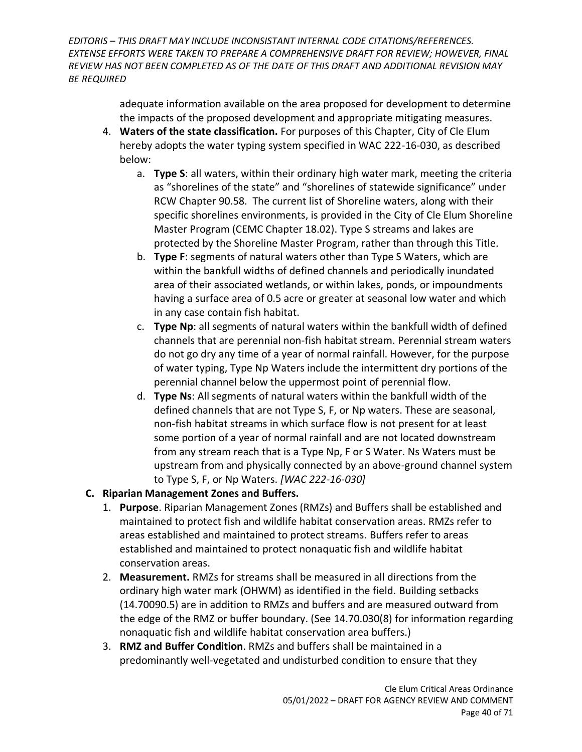adequate information available on the area proposed for development to determine the impacts of the proposed development and appropriate mitigating measures.

4. **Waters of the state classification.** For purposes of this Chapter, City of Cle Elum hereby adopts the water typing system specified in WAC 222-16-030, as described below:
   a. **Type S**: all waters, within their ordinary high water mark, meeting the criteria as "shorelines of the state" and "shorelines of statewide significance" under RCW Chapter 90.58. The current list of Shoreline waters, along with their specific shorelines environments, is provided in the City of Cle Elum Shoreline Master Program (CEMC Chapter 18.02). Type S streams and lakes are protected by the Shoreline Master Program, rather than through this Title.
   b. **Type F**: segments of natural waters other than Type S Waters, which are within the bankfull widths of defined channels and periodically inundated area of their associated wetlands, or within lakes, ponds, or impoundments having a surface area of 0.5 acre or greater at seasonal low water and which in any case contain fish habitat.
   c. **Type Np**: all segments of natural waters within the bankfull width of defined channels that are perennial non-fish habitat stream. Perennial stream waters do not go dry any time of a year of normal rainfall. However, for the purpose of water typing, Type Np Waters include the intermittent dry portions of the perennial channel below the uppermost point of perennial flow.
   d. **Type Ns**: All segments of natural waters within the bankfull width of the defined channels that are not Type S, F, or Np waters. These are seasonal, non-fish habitat streams in which surface flow is not present for at least some portion of a year of normal rainfall and are not located downstream from any stream reach that is a Type Np, F or S Water. Ns Waters must be upstream from and physically connected by an above-ground channel system to Type S, F, or Np Waters. *[WAC 222-16-030]*

**C. Riparian Management Zones and Buffers.**

1. **Purpose**. Riparian Management Zones (RMZs) and Buffers shall be established and maintained to protect fish and wildlife habitat conservation areas. RMZs refer to areas established and maintained to protect streams. Buffers refer to areas established and maintained to protect nonaquatic fish and wildlife habitat conservation areas.
2. **Measurement.** RMZs for streams shall be measured in all directions from the ordinary high water mark (OHWM) as identified in the field. Building setbacks (14.70090.5) are in addition to RMZs and buffers and are measured outward from the edge of the RMZ or buffer boundary. (See 14.70.030(8) for information regarding nonaquatic fish and wildlife habitat conservation area buffers.)
3. **RMZ and Buffer Condition**. RMZs and buffers shall be maintained in a predominantly well-vegetated and undisturbed condition to ensure that they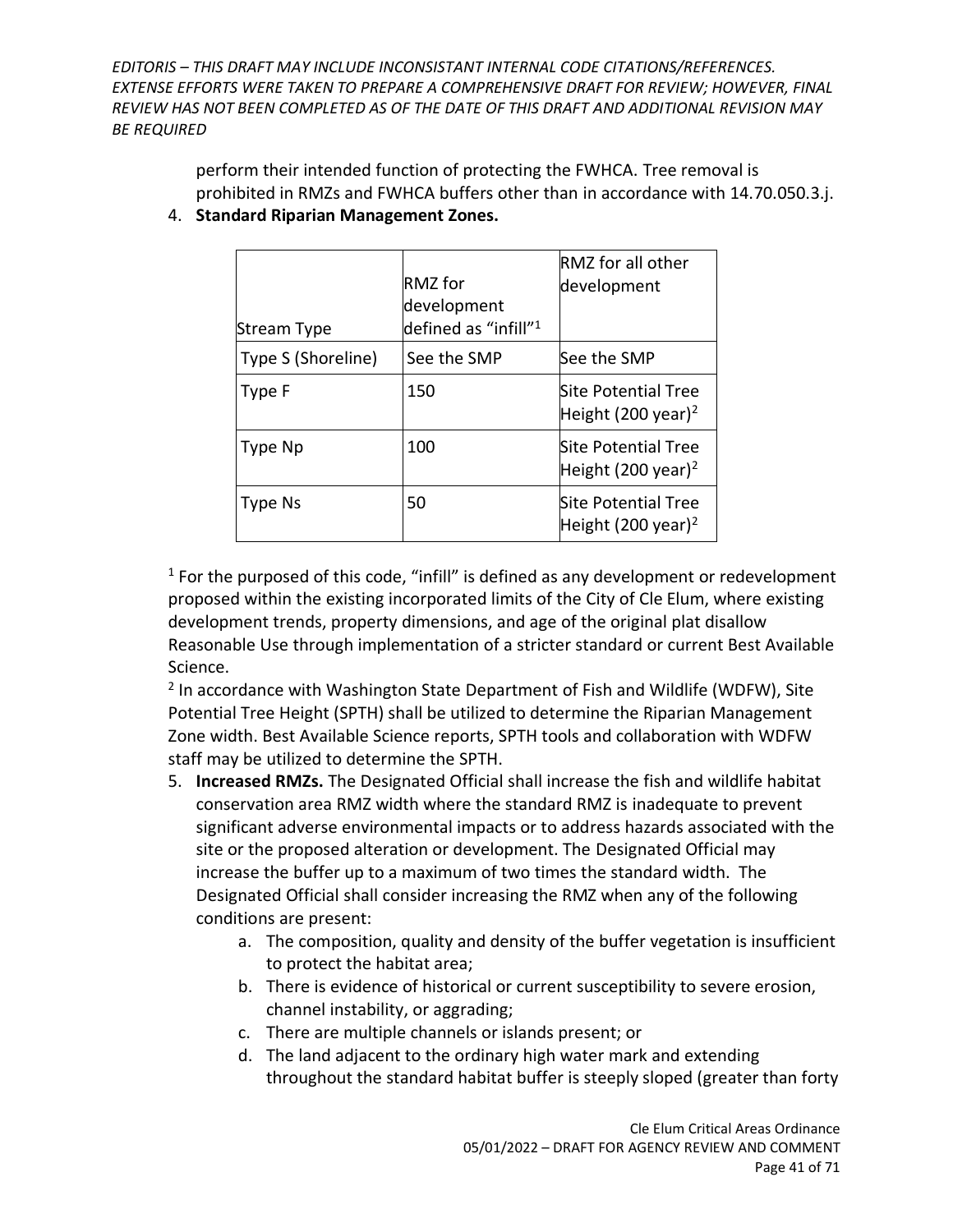perform their intended function of protecting the FWHCA. Tree removal is prohibited in RMZs and FWHCA buffers other than in accordance with 14.70.050.3.j.

4. **Standard Riparian Management Zones.**

| Stream Type | RMZ for development defined as "infill"[1] | RMZ for all other development |
|---|---|---|
| Type S (Shoreline) | See the SMP | See the SMP |
| Type F | 150 | Site Potential Tree Height (200 year)[2] |
| Type Np | 100 | Site Potential Tree Height (200 year)[2] |
| Type Ns | 50 | Site Potential Tree Height (200 year)[2] |

[1] For the purposed of this code, "infill" is defined as any development or redevelopment proposed within the existing incorporated limits of the City of Cle Elum, where existing development trends, property dimensions, and age of the original plat disallow Reasonable Use through implementation of a stricter standard or current Best Available Science.

[2] In accordance with Washington State Department of Fish and Wildlife (WDFW), Site Potential Tree Height (SPTH) shall be utilized to determine the Riparian Management Zone width. Best Available Science reports, SPTH tools and collaboration with WDFW staff may be utilized to determine the SPTH.

5. **Increased RMZs.** The Designated Official shall increase the fish and wildlife habitat conservation area RMZ width where the standard RMZ is inadequate to prevent significant adverse environmental impacts or to address hazards associated with the site or the proposed alteration or development. The Designated Official may increase the buffer up to a maximum of two times the standard width. The Designated Official shall consider increasing the RMZ when any of the following conditions are present:
   a. The composition, quality and density of the buffer vegetation is insufficient to protect the habitat area;
   b. There is evidence of historical or current susceptibility to severe erosion, channel instability, or aggrading;
   c. There are multiple channels or islands present; or
   d. The land adjacent to the ordinary high water mark and extending throughout the standard habitat buffer is steeply sloped (greater than forty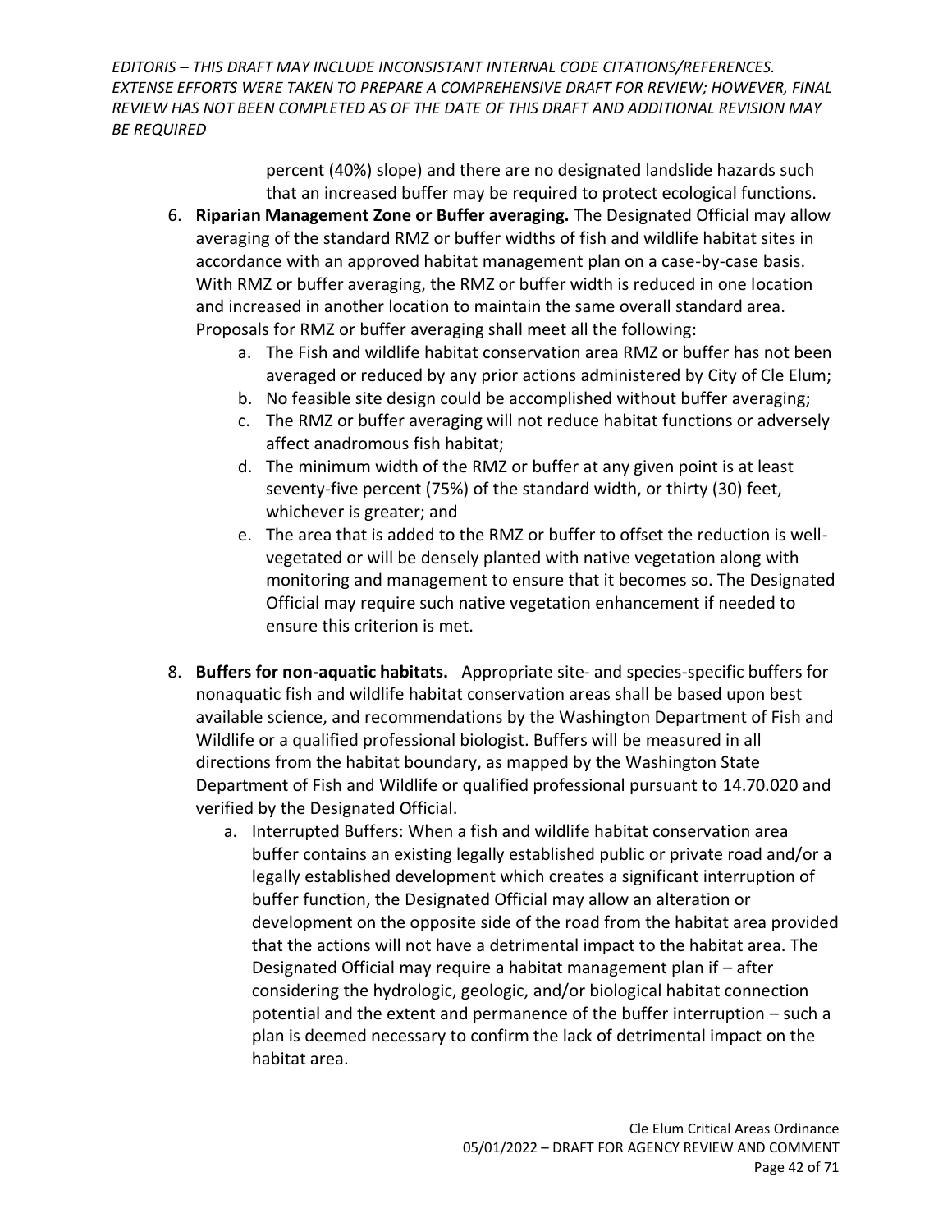percent (40%) slope) and there are no designated landslide hazards such that an increased buffer may be required to protect ecological functions.

6. **Riparian Management Zone or Buffer averaging.** The Designated Official may allow averaging of the standard RMZ or buffer widths of fish and wildlife habitat sites in accordance with an approved habitat management plan on a case-by-case basis. With RMZ or buffer averaging, the RMZ or buffer width is reduced in one location and increased in another location to maintain the same overall standard area. Proposals for RMZ or buffer averaging shall meet all the following:
   a. The Fish and wildlife habitat conservation area RMZ or buffer has not been averaged or reduced by any prior actions administered by City of Cle Elum;
   b. No feasible site design could be accomplished without buffer averaging;
   c. The RMZ or buffer averaging will not reduce habitat functions or adversely affect anadromous fish habitat;
   d. The minimum width of the RMZ or buffer at any given point is at least seventy-five percent (75%) of the standard width, or thirty (30) feet, whichever is greater; and
   e. The area that is added to the RMZ or buffer to offset the reduction is well-vegetated or will be densely planted with native vegetation along with monitoring and management to ensure that it becomes so. The Designated Official may require such native vegetation enhancement if needed to ensure this criterion is met.

8. **Buffers for non-aquatic habitats.** Appropriate site- and species-specific buffers for nonaquatic fish and wildlife habitat conservation areas shall be based upon best available science, and recommendations by the Washington Department of Fish and Wildlife or a qualified professional biologist. Buffers will be measured in all directions from the habitat boundary, as mapped by the Washington State Department of Fish and Wildlife or qualified professional pursuant to 14.70.020 and verified by the Designated Official.
   a. Interrupted Buffers: When a fish and wildlife habitat conservation area buffer contains an existing legally established public or private road and/or a legally established development which creates a significant interruption of buffer function, the Designated Official may allow an alteration or development on the opposite side of the road from the habitat area provided that the actions will not have a detrimental impact to the habitat area. The Designated Official may require a habitat management plan if – after considering the hydrologic, geologic, and/or biological habitat connection potential and the extent and permanence of the buffer interruption – such a plan is deemed necessary to confirm the lack of detrimental impact on the habitat area.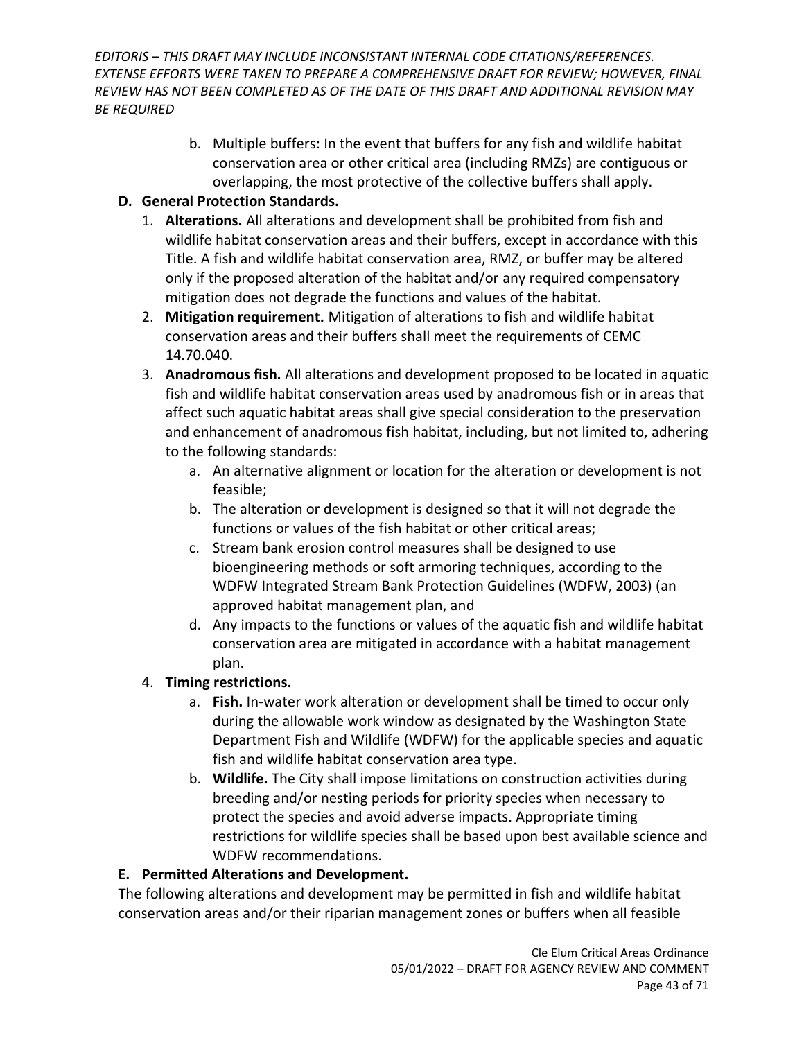b. Multiple buffers: In the event that buffers for any fish and wildlife habitat conservation area or other critical area (including RMZs) are contiguous or overlapping, the most protective of the collective buffers shall apply.

**D. General Protection Standards.**

1. **Alterations.** All alterations and development shall be prohibited from fish and wildlife habitat conservation areas and their buffers, except in accordance with this Title. A fish and wildlife habitat conservation area, RMZ, or buffer may be altered only if the proposed alteration of the habitat and/or any required compensatory mitigation does not degrade the functions and values of the habitat.
2. **Mitigation requirement.** Mitigation of alterations to fish and wildlife habitat conservation areas and their buffers shall meet the requirements of CEMC 14.70.040.
3. **Anadromous fish.** All alterations and development proposed to be located in aquatic fish and wildlife habitat conservation areas used by anadromous fish or in areas that affect such aquatic habitat areas shall give special consideration to the preservation and enhancement of anadromous fish habitat, including, but not limited to, adhering to the following standards:
   a. An alternative alignment or location for the alteration or development is not feasible;
   b. The alteration or development is designed so that it will not degrade the functions or values of the fish habitat or other critical areas;
   c. Stream bank erosion control measures shall be designed to use bioengineering methods or soft armoring techniques, according to the WDFW Integrated Stream Bank Protection Guidelines (WDFW, 2003) (an approved habitat management plan, and
   d. Any impacts to the functions or values of the aquatic fish and wildlife habitat conservation area are mitigated in accordance with a habitat management plan.
4. **Timing restrictions.**
   a. **Fish.** In-water work alteration or development shall be timed to occur only during the allowable work window as designated by the Washington State Department Fish and Wildlife (WDFW) for the applicable species and aquatic fish and wildlife habitat conservation area type.
   b. **Wildlife.** The City shall impose limitations on construction activities during breeding and/or nesting periods for priority species when necessary to protect the species and avoid adverse impacts. Appropriate timing restrictions for wildlife species shall be based upon best available science and WDFW recommendations.

**E. Permitted Alterations and Development.**

The following alterations and development may be permitted in fish and wildlife habitat conservation areas and/or their riparian management zones or buffers when all feasible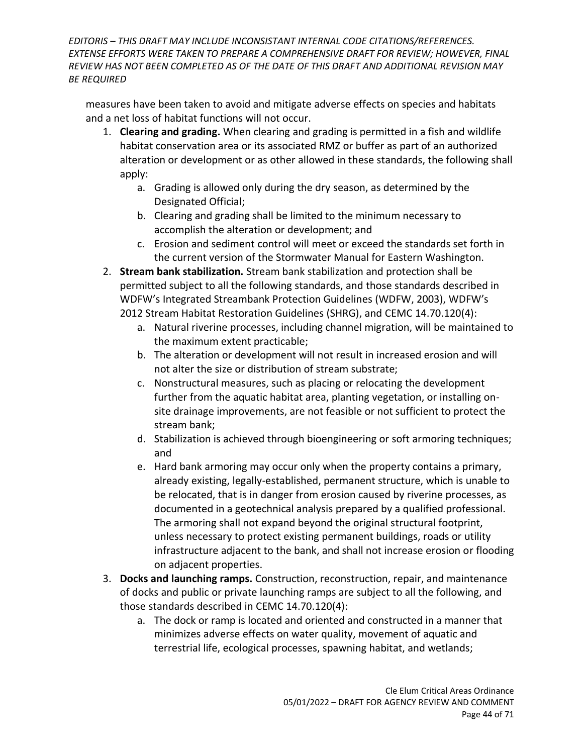measures have been taken to avoid and mitigate adverse effects on species and habitats and a net loss of habitat functions will not occur.

1. **Clearing and grading.** When clearing and grading is permitted in a fish and wildlife habitat conservation area or its associated RMZ or buffer as part of an authorized alteration or development or as other allowed in these standards, the following shall apply:
   a. Grading is allowed only during the dry season, as determined by the Designated Official;
   b. Clearing and grading shall be limited to the minimum necessary to accomplish the alteration or development; and
   c. Erosion and sediment control will meet or exceed the standards set forth in the current version of the Stormwater Manual for Eastern Washington.
2. **Stream bank stabilization.** Stream bank stabilization and protection shall be permitted subject to all the following standards, and those standards described in WDFW's Integrated Streambank Protection Guidelines (WDFW, 2003), WDFW's 2012 Stream Habitat Restoration Guidelines (SHRG), and CEMC 14.70.120(4):
   a. Natural riverine processes, including channel migration, will be maintained to the maximum extent practicable;
   b. The alteration or development will not result in increased erosion and will not alter the size or distribution of stream substrate;
   c. Nonstructural measures, such as placing or relocating the development further from the aquatic habitat area, planting vegetation, or installing on-site drainage improvements, are not feasible or not sufficient to protect the stream bank;
   d. Stabilization is achieved through bioengineering or soft armoring techniques; and
   e. Hard bank armoring may occur only when the property contains a primary, already existing, legally-established, permanent structure, which is unable to be relocated, that is in danger from erosion caused by riverine processes, as documented in a geotechnical analysis prepared by a qualified professional. The armoring shall not expand beyond the original structural footprint, unless necessary to protect existing permanent buildings, roads or utility infrastructure adjacent to the bank, and shall not increase erosion or flooding on adjacent properties.
3. **Docks and launching ramps.** Construction, reconstruction, repair, and maintenance of docks and public or private launching ramps are subject to all the following, and those standards described in CEMC 14.70.120(4):
   a. The dock or ramp is located and oriented and constructed in a manner that minimizes adverse effects on water quality, movement of aquatic and terrestrial life, ecological processes, spawning habitat, and wetlands;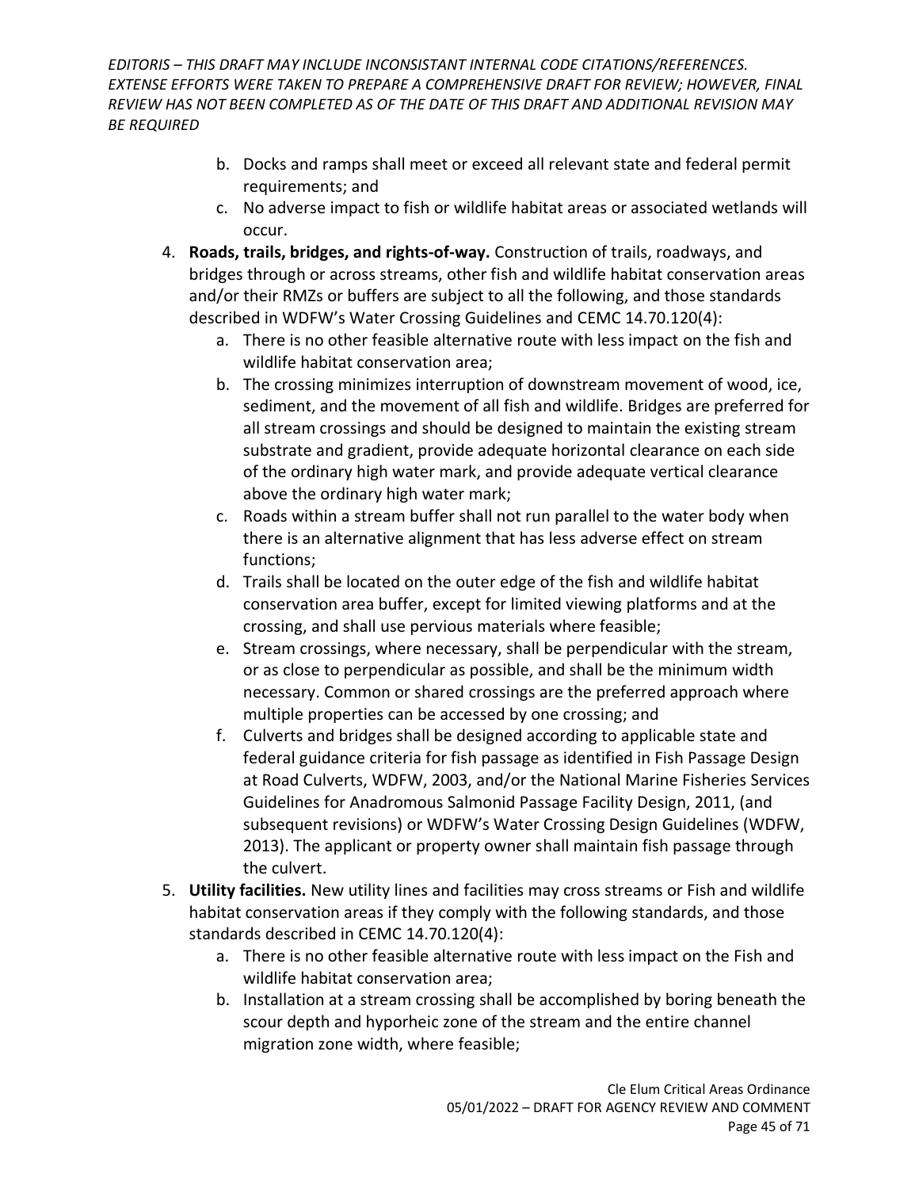b. Docks and ramps shall meet or exceed all relevant state and federal permit requirements; and
c. No adverse impact to fish or wildlife habitat areas or associated wetlands will occur.

4. **Roads, trails, bridges, and rights-of-way.** Construction of trails, roadways, and bridges through or across streams, other fish and wildlife habitat conservation areas and/or their RMZs or buffers are subject to all the following, and those standards described in WDFW's Water Crossing Guidelines and CEMC 14.70.120(4):
   a. There is no other feasible alternative route with less impact on the fish and wildlife habitat conservation area;
   b. The crossing minimizes interruption of downstream movement of wood, ice, sediment, and the movement of all fish and wildlife. Bridges are preferred for all stream crossings and should be designed to maintain the existing stream substrate and gradient, provide adequate horizontal clearance on each side of the ordinary high water mark, and provide adequate vertical clearance above the ordinary high water mark;
   c. Roads within a stream buffer shall not run parallel to the water body when there is an alternative alignment that has less adverse effect on stream functions;
   d. Trails shall be located on the outer edge of the fish and wildlife habitat conservation area buffer, except for limited viewing platforms and at the crossing, and shall use pervious materials where feasible;
   e. Stream crossings, where necessary, shall be perpendicular with the stream, or as close to perpendicular as possible, and shall be the minimum width necessary. Common or shared crossings are the preferred approach where multiple properties can be accessed by one crossing; and
   f. Culverts and bridges shall be designed according to applicable state and federal guidance criteria for fish passage as identified in Fish Passage Design at Road Culverts, WDFW, 2003, and/or the National Marine Fisheries Services Guidelines for Anadromous Salmonid Passage Facility Design, 2011, (and subsequent revisions) or WDFW's Water Crossing Design Guidelines (WDFW, 2013). The applicant or property owner shall maintain fish passage through the culvert.

5. **Utility facilities.** New utility lines and facilities may cross streams or Fish and wildlife habitat conservation areas if they comply with the following standards, and those standards described in CEMC 14.70.120(4):
   a. There is no other feasible alternative route with less impact on the Fish and wildlife habitat conservation area;
   b. Installation at a stream crossing shall be accomplished by boring beneath the scour depth and hyporheic zone of the stream and the entire channel migration zone width, where feasible;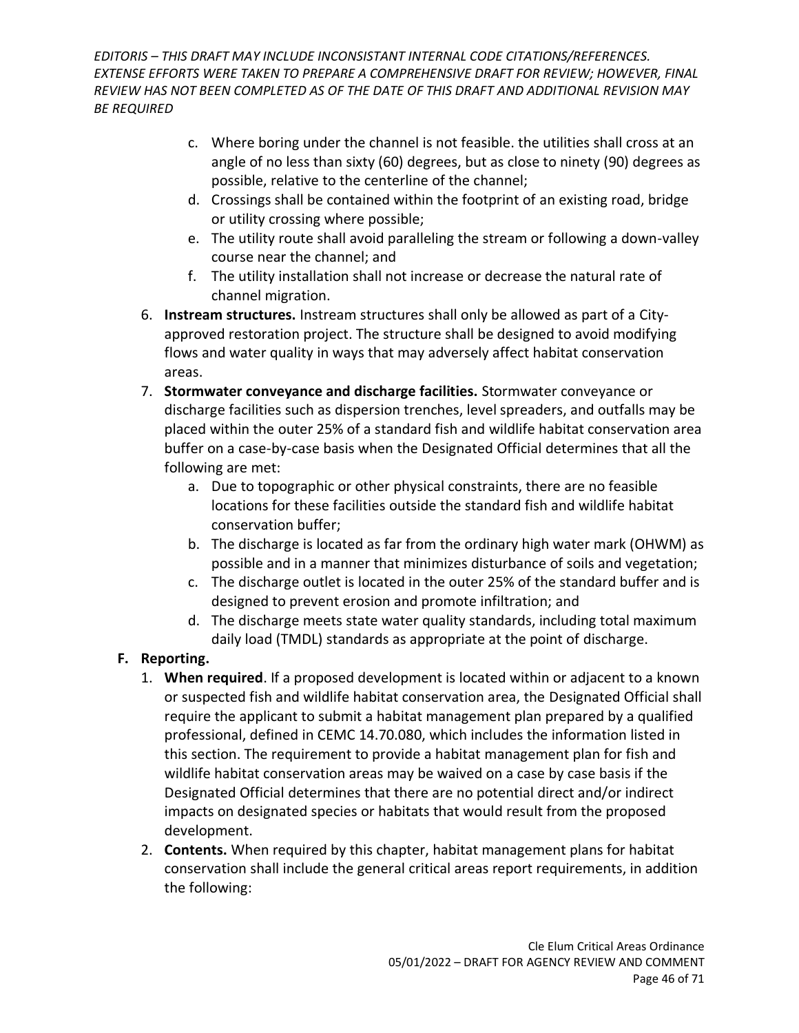c. Where boring under the channel is not feasible. the utilities shall cross at an angle of no less than sixty (60) degrees, but as close to ninety (90) degrees as possible, relative to the centerline of the channel;
d. Crossings shall be contained within the footprint of an existing road, bridge or utility crossing where possible;
e. The utility route shall avoid paralleling the stream or following a down-valley course near the channel; and
f. The utility installation shall not increase or decrease the natural rate of channel migration.

6. **Instream structures.** Instream structures shall only be allowed as part of a City-approved restoration project. The structure shall be designed to avoid modifying flows and water quality in ways that may adversely affect habitat conservation areas.
7. **Stormwater conveyance and discharge facilities.** Stormwater conveyance or discharge facilities such as dispersion trenches, level spreaders, and outfalls may be placed within the outer 25% of a standard fish and wildlife habitat conservation area buffer on a case-by-case basis when the Designated Official determines that all the following are met:
   a. Due to topographic or other physical constraints, there are no feasible locations for these facilities outside the standard fish and wildlife habitat conservation buffer;
   b. The discharge is located as far from the ordinary high water mark (OHWM) as possible and in a manner that minimizes disturbance of soils and vegetation;
   c. The discharge outlet is located in the outer 25% of the standard buffer and is designed to prevent erosion and promote infiltration; and
   d. The discharge meets state water quality standards, including total maximum daily load (TMDL) standards as appropriate at the point of discharge.

**F. Reporting.**

1. **When required**. If a proposed development is located within or adjacent to a known or suspected fish and wildlife habitat conservation area, the Designated Official shall require the applicant to submit a habitat management plan prepared by a qualified professional, defined in CEMC 14.70.080, which includes the information listed in this section. The requirement to provide a habitat management plan for fish and wildlife habitat conservation areas may be waived on a case by case basis if the Designated Official determines that there are no potential direct and/or indirect impacts on designated species or habitats that would result from the proposed development.
2. **Contents.** When required by this chapter, habitat management plans for habitat conservation shall include the general critical areas report requirements, in addition the following: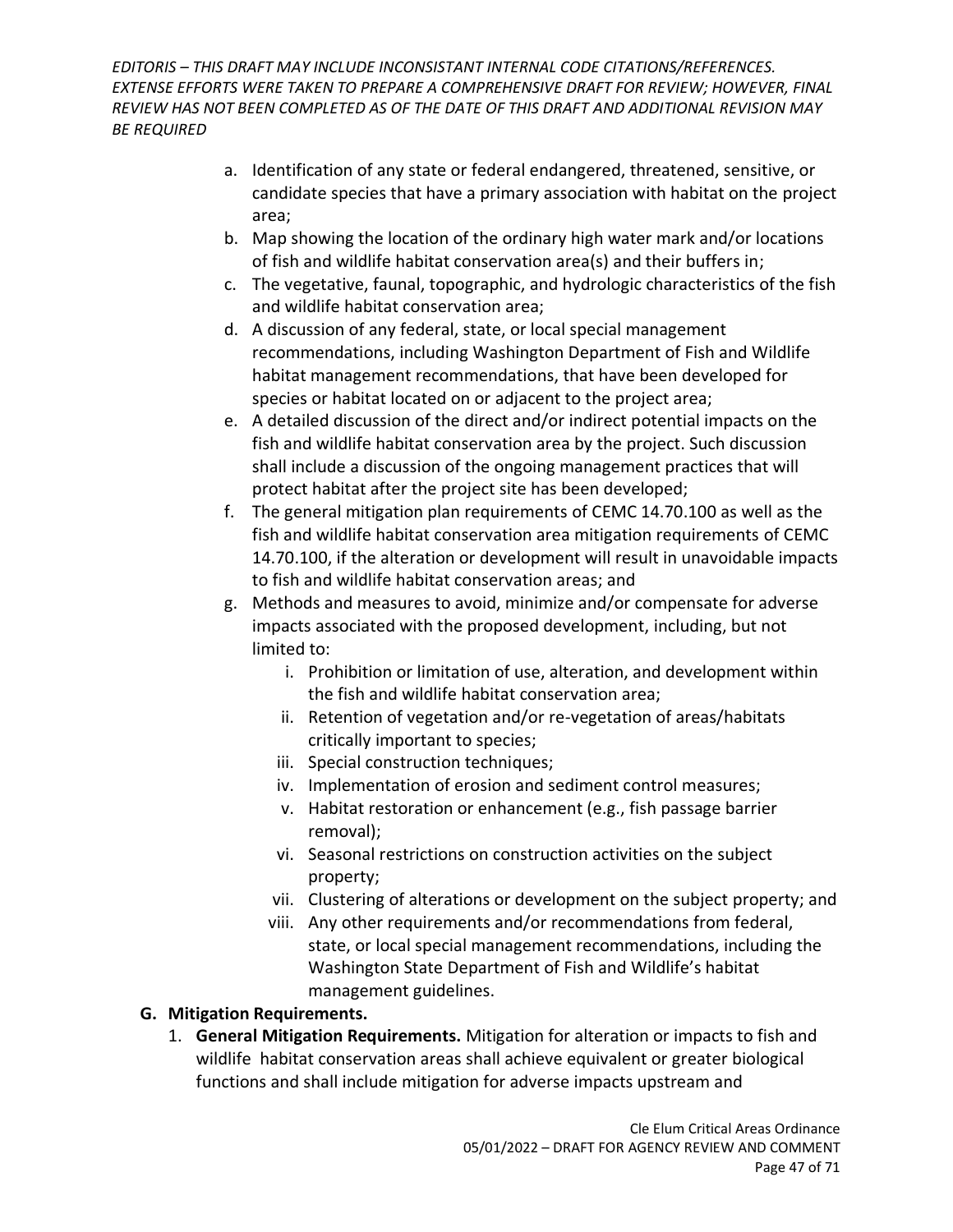a. Identification of any state or federal endangered, threatened, sensitive, or candidate species that have a primary association with habitat on the project area;
b. Map showing the location of the ordinary high water mark and/or locations of fish and wildlife habitat conservation area(s) and their buffers in;
c. The vegetative, faunal, topographic, and hydrologic characteristics of the fish and wildlife habitat conservation area;
d. A discussion of any federal, state, or local special management recommendations, including Washington Department of Fish and Wildlife habitat management recommendations, that have been developed for species or habitat located on or adjacent to the project area;
e. A detailed discussion of the direct and/or indirect potential impacts on the fish and wildlife habitat conservation area by the project. Such discussion shall include a discussion of the ongoing management practices that will protect habitat after the project site has been developed;
f. The general mitigation plan requirements of CEMC 14.70.100 as well as the fish and wildlife habitat conservation area mitigation requirements of CEMC 14.70.100, if the alteration or development will result in unavoidable impacts to fish and wildlife habitat conservation areas; and
g. Methods and measures to avoid, minimize and/or compensate for adverse impacts associated with the proposed development, including, but not limited to:
    i. Prohibition or limitation of use, alteration, and development within the fish and wildlife habitat conservation area;
    ii. Retention of vegetation and/or re-vegetation of areas/habitats critically important to species;
    iii. Special construction techniques;
    iv. Implementation of erosion and sediment control measures;
    v. Habitat restoration or enhancement (e.g., fish passage barrier removal);
    vi. Seasonal restrictions on construction activities on the subject property;
    vii. Clustering of alterations or development on the subject property; and
    viii. Any other requirements and/or recommendations from federal, state, or local special management recommendations, including the Washington State Department of Fish and Wildlife's habitat management guidelines.

**G. Mitigation Requirements.**

1. **General Mitigation Requirements.** Mitigation for alteration or impacts to fish and wildlife habitat conservation areas shall achieve equivalent or greater biological functions and shall include mitigation for adverse impacts upstream and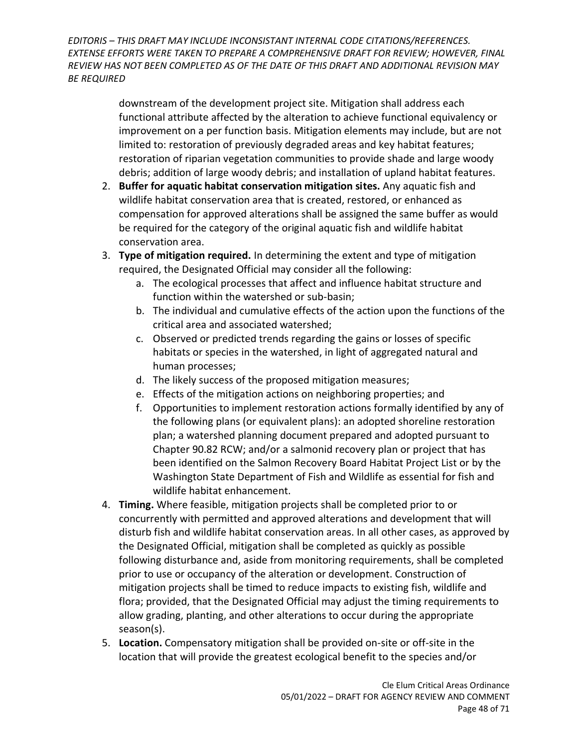downstream of the development project site. Mitigation shall address each functional attribute affected by the alteration to achieve functional equivalency or improvement on a per function basis. Mitigation elements may include, but are not limited to: restoration of previously degraded areas and key habitat features; restoration of riparian vegetation communities to provide shade and large woody debris; addition of large woody debris; and installation of upland habitat features.

2. **Buffer for aquatic habitat conservation mitigation sites.** Any aquatic fish and wildlife habitat conservation area that is created, restored, or enhanced as compensation for approved alterations shall be assigned the same buffer as would be required for the category of the original aquatic fish and wildlife habitat conservation area.
3. **Type of mitigation required.** In determining the extent and type of mitigation required, the Designated Official may consider all the following:
   a. The ecological processes that affect and influence habitat structure and function within the watershed or sub-basin;
   b. The individual and cumulative effects of the action upon the functions of the critical area and associated watershed;
   c. Observed or predicted trends regarding the gains or losses of specific habitats or species in the watershed, in light of aggregated natural and human processes;
   d. The likely success of the proposed mitigation measures;
   e. Effects of the mitigation actions on neighboring properties; and
   f. Opportunities to implement restoration actions formally identified by any of the following plans (or equivalent plans): an adopted shoreline restoration plan; a watershed planning document prepared and adopted pursuant to Chapter 90.82 RCW; and/or a salmonid recovery plan or project that has been identified on the Salmon Recovery Board Habitat Project List or by the Washington State Department of Fish and Wildlife as essential for fish and wildlife habitat enhancement.
4. **Timing.** Where feasible, mitigation projects shall be completed prior to or concurrently with permitted and approved alterations and development that will disturb fish and wildlife habitat conservation areas. In all other cases, as approved by the Designated Official, mitigation shall be completed as quickly as possible following disturbance and, aside from monitoring requirements, shall be completed prior to use or occupancy of the alteration or development. Construction of mitigation projects shall be timed to reduce impacts to existing fish, wildlife and flora; provided, that the Designated Official may adjust the timing requirements to allow grading, planting, and other alterations to occur during the appropriate season(s).
5. **Location.** Compensatory mitigation shall be provided on-site or off-site in the location that will provide the greatest ecological benefit to the species and/or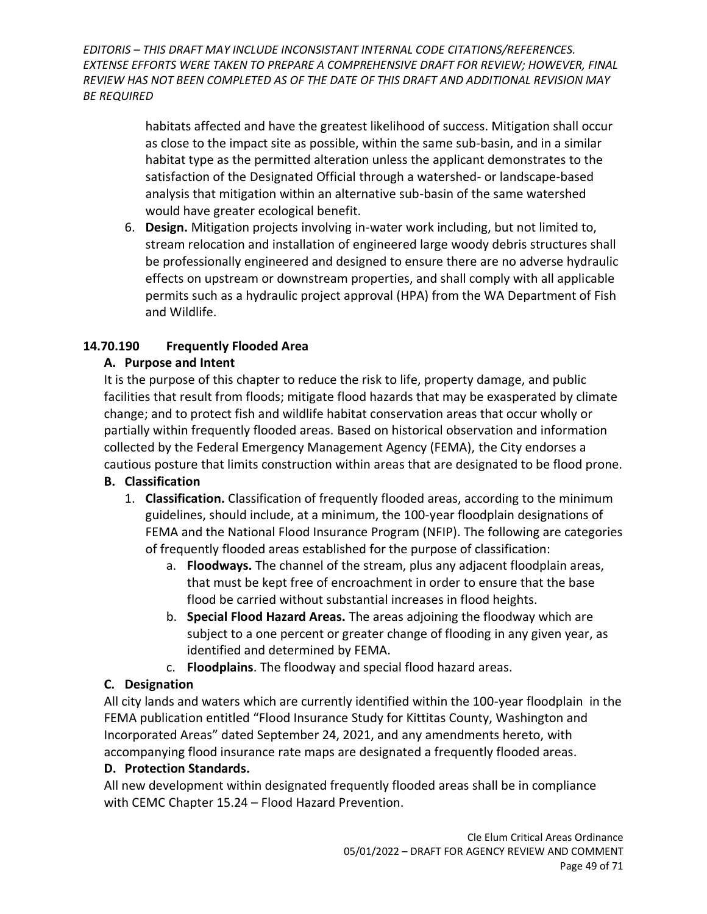habitats affected and have the greatest likelihood of success. Mitigation shall occur as close to the impact site as possible, within the same sub-basin, and in a similar habitat type as the permitted alteration unless the applicant demonstrates to the satisfaction of the Designated Official through a watershed- or landscape-based analysis that mitigation within an alternative sub-basin of the same watershed would have greater ecological benefit.

6. **Design.** Mitigation projects involving in-water work including, but not limited to, stream relocation and installation of engineered large woody debris structures shall be professionally engineered and designed to ensure there are no adverse hydraulic effects on upstream or downstream properties, and shall comply with all applicable permits such as a hydraulic project approval (HPA) from the WA Department of Fish and Wildlife.

### 14.70.190 Frequently Flooded Area

**A. Purpose and Intent**

It is the purpose of this chapter to reduce the risk to life, property damage, and public facilities that result from floods; mitigate flood hazards that may be exasperated by climate change; and to protect fish and wildlife habitat conservation areas that occur wholly or partially within frequently flooded areas. Based on historical observation and information collected by the Federal Emergency Management Agency (FEMA), the City endorses a cautious posture that limits construction within areas that are designated to be flood prone.

**B. Classification**

1. **Classification.** Classification of frequently flooded areas, according to the minimum guidelines, should include, at a minimum, the 100-year floodplain designations of FEMA and the National Flood Insurance Program (NFIP). The following are categories of frequently flooded areas established for the purpose of classification:
   a. **Floodways.** The channel of the stream, plus any adjacent floodplain areas, that must be kept free of encroachment in order to ensure that the base flood be carried without substantial increases in flood heights.
   b. **Special Flood Hazard Areas.** The areas adjoining the floodway which are subject to a one percent or greater change of flooding in any given year, as identified and determined by FEMA.
   c. **Floodplains**. The floodway and special flood hazard areas.

**C. Designation**

All city lands and waters which are currently identified within the 100-year floodplain in the FEMA publication entitled "Flood Insurance Study for Kittitas County, Washington and Incorporated Areas" dated September 24, 2021, and any amendments hereto, with accompanying flood insurance rate maps are designated a frequently flooded areas.

**D. Protection Standards.**

All new development within designated frequently flooded areas shall be in compliance with CEMC Chapter 15.24 – Flood Hazard Prevention.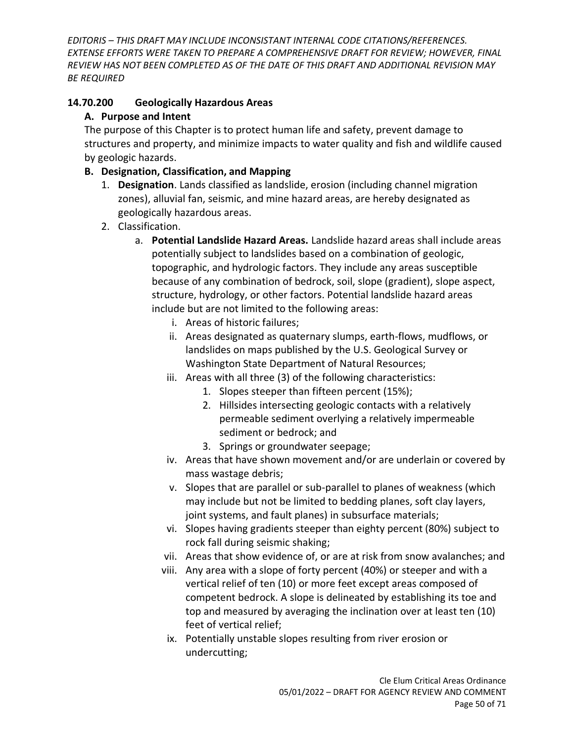### 14.70.200 Geologically Hazardous Areas

**A. Purpose and Intent**

The purpose of this Chapter is to protect human life and safety, prevent damage to structures and property, and minimize impacts to water quality and fish and wildlife caused by geologic hazards.

**B. Designation, Classification, and Mapping**

1. **Designation**. Lands classified as landslide, erosion (including channel migration zones), alluvial fan, seismic, and mine hazard areas, are hereby designated as geologically hazardous areas.
2. Classification.
    - a. **Potential Landslide Hazard Areas.** Landslide hazard areas shall include areas potentially subject to landslides based on a combination of geologic, topographic, and hydrologic factors. They include any areas susceptible because of any combination of bedrock, soil, slope (gradient), slope aspect, structure, hydrology, or other factors. Potential landslide hazard areas include but are not limited to the following areas:
        - i. Areas of historic failures;
        - ii. Areas designated as quaternary slumps, earth-flows, mudflows, or landslides on maps published by the U.S. Geological Survey or Washington State Department of Natural Resources;
        - iii. Areas with all three (3) of the following characteristics:
            1. Slopes steeper than fifteen percent (15%);
            2. Hillsides intersecting geologic contacts with a relatively permeable sediment overlying a relatively impermeable sediment or bedrock; and
            3. Springs or groundwater seepage;
        - iv. Areas that have shown movement and/or are underlain or covered by mass wastage debris;
        - v. Slopes that are parallel or sub-parallel to planes of weakness (which may include but not be limited to bedding planes, soft clay layers, joint systems, and fault planes) in subsurface materials;
        - vi. Slopes having gradients steeper than eighty percent (80%) subject to rock fall during seismic shaking;
        - vii. Areas that show evidence of, or are at risk from snow avalanches; and
        - viii. Any area with a slope of forty percent (40%) or steeper and with a vertical relief of ten (10) or more feet except areas composed of competent bedrock. A slope is delineated by establishing its toe and top and measured by averaging the inclination over at least ten (10) feet of vertical relief;
        - ix. Potentially unstable slopes resulting from river erosion or undercutting;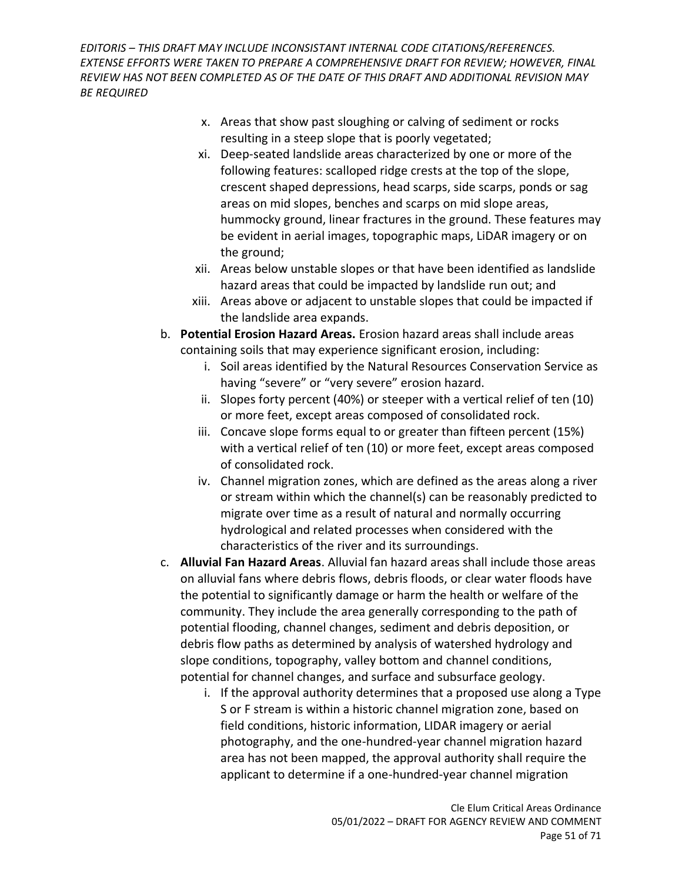x. Areas that show past sloughing or calving of sediment or rocks resulting in a steep slope that is poorly vegetated;

xi. Deep-seated landslide areas characterized by one or more of the following features: scalloped ridge crests at the top of the slope, crescent shaped depressions, head scarps, side scarps, ponds or sag areas on mid slopes, benches and scarps on mid slope areas, hummocky ground, linear fractures in the ground. These features may be evident in aerial images, topographic maps, LiDAR imagery or on the ground;

xii. Areas below unstable slopes or that have been identified as landslide hazard areas that could be impacted by landslide run out; and

xiii. Areas above or adjacent to unstable slopes that could be impacted if the landslide area expands.

b. **Potential Erosion Hazard Areas.** Erosion hazard areas shall include areas containing soils that may experience significant erosion, including:

   i. Soil areas identified by the Natural Resources Conservation Service as having "severe" or "very severe" erosion hazard.

   ii. Slopes forty percent (40%) or steeper with a vertical relief of ten (10) or more feet, except areas composed of consolidated rock.

   iii. Concave slope forms equal to or greater than fifteen percent (15%) with a vertical relief of ten (10) or more feet, except areas composed of consolidated rock.

   iv. Channel migration zones, which are defined as the areas along a river or stream within which the channel(s) can be reasonably predicted to migrate over time as a result of natural and normally occurring hydrological and related processes when considered with the characteristics of the river and its surroundings.

c. **Alluvial Fan Hazard Areas**. Alluvial fan hazard areas shall include those areas on alluvial fans where debris flows, debris floods, or clear water floods have the potential to significantly damage or harm the health or welfare of the community. They include the area generally corresponding to the path of potential flooding, channel changes, sediment and debris deposition, or debris flow paths as determined by analysis of watershed hydrology and slope conditions, topography, valley bottom and channel conditions, potential for channel changes, and surface and subsurface geology.

   i. If the approval authority determines that a proposed use along a Type S or F stream is within a historic channel migration zone, based on field conditions, historic information, LIDAR imagery or aerial photography, and the one-hundred-year channel migration hazard area has not been mapped, the approval authority shall require the applicant to determine if a one-hundred-year channel migration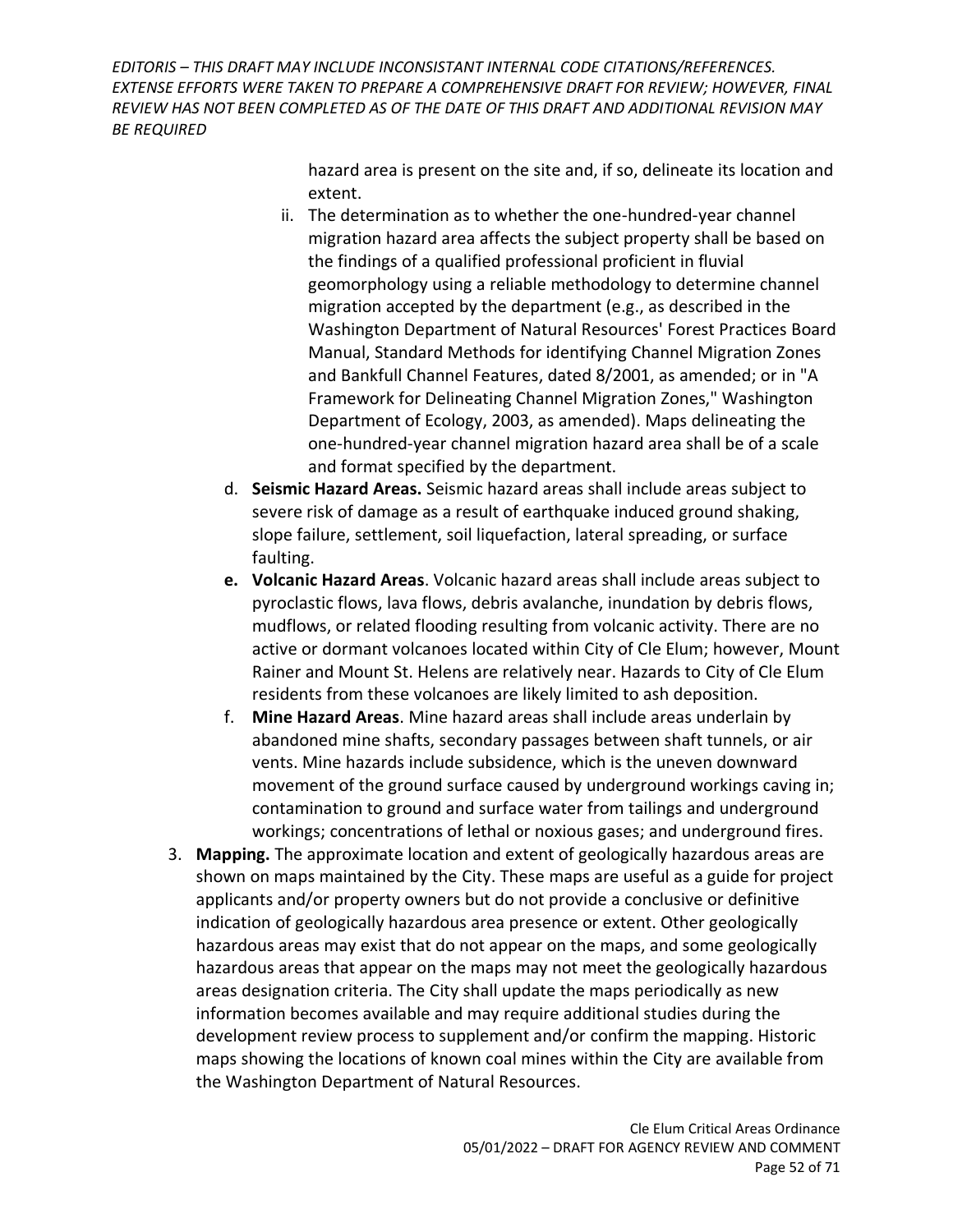hazard area is present on the site and, if so, delineate its location and extent.

ii. The determination as to whether the one-hundred-year channel migration hazard area affects the subject property shall be based on the findings of a qualified professional proficient in fluvial geomorphology using a reliable methodology to determine channel migration accepted by the department (e.g., as described in the Washington Department of Natural Resources' Forest Practices Board Manual, Standard Methods for identifying Channel Migration Zones and Bankfull Channel Features, dated 8/2001, as amended; or in "A Framework for Delineating Channel Migration Zones," Washington Department of Ecology, 2003, as amended). Maps delineating the one-hundred-year channel migration hazard area shall be of a scale and format specified by the department.

d. **Seismic Hazard Areas.** Seismic hazard areas shall include areas subject to severe risk of damage as a result of earthquake induced ground shaking, slope failure, settlement, soil liquefaction, lateral spreading, or surface faulting.

**e. Volcanic Hazard Areas**. Volcanic hazard areas shall include areas subject to pyroclastic flows, lava flows, debris avalanche, inundation by debris flows, mudflows, or related flooding resulting from volcanic activity. There are no active or dormant volcanoes located within City of Cle Elum; however, Mount Rainer and Mount St. Helens are relatively near. Hazards to City of Cle Elum residents from these volcanoes are likely limited to ash deposition.

f. **Mine Hazard Areas**. Mine hazard areas shall include areas underlain by abandoned mine shafts, secondary passages between shaft tunnels, or air vents. Mine hazards include subsidence, which is the uneven downward movement of the ground surface caused by underground workings caving in; contamination to ground and surface water from tailings and underground workings; concentrations of lethal or noxious gases; and underground fires.

3. **Mapping.** The approximate location and extent of geologically hazardous areas are shown on maps maintained by the City. These maps are useful as a guide for project applicants and/or property owners but do not provide a conclusive or definitive indication of geologically hazardous area presence or extent. Other geologically hazardous areas may exist that do not appear on the maps, and some geologically hazardous areas that appear on the maps may not meet the geologically hazardous areas designation criteria. The City shall update the maps periodically as new information becomes available and may require additional studies during the development review process to supplement and/or confirm the mapping. Historic maps showing the locations of known coal mines within the City are available from the Washington Department of Natural Resources.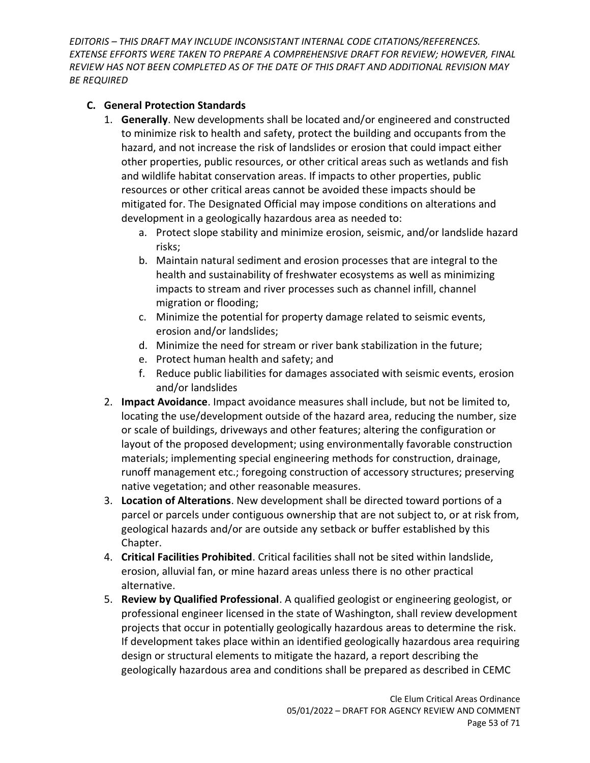*EDITORIS – THIS DRAFT MAY INCLUDE INCONSISTANT INTERNAL CODE CITATIONS/REFERENCES. EXTENSE EFFORTS WERE TAKEN TO PREPARE A COMPREHENSIVE DRAFT FOR REVIEW; HOWEVER, FINAL REVIEW HAS NOT BEEN COMPLETED AS OF THE DATE OF THIS DRAFT AND ADDITIONAL REVISION MAY BE REQUIRED*

**C. General Protection Standards**

1. **Generally**. New developments shall be located and/or engineered and constructed to minimize risk to health and safety, protect the building and occupants from the hazard, and not increase the risk of landslides or erosion that could impact either other properties, public resources, or other critical areas such as wetlands and fish and wildlife habitat conservation areas. If impacts to other properties, public resources or other critical areas cannot be avoided these impacts should be mitigated for. The Designated Official may impose conditions on alterations and development in a geologically hazardous area as needed to:
   a. Protect slope stability and minimize erosion, seismic, and/or landslide hazard risks;
   b. Maintain natural sediment and erosion processes that are integral to the health and sustainability of freshwater ecosystems as well as minimizing impacts to stream and river processes such as channel infill, channel migration or flooding;
   c. Minimize the potential for property damage related to seismic events, erosion and/or landslides;
   d. Minimize the need for stream or river bank stabilization in the future;
   e. Protect human health and safety; and
   f. Reduce public liabilities for damages associated with seismic events, erosion and/or landslides
2. **Impact Avoidance**. Impact avoidance measures shall include, but not be limited to, locating the use/development outside of the hazard area, reducing the number, size or scale of buildings, driveways and other features; altering the configuration or layout of the proposed development; using environmentally favorable construction materials; implementing special engineering methods for construction, drainage, runoff management etc.; foregoing construction of accessory structures; preserving native vegetation; and other reasonable measures.
3. **Location of Alterations**. New development shall be directed toward portions of a parcel or parcels under contiguous ownership that are not subject to, or at risk from, geological hazards and/or are outside any setback or buffer established by this Chapter.
4. **Critical Facilities Prohibited**. Critical facilities shall not be sited within landslide, erosion, alluvial fan, or mine hazard areas unless there is no other practical alternative.
5. **Review by Qualified Professional**. A qualified geologist or engineering geologist, or professional engineer licensed in the state of Washington, shall review development projects that occur in potentially geologically hazardous areas to determine the risk. If development takes place within an identified geologically hazardous area requiring design or structural elements to mitigate the hazard, a report describing the geologically hazardous area and conditions shall be prepared as described in CEMC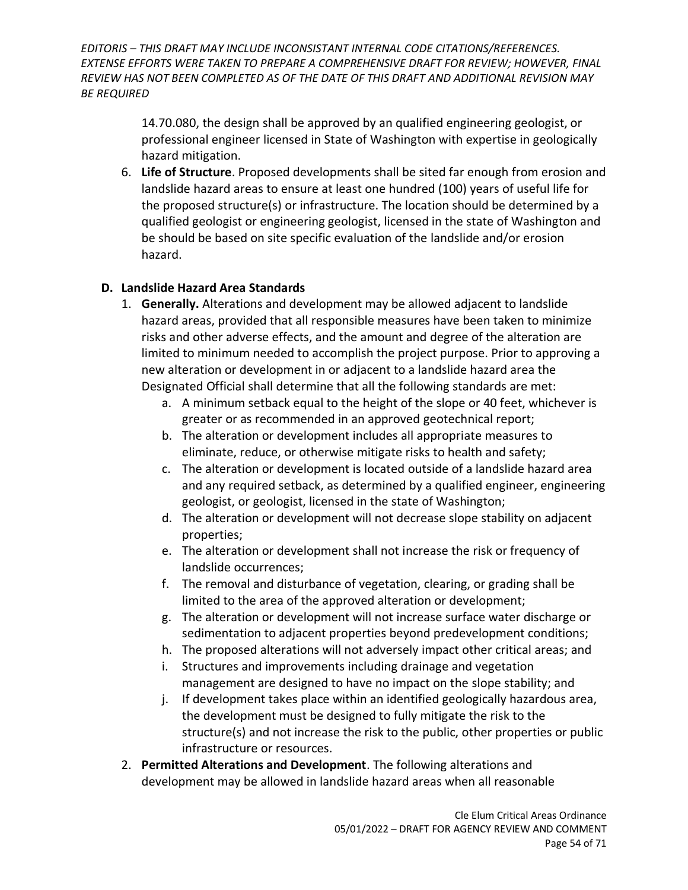*EDITORIS – THIS DRAFT MAY INCLUDE INCONSISTANT INTERNAL CODE CITATIONS/REFERENCES. EXTENSE EFFORTS WERE TAKEN TO PREPARE A COMPREHENSIVE DRAFT FOR REVIEW; HOWEVER, FINAL REVIEW HAS NOT BEEN COMPLETED AS OF THE DATE OF THIS DRAFT AND ADDITIONAL REVISION MAY BE REQUIRED*

14.70.080, the design shall be approved by an qualified engineering geologist, or professional engineer licensed in State of Washington with expertise in geologically hazard mitigation.

6. **Life of Structure**. Proposed developments shall be sited far enough from erosion and landslide hazard areas to ensure at least one hundred (100) years of useful life for the proposed structure(s) or infrastructure. The location should be determined by a qualified geologist or engineering geologist, licensed in the state of Washington and be should be based on site specific evaluation of the landslide and/or erosion hazard.

**D. Landslide Hazard Area Standards**

1. **Generally.** Alterations and development may be allowed adjacent to landslide hazard areas, provided that all responsible measures have been taken to minimize risks and other adverse effects, and the amount and degree of the alteration are limited to minimum needed to accomplish the project purpose. Prior to approving a new alteration or development in or adjacent to a landslide hazard area the Designated Official shall determine that all the following standards are met:
   a. A minimum setback equal to the height of the slope or 40 feet, whichever is greater or as recommended in an approved geotechnical report;
   b. The alteration or development includes all appropriate measures to eliminate, reduce, or otherwise mitigate risks to health and safety;
   c. The alteration or development is located outside of a landslide hazard area and any required setback, as determined by a qualified engineer, engineering geologist, or geologist, licensed in the state of Washington;
   d. The alteration or development will not decrease slope stability on adjacent properties;
   e. The alteration or development shall not increase the risk or frequency of landslide occurrences;
   f. The removal and disturbance of vegetation, clearing, or grading shall be limited to the area of the approved alteration or development;
   g. The alteration or development will not increase surface water discharge or sedimentation to adjacent properties beyond predevelopment conditions;
   h. The proposed alterations will not adversely impact other critical areas; and
   i. Structures and improvements including drainage and vegetation management are designed to have no impact on the slope stability; and
   j. If development takes place within an identified geologically hazardous area, the development must be designed to fully mitigate the risk to the structure(s) and not increase the risk to the public, other properties or public infrastructure or resources.
2. **Permitted Alterations and Development**. The following alterations and development may be allowed in landslide hazard areas when all reasonable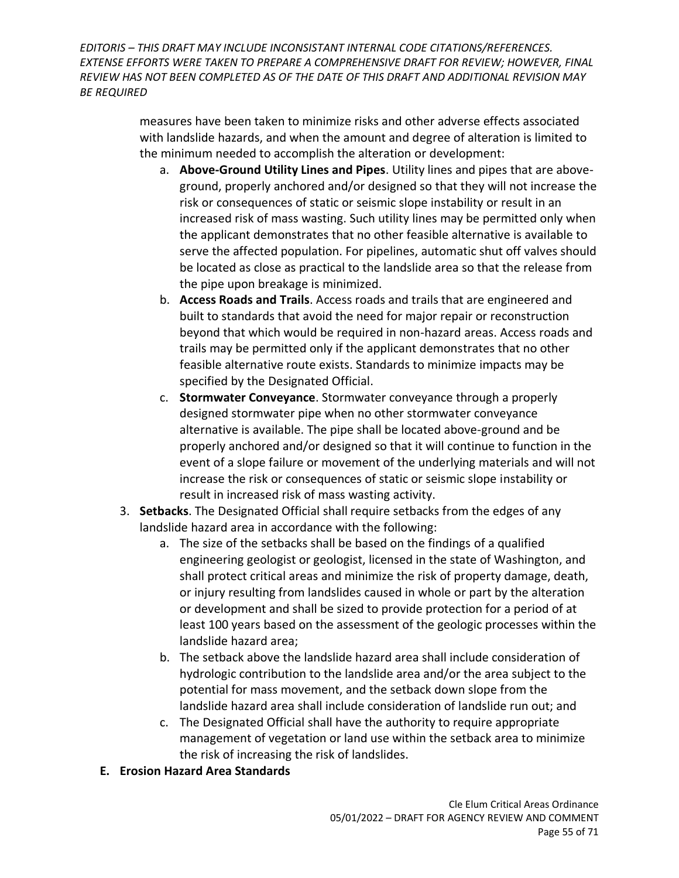measures have been taken to minimize risks and other adverse effects associated with landslide hazards, and when the amount and degree of alteration is limited to the minimum needed to accomplish the alteration or development:

a. **Above-Ground Utility Lines and Pipes**. Utility lines and pipes that are above-ground, properly anchored and/or designed so that they will not increase the risk or consequences of static or seismic slope instability or result in an increased risk of mass wasting. Such utility lines may be permitted only when the applicant demonstrates that no other feasible alternative is available to serve the affected population. For pipelines, automatic shut off valves should be located as close as practical to the landslide area so that the release from the pipe upon breakage is minimized.

b. **Access Roads and Trails**. Access roads and trails that are engineered and built to standards that avoid the need for major repair or reconstruction beyond that which would be required in non-hazard areas. Access roads and trails may be permitted only if the applicant demonstrates that no other feasible alternative route exists. Standards to minimize impacts may be specified by the Designated Official.

c. **Stormwater Conveyance**. Stormwater conveyance through a properly designed stormwater pipe when no other stormwater conveyance alternative is available. The pipe shall be located above-ground and be properly anchored and/or designed so that it will continue to function in the event of a slope failure or movement of the underlying materials and will not increase the risk or consequences of static or seismic slope instability or result in increased risk of mass wasting activity.

3. **Setbacks**. The Designated Official shall require setbacks from the edges of any landslide hazard area in accordance with the following:

   a. The size of the setbacks shall be based on the findings of a qualified engineering geologist or geologist, licensed in the state of Washington, and shall protect critical areas and minimize the risk of property damage, death, or injury resulting from landslides caused in whole or part by the alteration or development and shall be sized to provide protection for a period of at least 100 years based on the assessment of the geologic processes within the landslide hazard area;

   b. The setback above the landslide hazard area shall include consideration of hydrologic contribution to the landslide area and/or the area subject to the potential for mass movement, and the setback down slope from the landslide hazard area shall include consideration of landslide run out; and

   c. The Designated Official shall have the authority to require appropriate management of vegetation or land use within the setback area to minimize the risk of increasing the risk of landslides.

**E. Erosion Hazard Area Standards**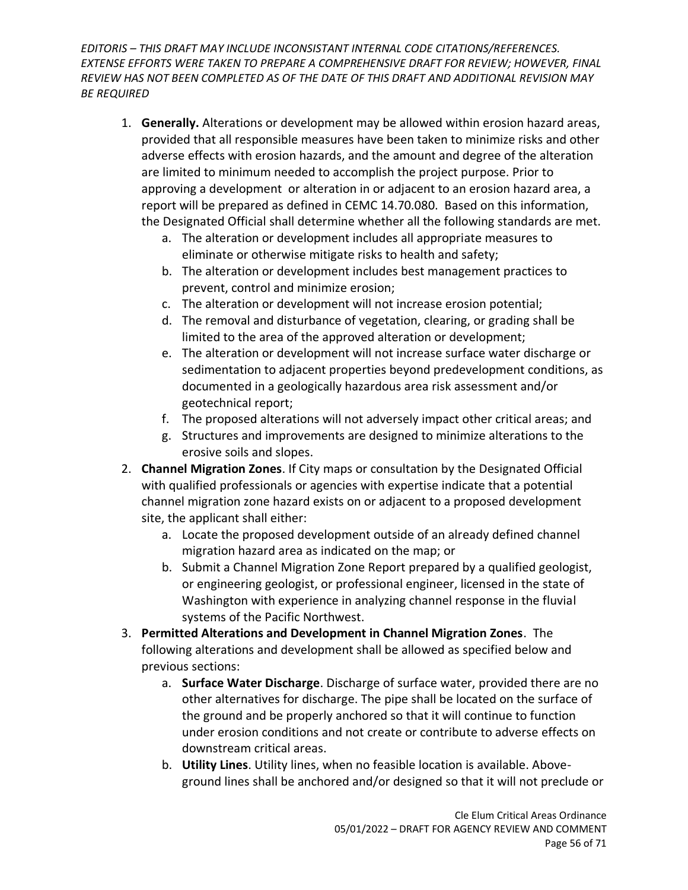*EDITORIS – THIS DRAFT MAY INCLUDE INCONSISTANT INTERNAL CODE CITATIONS/REFERENCES. EXTENSE EFFORTS WERE TAKEN TO PREPARE A COMPREHENSIVE DRAFT FOR REVIEW; HOWEVER, FINAL REVIEW HAS NOT BEEN COMPLETED AS OF THE DATE OF THIS DRAFT AND ADDITIONAL REVISION MAY BE REQUIRED*

1. **Generally.** Alterations or development may be allowed within erosion hazard areas, provided that all responsible measures have been taken to minimize risks and other adverse effects with erosion hazards, and the amount and degree of the alteration are limited to minimum needed to accomplish the project purpose. Prior to approving a development or alteration in or adjacent to an erosion hazard area, a report will be prepared as defined in CEMC 14.70.080. Based on this information, the Designated Official shall determine whether all the following standards are met.
   a. The alteration or development includes all appropriate measures to eliminate or otherwise mitigate risks to health and safety;
   b. The alteration or development includes best management practices to prevent, control and minimize erosion;
   c. The alteration or development will not increase erosion potential;
   d. The removal and disturbance of vegetation, clearing, or grading shall be limited to the area of the approved alteration or development;
   e. The alteration or development will not increase surface water discharge or sedimentation to adjacent properties beyond predevelopment conditions, as documented in a geologically hazardous area risk assessment and/or geotechnical report;
   f. The proposed alterations will not adversely impact other critical areas; and
   g. Structures and improvements are designed to minimize alterations to the erosive soils and slopes.
2. **Channel Migration Zones**. If City maps or consultation by the Designated Official with qualified professionals or agencies with expertise indicate that a potential channel migration zone hazard exists on or adjacent to a proposed development site, the applicant shall either:
   a. Locate the proposed development outside of an already defined channel migration hazard area as indicated on the map; or
   b. Submit a Channel Migration Zone Report prepared by a qualified geologist, or engineering geologist, or professional engineer, licensed in the state of Washington with experience in analyzing channel response in the fluvial systems of the Pacific Northwest.
3. **Permitted Alterations and Development in Channel Migration Zones**. The following alterations and development shall be allowed as specified below and previous sections:
   a. **Surface Water Discharge**. Discharge of surface water, provided there are no other alternatives for discharge. The pipe shall be located on the surface of the ground and be properly anchored so that it will continue to function under erosion conditions and not create or contribute to adverse effects on downstream critical areas.
   b. **Utility Lines**. Utility lines, when no feasible location is available. Above-ground lines shall be anchored and/or designed so that it will not preclude or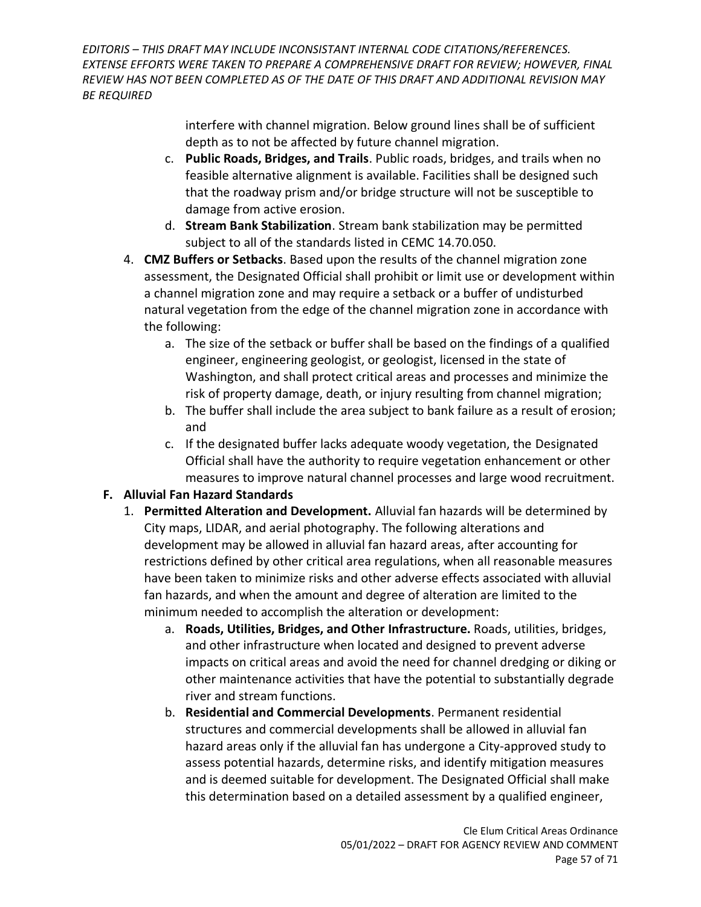interfere with channel migration. Below ground lines shall be of sufficient depth as to not be affected by future channel migration.

   c. **Public Roads, Bridges, and Trails**. Public roads, bridges, and trails when no feasible alternative alignment is available. Facilities shall be designed such that the roadway prism and/or bridge structure will not be susceptible to damage from active erosion.
   d. **Stream Bank Stabilization**. Stream bank stabilization may be permitted subject to all of the standards listed in CEMC 14.70.050.

4. **CMZ Buffers or Setbacks**. Based upon the results of the channel migration zone assessment, the Designated Official shall prohibit or limit use or development within a channel migration zone and may require a setback or a buffer of undisturbed natural vegetation from the edge of the channel migration zone in accordance with the following:
   a. The size of the setback or buffer shall be based on the findings of a qualified engineer, engineering geologist, or geologist, licensed in the state of Washington, and shall protect critical areas and processes and minimize the risk of property damage, death, or injury resulting from channel migration;
   b. The buffer shall include the area subject to bank failure as a result of erosion; and
   c. If the designated buffer lacks adequate woody vegetation, the Designated Official shall have the authority to require vegetation enhancement or other measures to improve natural channel processes and large wood recruitment.

**F. Alluvial Fan Hazard Standards**

1. **Permitted Alteration and Development.** Alluvial fan hazards will be determined by City maps, LIDAR, and aerial photography. The following alterations and development may be allowed in alluvial fan hazard areas, after accounting for restrictions defined by other critical area regulations, when all reasonable measures have been taken to minimize risks and other adverse effects associated with alluvial fan hazards, and when the amount and degree of alteration are limited to the minimum needed to accomplish the alteration or development:
   a. **Roads, Utilities, Bridges, and Other Infrastructure.** Roads, utilities, bridges, and other infrastructure when located and designed to prevent adverse impacts on critical areas and avoid the need for channel dredging or diking or other maintenance activities that have the potential to substantially degrade river and stream functions.
   b. **Residential and Commercial Developments**. Permanent residential structures and commercial developments shall be allowed in alluvial fan hazard areas only if the alluvial fan has undergone a City-approved study to assess potential hazards, determine risks, and identify mitigation measures and is deemed suitable for development. The Designated Official shall make this determination based on a detailed assessment by a qualified engineer,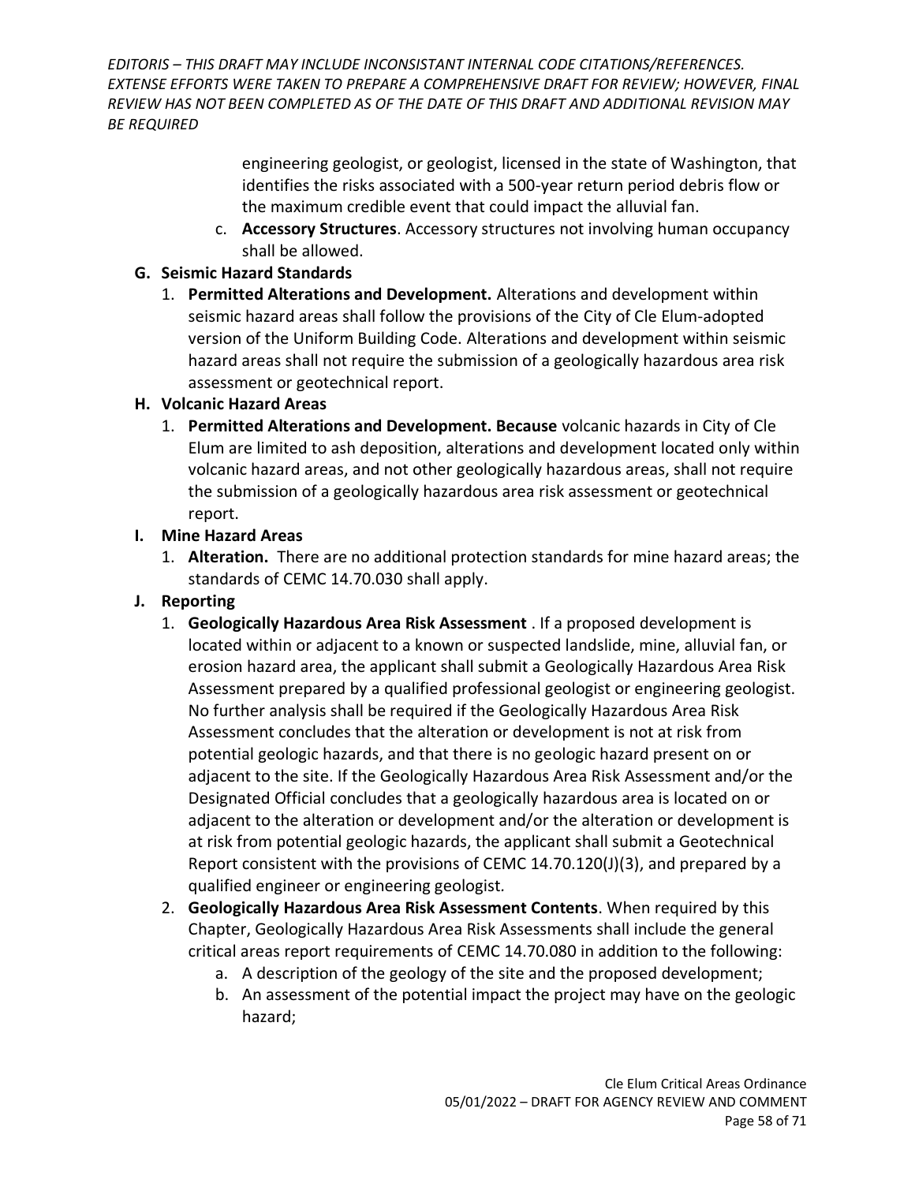engineering geologist, or geologist, licensed in the state of Washington, that identifies the risks associated with a 500-year return period debris flow or the maximum credible event that could impact the alluvial fan.

   c. **Accessory Structures**. Accessory structures not involving human occupancy shall be allowed.

**G. Seismic Hazard Standards**

1. **Permitted Alterations and Development.** Alterations and development within seismic hazard areas shall follow the provisions of the City of Cle Elum-adopted version of the Uniform Building Code. Alterations and development within seismic hazard areas shall not require the submission of a geologically hazardous area risk assessment or geotechnical report.

**H. Volcanic Hazard Areas**

1. **Permitted Alterations and Development. Because** volcanic hazards in City of Cle Elum are limited to ash deposition, alterations and development located only within volcanic hazard areas, and not other geologically hazardous areas, shall not require the submission of a geologically hazardous area risk assessment or geotechnical report.

**I. Mine Hazard Areas**

1. **Alteration.** There are no additional protection standards for mine hazard areas; the standards of CEMC 14.70.030 shall apply.

**J. Reporting**

1. **Geologically Hazardous Area Risk Assessment** . If a proposed development is located within or adjacent to a known or suspected landslide, mine, alluvial fan, or erosion hazard area, the applicant shall submit a Geologically Hazardous Area Risk Assessment prepared by a qualified professional geologist or engineering geologist. No further analysis shall be required if the Geologically Hazardous Area Risk Assessment concludes that the alteration or development is not at risk from potential geologic hazards, and that there is no geologic hazard present on or adjacent to the site. If the Geologically Hazardous Area Risk Assessment and/or the Designated Official concludes that a geologically hazardous area is located on or adjacent to the alteration or development and/or the alteration or development is at risk from potential geologic hazards, the applicant shall submit a Geotechnical Report consistent with the provisions of CEMC 14.70.120(J)(3), and prepared by a qualified engineer or engineering geologist*.*
2. **Geologically Hazardous Area Risk Assessment Contents**. When required by this Chapter, Geologically Hazardous Area Risk Assessments shall include the general critical areas report requirements of CEMC 14.70.080 in addition to the following:
   a. A description of the geology of the site and the proposed development;
   b. An assessment of the potential impact the project may have on the geologic hazard;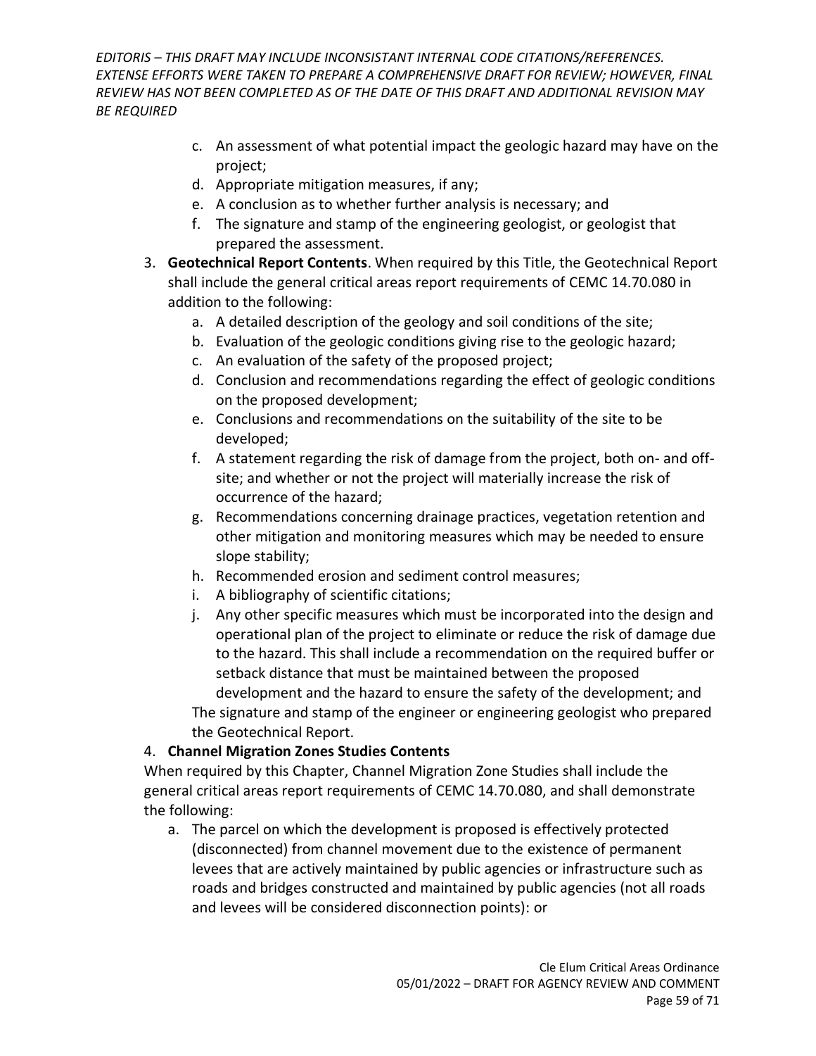c. An assessment of what potential impact the geologic hazard may have on the project;
d. Appropriate mitigation measures, if any;
e. A conclusion as to whether further analysis is necessary; and
f. The signature and stamp of the engineering geologist, or geologist that prepared the assessment.

3. **Geotechnical Report Contents**. When required by this Title, the Geotechnical Report shall include the general critical areas report requirements of CEMC 14.70.080 in addition to the following:
   a. A detailed description of the geology and soil conditions of the site;
   b. Evaluation of the geologic conditions giving rise to the geologic hazard;
   c. An evaluation of the safety of the proposed project;
   d. Conclusion and recommendations regarding the effect of geologic conditions on the proposed development;
   e. Conclusions and recommendations on the suitability of the site to be developed;
   f. A statement regarding the risk of damage from the project, both on- and off-site; and whether or not the project will materially increase the risk of occurrence of the hazard;
   g. Recommendations concerning drainage practices, vegetation retention and other mitigation and monitoring measures which may be needed to ensure slope stability;
   h. Recommended erosion and sediment control measures;
   i. A bibliography of scientific citations;
   j. Any other specific measures which must be incorporated into the design and operational plan of the project to eliminate or reduce the risk of damage due to the hazard. This shall include a recommendation on the required buffer or setback distance that must be maintained between the proposed development and the hazard to ensure the safety of the development; and

   The signature and stamp of the engineer or engineering geologist who prepared the Geotechnical Report.

4. **Channel Migration Zones Studies Contents**

When required by this Chapter, Channel Migration Zone Studies shall include the general critical areas report requirements of CEMC 14.70.080, and shall demonstrate the following:

a. The parcel on which the development is proposed is effectively protected (disconnected) from channel movement due to the existence of permanent levees that are actively maintained by public agencies or infrastructure such as roads and bridges constructed and maintained by public agencies (not all roads and levees will be considered disconnection points): or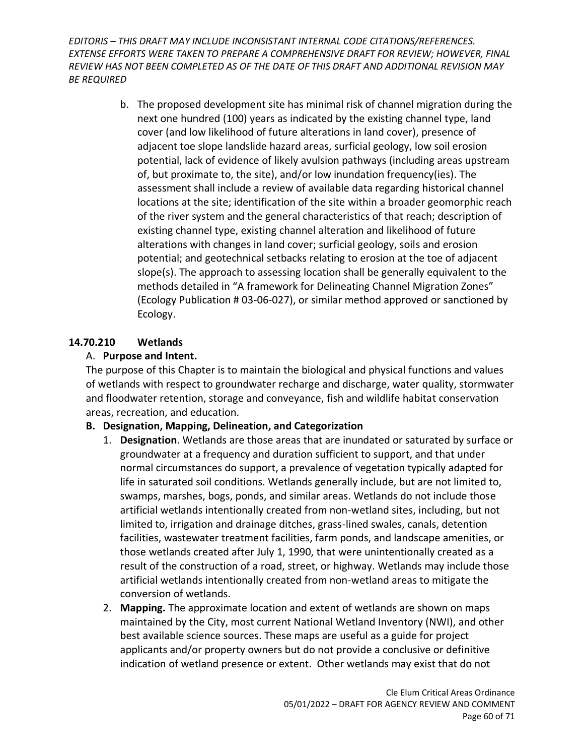b. The proposed development site has minimal risk of channel migration during the next one hundred (100) years as indicated by the existing channel type, land cover (and low likelihood of future alterations in land cover), presence of adjacent toe slope landslide hazard areas, surficial geology, low soil erosion potential, lack of evidence of likely avulsion pathways (including areas upstream of, but proximate to, the site), and/or low inundation frequency(ies). The assessment shall include a review of available data regarding historical channel locations at the site; identification of the site within a broader geomorphic reach of the river system and the general characteristics of that reach; description of existing channel type, existing channel alteration and likelihood of future alterations with changes in land cover; surficial geology, soils and erosion potential; and geotechnical setbacks relating to erosion at the toe of adjacent slope(s). The approach to assessing location shall be generally equivalent to the methods detailed in "A framework for Delineating Channel Migration Zones" (Ecology Publication # 03-06-027), or similar method approved or sanctioned by Ecology.

## 14.70.210 Wetlands

A. **Purpose and Intent.**

The purpose of this Chapter is to maintain the biological and physical functions and values of wetlands with respect to groundwater recharge and discharge, water quality, stormwater and floodwater retention, storage and conveyance, fish and wildlife habitat conservation areas, recreation, and education.

**B. Designation, Mapping, Delineation, and Categorization**

1. **Designation**. Wetlands are those areas that are inundated or saturated by surface or groundwater at a frequency and duration sufficient to support, and that under normal circumstances do support, a prevalence of vegetation typically adapted for life in saturated soil conditions. Wetlands generally include, but are not limited to, swamps, marshes, bogs, ponds, and similar areas. Wetlands do not include those artificial wetlands intentionally created from non-wetland sites, including, but not limited to, irrigation and drainage ditches, grass-lined swales, canals, detention facilities, wastewater treatment facilities, farm ponds, and landscape amenities, or those wetlands created after July 1, 1990, that were unintentionally created as a result of the construction of a road, street, or highway. Wetlands may include those artificial wetlands intentionally created from non-wetland areas to mitigate the conversion of wetlands.
2. **Mapping.** The approximate location and extent of wetlands are shown on maps maintained by the City, most current National Wetland Inventory (NWI), and other best available science sources. These maps are useful as a guide for project applicants and/or property owners but do not provide a conclusive or definitive indication of wetland presence or extent. Other wetlands may exist that do not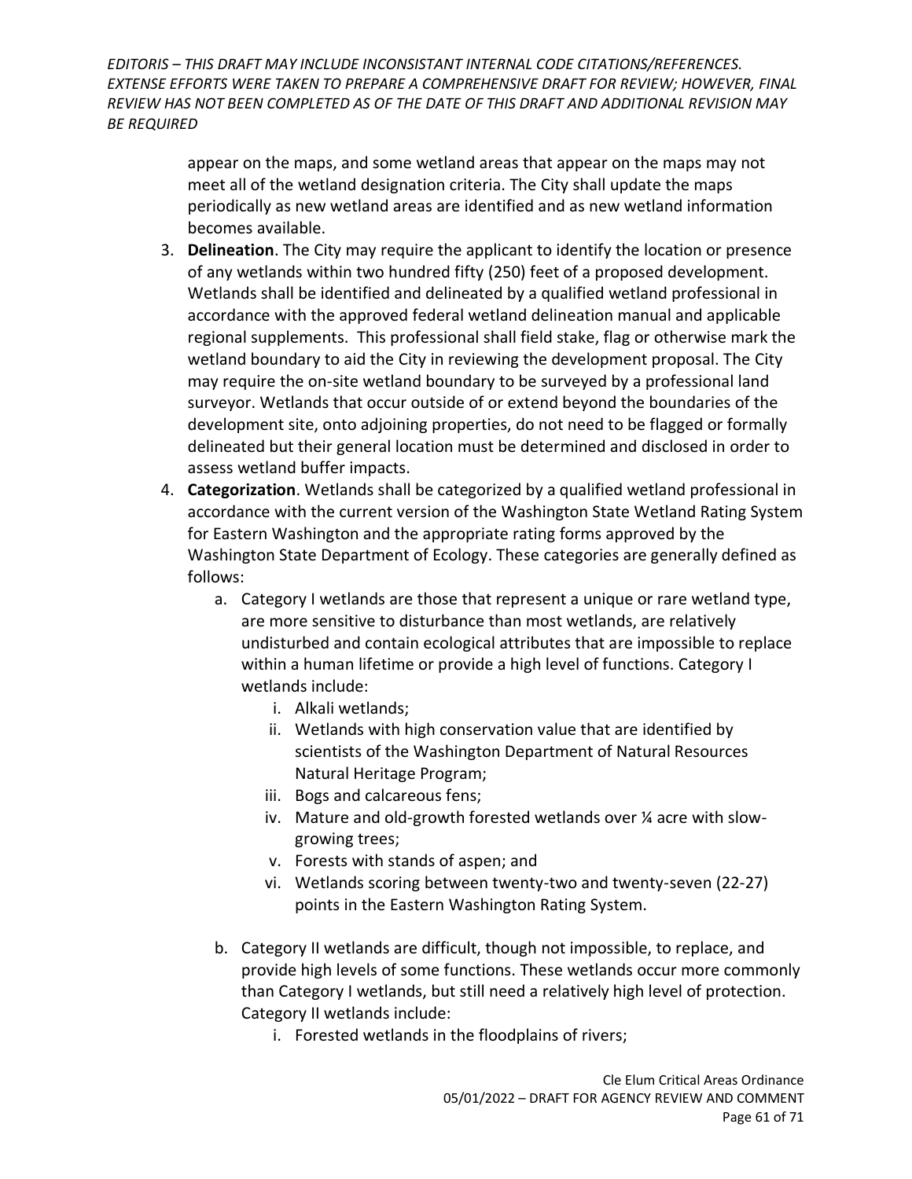appear on the maps, and some wetland areas that appear on the maps may not meet all of the wetland designation criteria. The City shall update the maps periodically as new wetland areas are identified and as new wetland information becomes available.

3. **Delineation**. The City may require the applicant to identify the location or presence of any wetlands within two hundred fifty (250) feet of a proposed development. Wetlands shall be identified and delineated by a qualified wetland professional in accordance with the approved federal wetland delineation manual and applicable regional supplements. This professional shall field stake, flag or otherwise mark the wetland boundary to aid the City in reviewing the development proposal. The City may require the on-site wetland boundary to be surveyed by a professional land surveyor. Wetlands that occur outside of or extend beyond the boundaries of the development site, onto adjoining properties, do not need to be flagged or formally delineated but their general location must be determined and disclosed in order to assess wetland buffer impacts.
4. **Categorization**. Wetlands shall be categorized by a qualified wetland professional in accordance with the current version of the Washington State Wetland Rating System for Eastern Washington and the appropriate rating forms approved by the Washington State Department of Ecology. These categories are generally defined as follows:
   a. Category I wetlands are those that represent a unique or rare wetland type, are more sensitive to disturbance than most wetlands, are relatively undisturbed and contain ecological attributes that are impossible to replace within a human lifetime or provide a high level of functions. Category I wetlands include:
      i. Alkali wetlands;
      ii. Wetlands with high conservation value that are identified by scientists of the Washington Department of Natural Resources Natural Heritage Program;
      iii. Bogs and calcareous fens;
      iv. Mature and old-growth forested wetlands over ¼ acre with slow-growing trees;
      v. Forests with stands of aspen; and
      vi. Wetlands scoring between twenty-two and twenty-seven (22-27) points in the Eastern Washington Rating System.

   b. Category II wetlands are difficult, though not impossible, to replace, and provide high levels of some functions. These wetlands occur more commonly than Category I wetlands, but still need a relatively high level of protection. Category II wetlands include:
      i. Forested wetlands in the floodplains of rivers;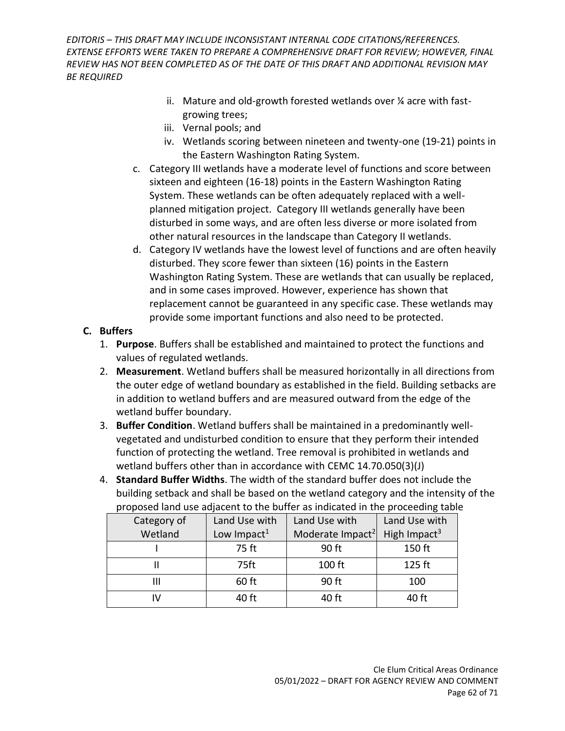*EDITORIS – THIS DRAFT MAY INCLUDE INCONSISTANT INTERNAL CODE CITATIONS/REFERENCES. EXTENSE EFFORTS WERE TAKEN TO PREPARE A COMPREHENSIVE DRAFT FOR REVIEW; HOWEVER, FINAL REVIEW HAS NOT BEEN COMPLETED AS OF THE DATE OF THIS DRAFT AND ADDITIONAL REVISION MAY BE REQUIRED*

ii. Mature and old-growth forested wetlands over ¼ acre with fast-growing trees;

iii. Vernal pools; and

iv. Wetlands scoring between nineteen and twenty-one (19-21) points in the Eastern Washington Rating System.

c. Category III wetlands have a moderate level of functions and score between sixteen and eighteen (16-18) points in the Eastern Washington Rating System. These wetlands can be often adequately replaced with a well-planned mitigation project. Category III wetlands generally have been disturbed in some ways, and are often less diverse or more isolated from other natural resources in the landscape than Category II wetlands.

d. Category IV wetlands have the lowest level of functions and are often heavily disturbed. They score fewer than sixteen (16) points in the Eastern Washington Rating System. These are wetlands that can usually be replaced, and in some cases improved. However, experience has shown that replacement cannot be guaranteed in any specific case. These wetlands may provide some important functions and also need to be protected.

**C. Buffers**

1. **Purpose**. Buffers shall be established and maintained to protect the functions and values of regulated wetlands.
2. **Measurement**. Wetland buffers shall be measured horizontally in all directions from the outer edge of wetland boundary as established in the field. Building setbacks are in addition to wetland buffers and are measured outward from the edge of the wetland buffer boundary.
3. **Buffer Condition**. Wetland buffers shall be maintained in a predominantly well-vegetated and undisturbed condition to ensure that they perform their intended function of protecting the wetland. Tree removal is prohibited in wetlands and wetland buffers other than in accordance with CEMC 14.70.050(3)(J)
4. **Standard Buffer Widths**. The width of the standard buffer does not include the building setback and shall be based on the wetland category and the intensity of the proposed land use adjacent to the buffer as indicated in the proceeding table

| Category of Wetland | Land Use with Low Impact[1] | Land Use with Moderate Impact[2] | Land Use with High Impact[3] |
|---|---|---|---|
| I | 75 ft | 90 ft | 150 ft |
| II | 75ft | 100 ft | 125 ft |
| III | 60 ft | 90 ft | 100 |
| IV | 40 ft | 40 ft | 40 ft |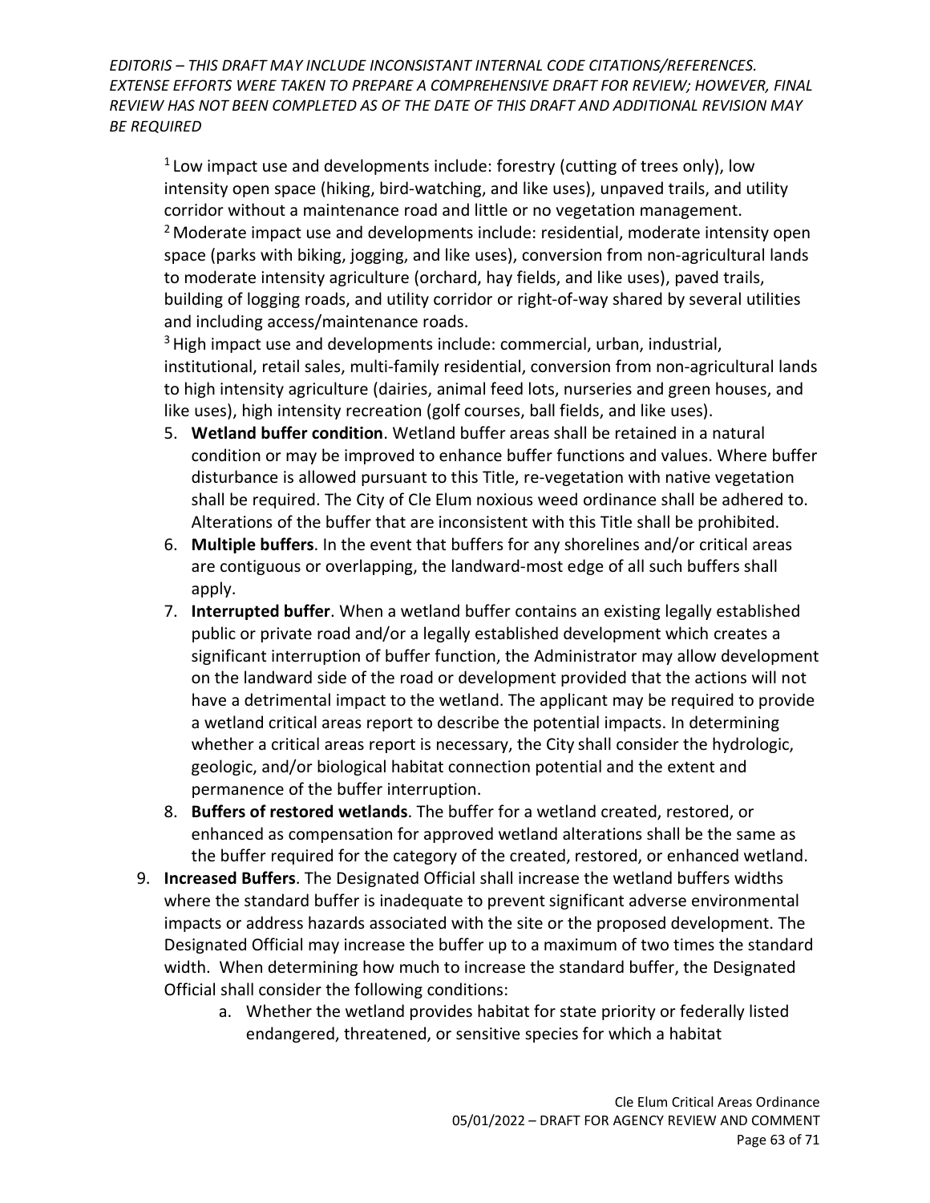[1] Low impact use and developments include: forestry (cutting of trees only), low intensity open space (hiking, bird-watching, and like uses), unpaved trails, and utility corridor without a maintenance road and little or no vegetation management.
[2] Moderate impact use and developments include: residential, moderate intensity open space (parks with biking, jogging, and like uses), conversion from non-agricultural lands to moderate intensity agriculture (orchard, hay fields, and like uses), paved trails, building of logging roads, and utility corridor or right-of-way shared by several utilities and including access/maintenance roads.
[3] High impact use and developments include: commercial, urban, industrial, institutional, retail sales, multi-family residential, conversion from non-agricultural lands to high intensity agriculture (dairies, animal feed lots, nurseries and green houses, and like uses), high intensity recreation (golf courses, ball fields, and like uses).

5. **Wetland buffer condition**. Wetland buffer areas shall be retained in a natural condition or may be improved to enhance buffer functions and values. Where buffer disturbance is allowed pursuant to this Title, re-vegetation with native vegetation shall be required. The City of Cle Elum noxious weed ordinance shall be adhered to. Alterations of the buffer that are inconsistent with this Title shall be prohibited.
6. **Multiple buffers**. In the event that buffers for any shorelines and/or critical areas are contiguous or overlapping, the landward-most edge of all such buffers shall apply.
7. **Interrupted buffer**. When a wetland buffer contains an existing legally established public or private road and/or a legally established development which creates a significant interruption of buffer function, the Administrator may allow development on the landward side of the road or development provided that the actions will not have a detrimental impact to the wetland. The applicant may be required to provide a wetland critical areas report to describe the potential impacts. In determining whether a critical areas report is necessary, the City shall consider the hydrologic, geologic, and/or biological habitat connection potential and the extent and permanence of the buffer interruption.
8. **Buffers of restored wetlands**. The buffer for a wetland created, restored, or enhanced as compensation for approved wetland alterations shall be the same as the buffer required for the category of the created, restored, or enhanced wetland.

9. **Increased Buffers**. The Designated Official shall increase the wetland buffers widths where the standard buffer is inadequate to prevent significant adverse environmental impacts or address hazards associated with the site or the proposed development. The Designated Official may increase the buffer up to a maximum of two times the standard width. When determining how much to increase the standard buffer, the Designated Official shall consider the following conditions:
   a. Whether the wetland provides habitat for state priority or federally listed endangered, threatened, or sensitive species for which a habitat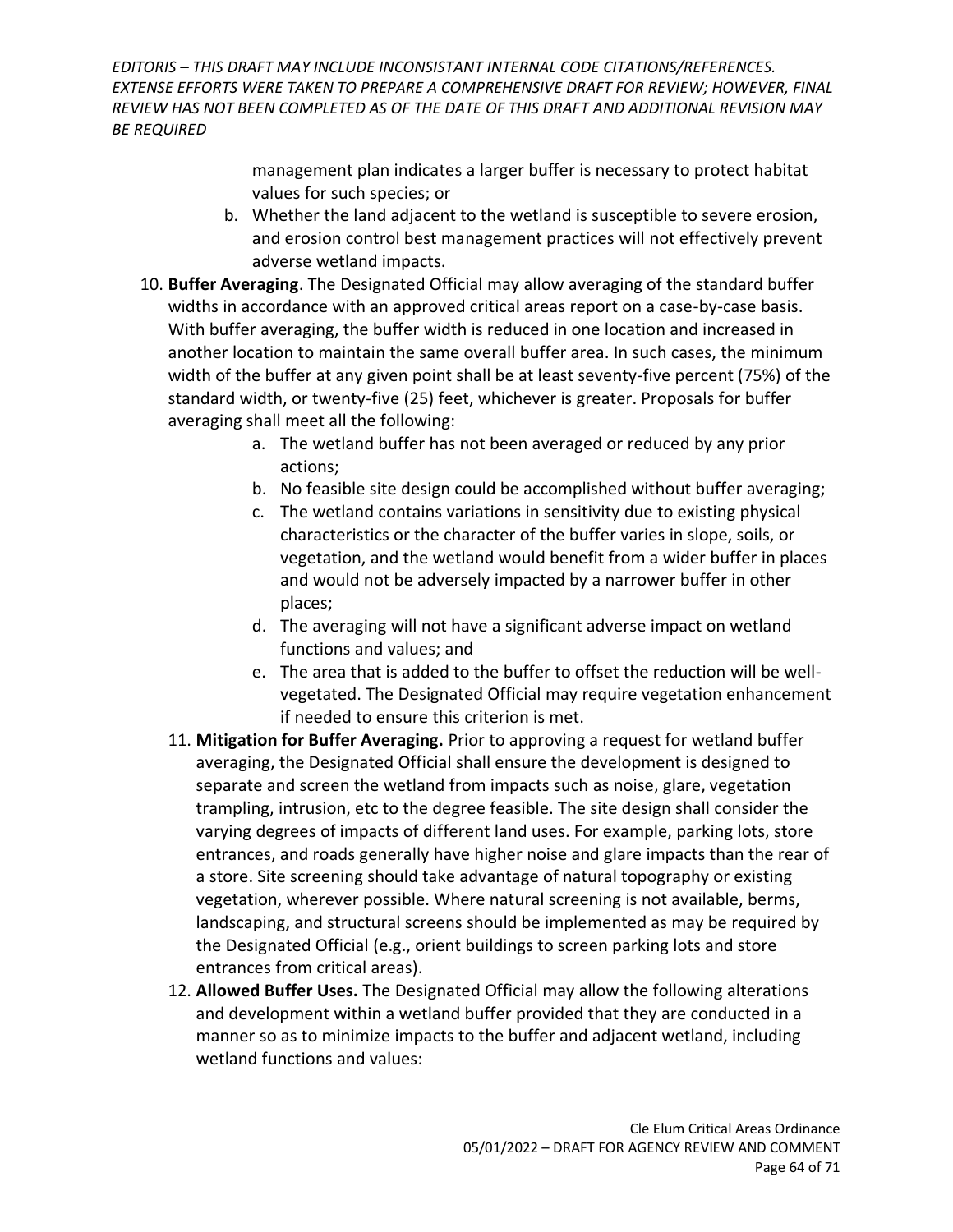management plan indicates a larger buffer is necessary to protect habitat values for such species; or

   b. Whether the land adjacent to the wetland is susceptible to severe erosion, and erosion control best management practices will not effectively prevent adverse wetland impacts.

10. **Buffer Averaging**. The Designated Official may allow averaging of the standard buffer widths in accordance with an approved critical areas report on a case-by-case basis. With buffer averaging, the buffer width is reduced in one location and increased in another location to maintain the same overall buffer area. In such cases, the minimum width of the buffer at any given point shall be at least seventy-five percent (75%) of the standard width, or twenty-five (25) feet, whichever is greater. Proposals for buffer averaging shall meet all the following:
    a. The wetland buffer has not been averaged or reduced by any prior actions;
    b. No feasible site design could be accomplished without buffer averaging;
    c. The wetland contains variations in sensitivity due to existing physical characteristics or the character of the buffer varies in slope, soils, or vegetation, and the wetland would benefit from a wider buffer in places and would not be adversely impacted by a narrower buffer in other places;
    d. The averaging will not have a significant adverse impact on wetland functions and values; and
    e. The area that is added to the buffer to offset the reduction will be well-vegetated. The Designated Official may require vegetation enhancement if needed to ensure this criterion is met.
11. **Mitigation for Buffer Averaging.** Prior to approving a request for wetland buffer averaging, the Designated Official shall ensure the development is designed to separate and screen the wetland from impacts such as noise, glare, vegetation trampling, intrusion, etc to the degree feasible. The site design shall consider the varying degrees of impacts of different land uses. For example, parking lots, store entrances, and roads generally have higher noise and glare impacts than the rear of a store. Site screening should take advantage of natural topography or existing vegetation, wherever possible. Where natural screening is not available, berms, landscaping, and structural screens should be implemented as may be required by the Designated Official (e.g., orient buildings to screen parking lots and store entrances from critical areas).
12. **Allowed Buffer Uses.** The Designated Official may allow the following alterations and development within a wetland buffer provided that they are conducted in a manner so as to minimize impacts to the buffer and adjacent wetland, including wetland functions and values: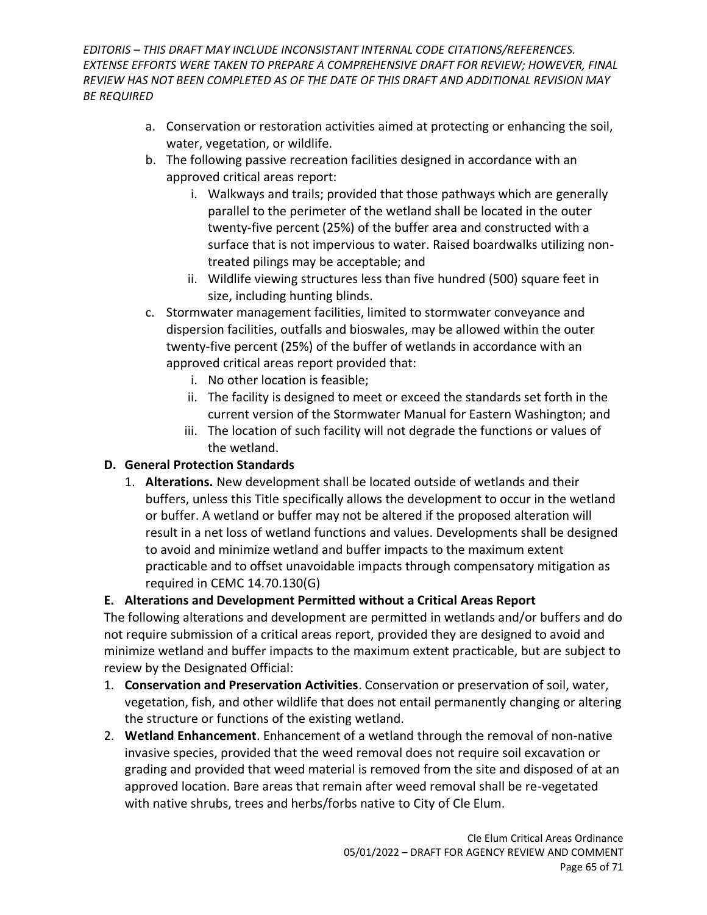*EDITORIS – THIS DRAFT MAY INCLUDE INCONSISTANT INTERNAL CODE CITATIONS/REFERENCES. EXTENSE EFFORTS WERE TAKEN TO PREPARE A COMPREHENSIVE DRAFT FOR REVIEW; HOWEVER, FINAL REVIEW HAS NOT BEEN COMPLETED AS OF THE DATE OF THIS DRAFT AND ADDITIONAL REVISION MAY BE REQUIRED*

a. Conservation or restoration activities aimed at protecting or enhancing the soil, water, vegetation, or wildlife.
b. The following passive recreation facilities designed in accordance with an approved critical areas report:
    i. Walkways and trails; provided that those pathways which are generally parallel to the perimeter of the wetland shall be located in the outer twenty-five percent (25%) of the buffer area and constructed with a surface that is not impervious to water. Raised boardwalks utilizing non-treated pilings may be acceptable; and
    ii. Wildlife viewing structures less than five hundred (500) square feet in size, including hunting blinds.
c. Stormwater management facilities, limited to stormwater conveyance and dispersion facilities, outfalls and bioswales, may be allowed within the outer twenty-five percent (25%) of the buffer of wetlands in accordance with an approved critical areas report provided that:
    i. No other location is feasible;
    ii. The facility is designed to meet or exceed the standards set forth in the current version of the Stormwater Manual for Eastern Washington; and
    iii. The location of such facility will not degrade the functions or values of the wetland.

**D. General Protection Standards**

1. **Alterations.** New development shall be located outside of wetlands and their buffers, unless this Title specifically allows the development to occur in the wetland or buffer. A wetland or buffer may not be altered if the proposed alteration will result in a net loss of wetland functions and values. Developments shall be designed to avoid and minimize wetland and buffer impacts to the maximum extent practicable and to offset unavoidable impacts through compensatory mitigation as required in CEMC 14.70.130(G)

**E. Alterations and Development Permitted without a Critical Areas Report**

The following alterations and development are permitted in wetlands and/or buffers and do not require submission of a critical areas report, provided they are designed to avoid and minimize wetland and buffer impacts to the maximum extent practicable, but are subject to review by the Designated Official:

1. **Conservation and Preservation Activities**. Conservation or preservation of soil, water, vegetation, fish, and other wildlife that does not entail permanently changing or altering the structure or functions of the existing wetland.
2. **Wetland Enhancement**. Enhancement of a wetland through the removal of non-native invasive species, provided that the weed removal does not require soil excavation or grading and provided that weed material is removed from the site and disposed of at an approved location. Bare areas that remain after weed removal shall be re-vegetated with native shrubs, trees and herbs/forbs native to City of Cle Elum.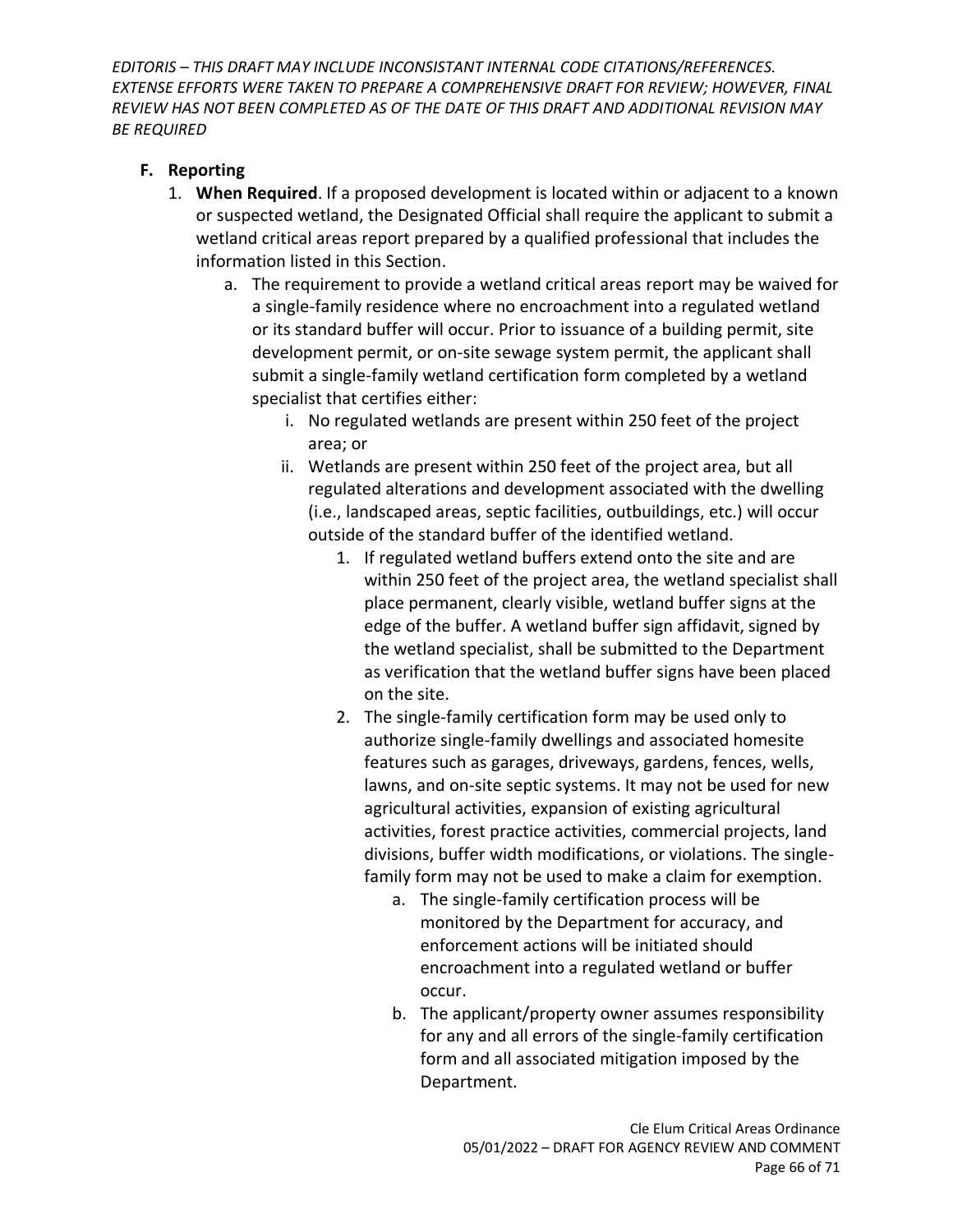*EDITORIS – THIS DRAFT MAY INCLUDE INCONSISTANT INTERNAL CODE CITATIONS/REFERENCES. EXTENSE EFFORTS WERE TAKEN TO PREPARE A COMPREHENSIVE DRAFT FOR REVIEW; HOWEVER, FINAL REVIEW HAS NOT BEEN COMPLETED AS OF THE DATE OF THIS DRAFT AND ADDITIONAL REVISION MAY BE REQUIRED*

**F. Reporting**

1. **When Required**. If a proposed development is located within or adjacent to a known or suspected wetland, the Designated Official shall require the applicant to submit a wetland critical areas report prepared by a qualified professional that includes the information listed in this Section.
    a. The requirement to provide a wetland critical areas report may be waived for a single-family residence where no encroachment into a regulated wetland or its standard buffer will occur. Prior to issuance of a building permit, site development permit, or on-site sewage system permit, the applicant shall submit a single-family wetland certification form completed by a wetland specialist that certifies either:
        i. No regulated wetlands are present within 250 feet of the project area; or
        ii. Wetlands are present within 250 feet of the project area, but all regulated alterations and development associated with the dwelling (i.e., landscaped areas, septic facilities, outbuildings, etc.) will occur outside of the standard buffer of the identified wetland.
            1. If regulated wetland buffers extend onto the site and are within 250 feet of the project area, the wetland specialist shall place permanent, clearly visible, wetland buffer signs at the edge of the buffer. A wetland buffer sign affidavit, signed by the wetland specialist, shall be submitted to the Department as verification that the wetland buffer signs have been placed on the site.
            2. The single-family certification form may be used only to authorize single-family dwellings and associated homesite features such as garages, driveways, gardens, fences, wells, lawns, and on-site septic systems. It may not be used for new agricultural activities, expansion of existing agricultural activities, forest practice activities, commercial projects, land divisions, buffer width modifications, or violations. The single-family form may not be used to make a claim for exemption.
                a. The single-family certification process will be monitored by the Department for accuracy, and enforcement actions will be initiated should encroachment into a regulated wetland or buffer occur.
                b. The applicant/property owner assumes responsibility for any and all errors of the single-family certification form and all associated mitigation imposed by the Department.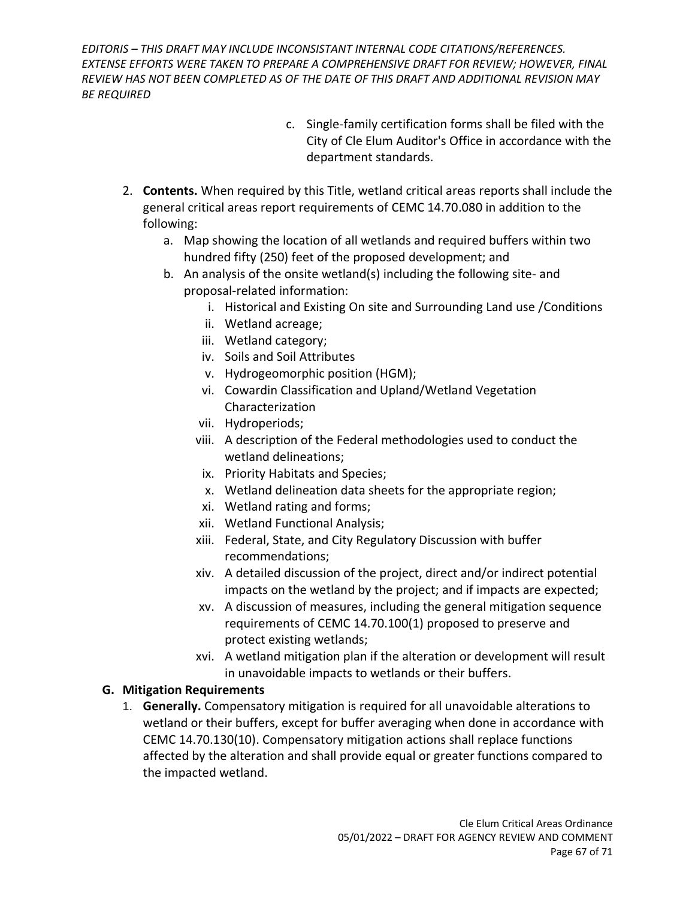c. Single-family certification forms shall be filed with the City of Cle Elum Auditor's Office in accordance with the department standards.

2. **Contents.** When required by this Title, wetland critical areas reports shall include the general critical areas report requirements of CEMC 14.70.080 in addition to the following:
   a. Map showing the location of all wetlands and required buffers within two hundred fifty (250) feet of the proposed development; and
   b. An analysis of the onsite wetland(s) including the following site- and proposal-related information:
      i. Historical and Existing On site and Surrounding Land use /Conditions
      ii. Wetland acreage;
      iii. Wetland category;
      iv. Soils and Soil Attributes
      v. Hydrogeomorphic position (HGM);
      vi. Cowardin Classification and Upland/Wetland Vegetation Characterization
      vii. Hydroperiods;
      viii. A description of the Federal methodologies used to conduct the wetland delineations;
      ix. Priority Habitats and Species;
      x. Wetland delineation data sheets for the appropriate region;
      xi. Wetland rating and forms;
      xii. Wetland Functional Analysis;
      xiii. Federal, State, and City Regulatory Discussion with buffer recommendations;
      xiv. A detailed discussion of the project, direct and/or indirect potential impacts on the wetland by the project; and if impacts are expected;
      xv. A discussion of measures, including the general mitigation sequence requirements of CEMC 14.70.100(1) proposed to preserve and protect existing wetlands;
      xvi. A wetland mitigation plan if the alteration or development will result in unavoidable impacts to wetlands or their buffers.

**G. Mitigation Requirements**

1. **Generally.** Compensatory mitigation is required for all unavoidable alterations to wetland or their buffers, except for buffer averaging when done in accordance with CEMC 14.70.130(10). Compensatory mitigation actions shall replace functions affected by the alteration and shall provide equal or greater functions compared to the impacted wetland.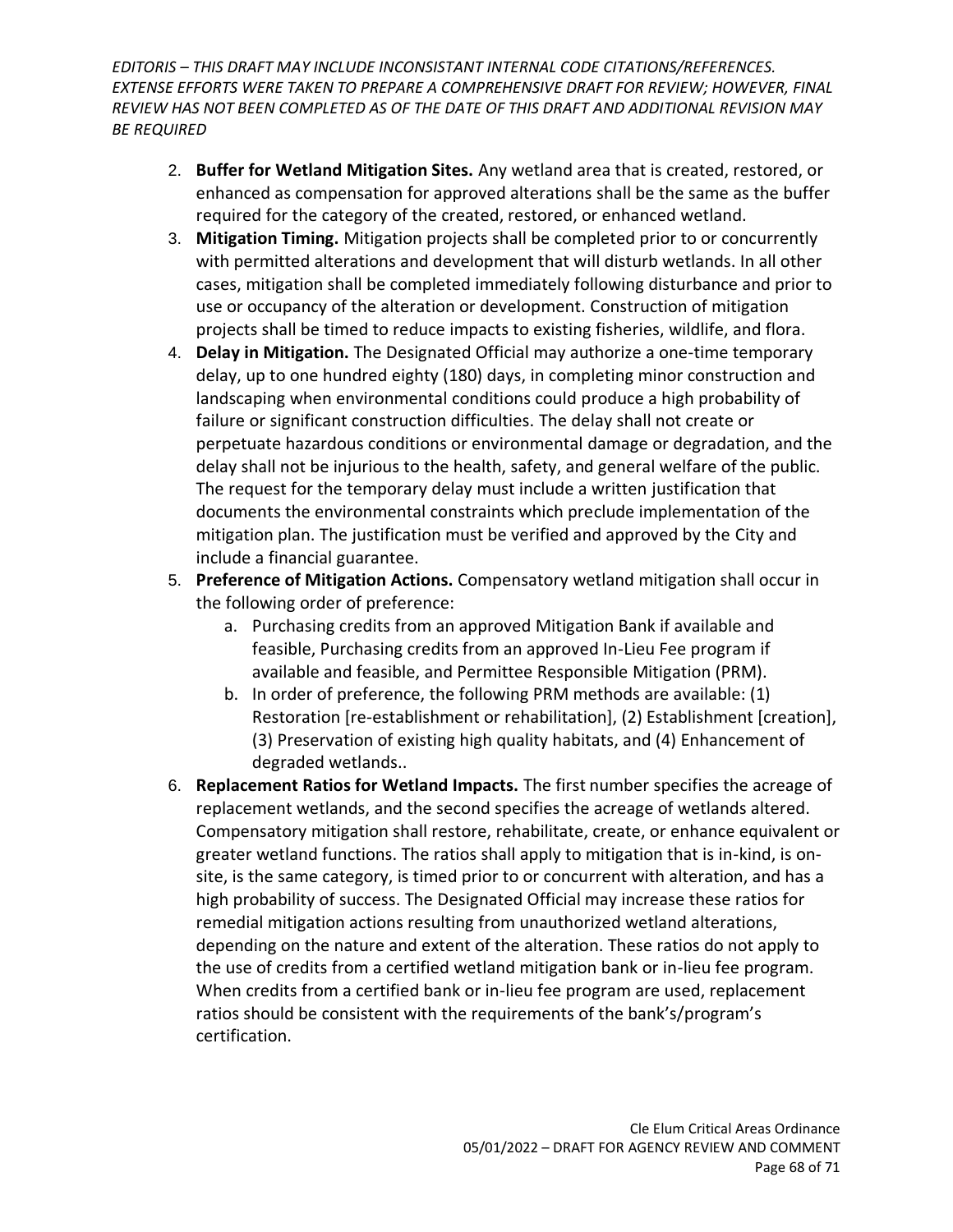2. **Buffer for Wetland Mitigation Sites.** Any wetland area that is created, restored, or enhanced as compensation for approved alterations shall be the same as the buffer required for the category of the created, restored, or enhanced wetland.
3. **Mitigation Timing.** Mitigation projects shall be completed prior to or concurrently with permitted alterations and development that will disturb wetlands. In all other cases, mitigation shall be completed immediately following disturbance and prior to use or occupancy of the alteration or development. Construction of mitigation projects shall be timed to reduce impacts to existing fisheries, wildlife, and flora.
4. **Delay in Mitigation.** The Designated Official may authorize a one-time temporary delay, up to one hundred eighty (180) days, in completing minor construction and landscaping when environmental conditions could produce a high probability of failure or significant construction difficulties. The delay shall not create or perpetuate hazardous conditions or environmental damage or degradation, and the delay shall not be injurious to the health, safety, and general welfare of the public. The request for the temporary delay must include a written justification that documents the environmental constraints which preclude implementation of the mitigation plan. The justification must be verified and approved by the City and include a financial guarantee.
5. **Preference of Mitigation Actions.** Compensatory wetland mitigation shall occur in the following order of preference:
   a. Purchasing credits from an approved Mitigation Bank if available and feasible, Purchasing credits from an approved In-Lieu Fee program if available and feasible, and Permittee Responsible Mitigation (PRM).
   b. In order of preference, the following PRM methods are available: (1) Restoration [re-establishment or rehabilitation], (2) Establishment [creation], (3) Preservation of existing high quality habitats, and (4) Enhancement of degraded wetlands..
6. **Replacement Ratios for Wetland Impacts.** The first number specifies the acreage of replacement wetlands, and the second specifies the acreage of wetlands altered. Compensatory mitigation shall restore, rehabilitate, create, or enhance equivalent or greater wetland functions. The ratios shall apply to mitigation that is in-kind, is on-site, is the same category, is timed prior to or concurrent with alteration, and has a high probability of success. The Designated Official may increase these ratios for remedial mitigation actions resulting from unauthorized wetland alterations, depending on the nature and extent of the alteration. These ratios do not apply to the use of credits from a certified wetland mitigation bank or in-lieu fee program. When credits from a certified bank or in-lieu fee program are used, replacement ratios should be consistent with the requirements of the bank's/program's certification.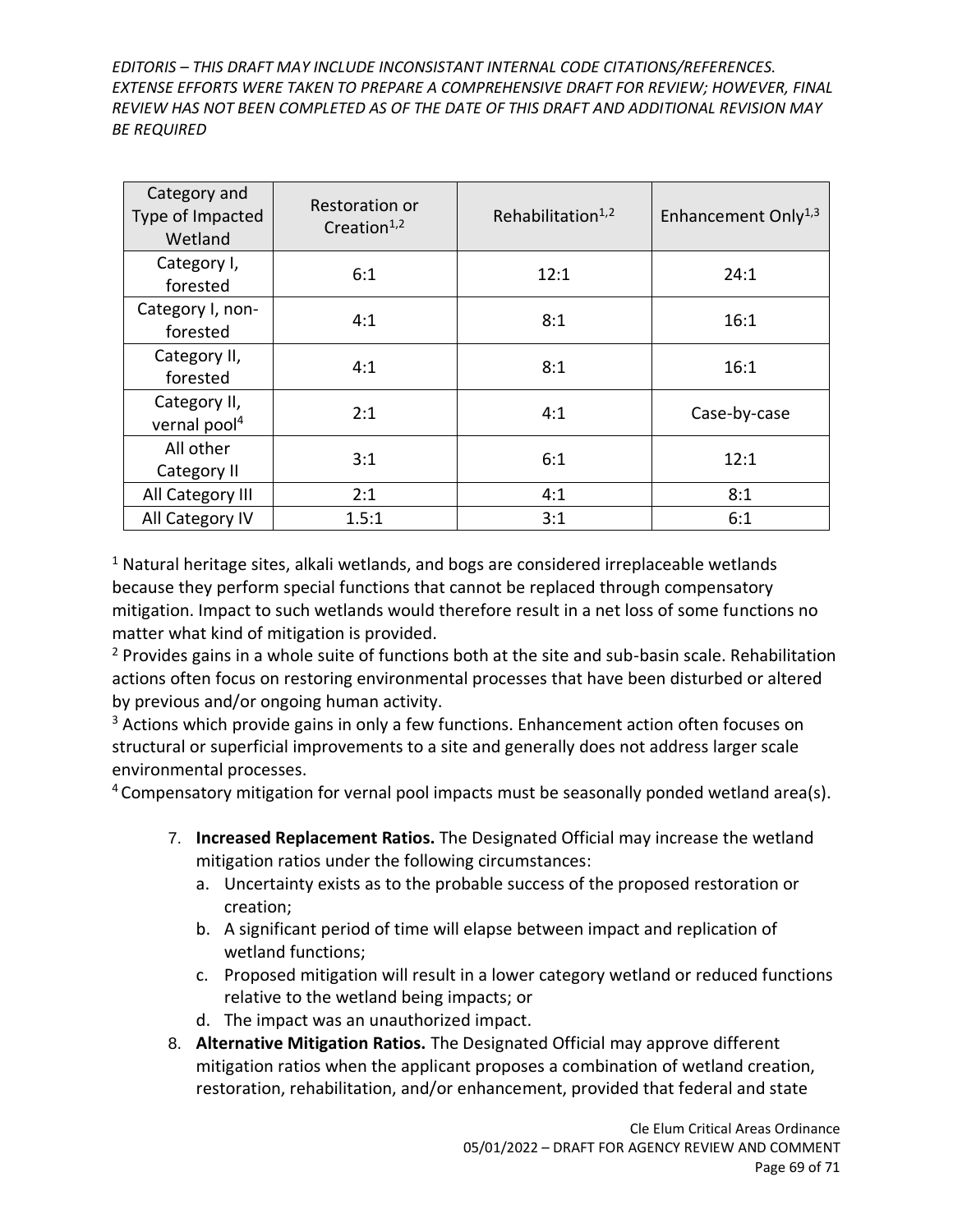*EDITORIS – THIS DRAFT MAY INCLUDE INCONSISTANT INTERNAL CODE CITATIONS/REFERENCES. EXTENSE EFFORTS WERE TAKEN TO PREPARE A COMPREHENSIVE DRAFT FOR REVIEW; HOWEVER, FINAL REVIEW HAS NOT BEEN COMPLETED AS OF THE DATE OF THIS DRAFT AND ADDITIONAL REVISION MAY BE REQUIRED*

| Category and Type of Impacted Wetland | Restoration or Creation[1,2] | Rehabilitation[1,2] | Enhancement Only[1,3] |
|---|---|---|---|
| Category I, forested | 6:1 | 12:1 | 24:1 |
| Category I, non-forested | 4:1 | 8:1 | 16:1 |
| Category II, forested | 4:1 | 8:1 | 16:1 |
| Category II, vernal pool[4] | 2:1 | 4:1 | Case-by-case |
| All other Category II | 3:1 | 6:1 | 12:1 |
| All Category III | 2:1 | 4:1 | 8:1 |
| All Category IV | 1.5:1 | 3:1 | 6:1 |

[1] Natural heritage sites, alkali wetlands, and bogs are considered irreplaceable wetlands because they perform special functions that cannot be replaced through compensatory mitigation. Impact to such wetlands would therefore result in a net loss of some functions no matter what kind of mitigation is provided.

[2] Provides gains in a whole suite of functions both at the site and sub-basin scale. Rehabilitation actions often focus on restoring environmental processes that have been disturbed or altered by previous and/or ongoing human activity.

[3] Actions which provide gains in only a few functions. Enhancement action often focuses on structural or superficial improvements to a site and generally does not address larger scale environmental processes.

[4] Compensatory mitigation for vernal pool impacts must be seasonally ponded wetland area(s).

7. **Increased Replacement Ratios.** The Designated Official may increase the wetland mitigation ratios under the following circumstances:
   a. Uncertainty exists as to the probable success of the proposed restoration or creation;
   b. A significant period of time will elapse between impact and replication of wetland functions;
   c. Proposed mitigation will result in a lower category wetland or reduced functions relative to the wetland being impacts; or
   d. The impact was an unauthorized impact.
8. **Alternative Mitigation Ratios.** The Designated Official may approve different mitigation ratios when the applicant proposes a combination of wetland creation, restoration, rehabilitation, and/or enhancement, provided that federal and state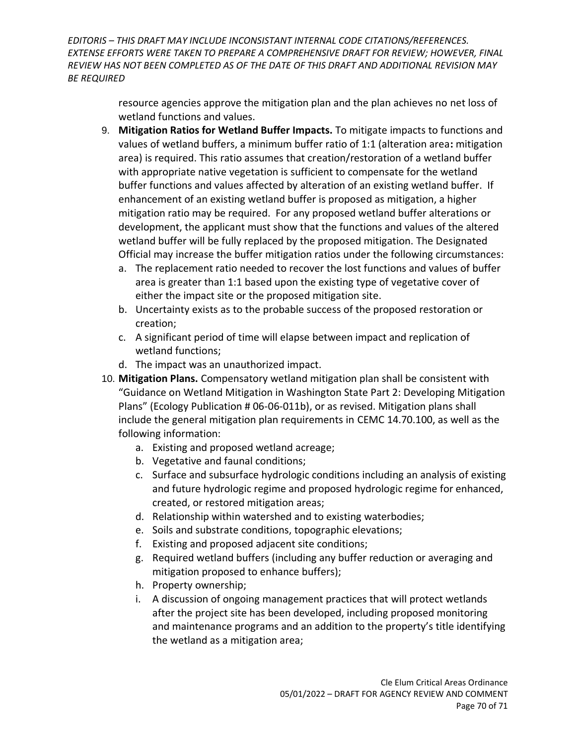resource agencies approve the mitigation plan and the plan achieves no net loss of wetland functions and values.

9. **Mitigation Ratios for Wetland Buffer Impacts.** To mitigate impacts to functions and values of wetland buffers, a minimum buffer ratio of 1:1 (alteration area**:** mitigation area) is required. This ratio assumes that creation/restoration of a wetland buffer with appropriate native vegetation is sufficient to compensate for the wetland buffer functions and values affected by alteration of an existing wetland buffer. If enhancement of an existing wetland buffer is proposed as mitigation, a higher mitigation ratio may be required. For any proposed wetland buffer alterations or development, the applicant must show that the functions and values of the altered wetland buffer will be fully replaced by the proposed mitigation. The Designated Official may increase the buffer mitigation ratios under the following circumstances:
   a. The replacement ratio needed to recover the lost functions and values of buffer area is greater than 1:1 based upon the existing type of vegetative cover of either the impact site or the proposed mitigation site.
   b. Uncertainty exists as to the probable success of the proposed restoration or creation;
   c. A significant period of time will elapse between impact and replication of wetland functions;
   d. The impact was an unauthorized impact.

10. **Mitigation Plans.** Compensatory wetland mitigation plan shall be consistent with "Guidance on Wetland Mitigation in Washington State Part 2: Developing Mitigation Plans" (Ecology Publication # 06-06-011b), or as revised. Mitigation plans shall include the general mitigation plan requirements in CEMC 14.70.100, as well as the following information:
    a. Existing and proposed wetland acreage;
    b. Vegetative and faunal conditions;
    c. Surface and subsurface hydrologic conditions including an analysis of existing and future hydrologic regime and proposed hydrologic regime for enhanced, created, or restored mitigation areas;
    d. Relationship within watershed and to existing waterbodies;
    e. Soils and substrate conditions, topographic elevations;
    f. Existing and proposed adjacent site conditions;
    g. Required wetland buffers (including any buffer reduction or averaging and mitigation proposed to enhance buffers);
    h. Property ownership;
    i. A discussion of ongoing management practices that will protect wetlands after the project site has been developed, including proposed monitoring and maintenance programs and an addition to the property's title identifying the wetland as a mitigation area;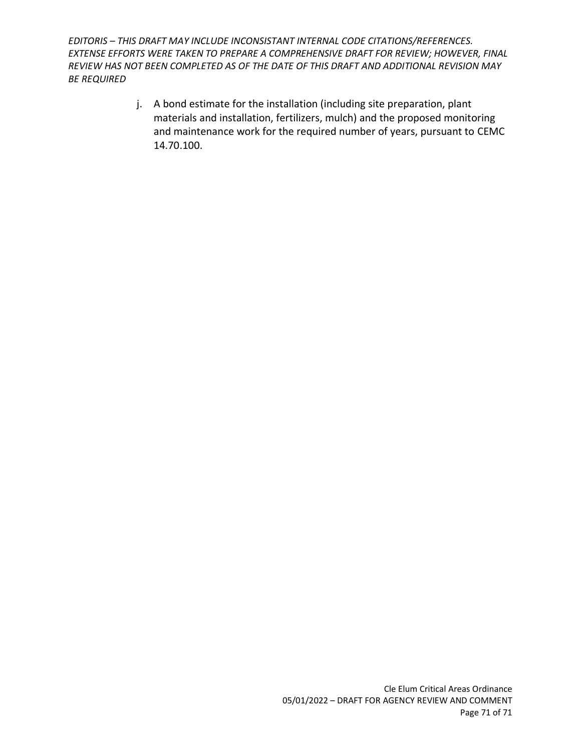j. A bond estimate for the installation (including site preparation, plant materials and installation, fertilizers, mulch) and the proposed monitoring and maintenance work for the required number of years, pursuant to CEMC 14.70.100.